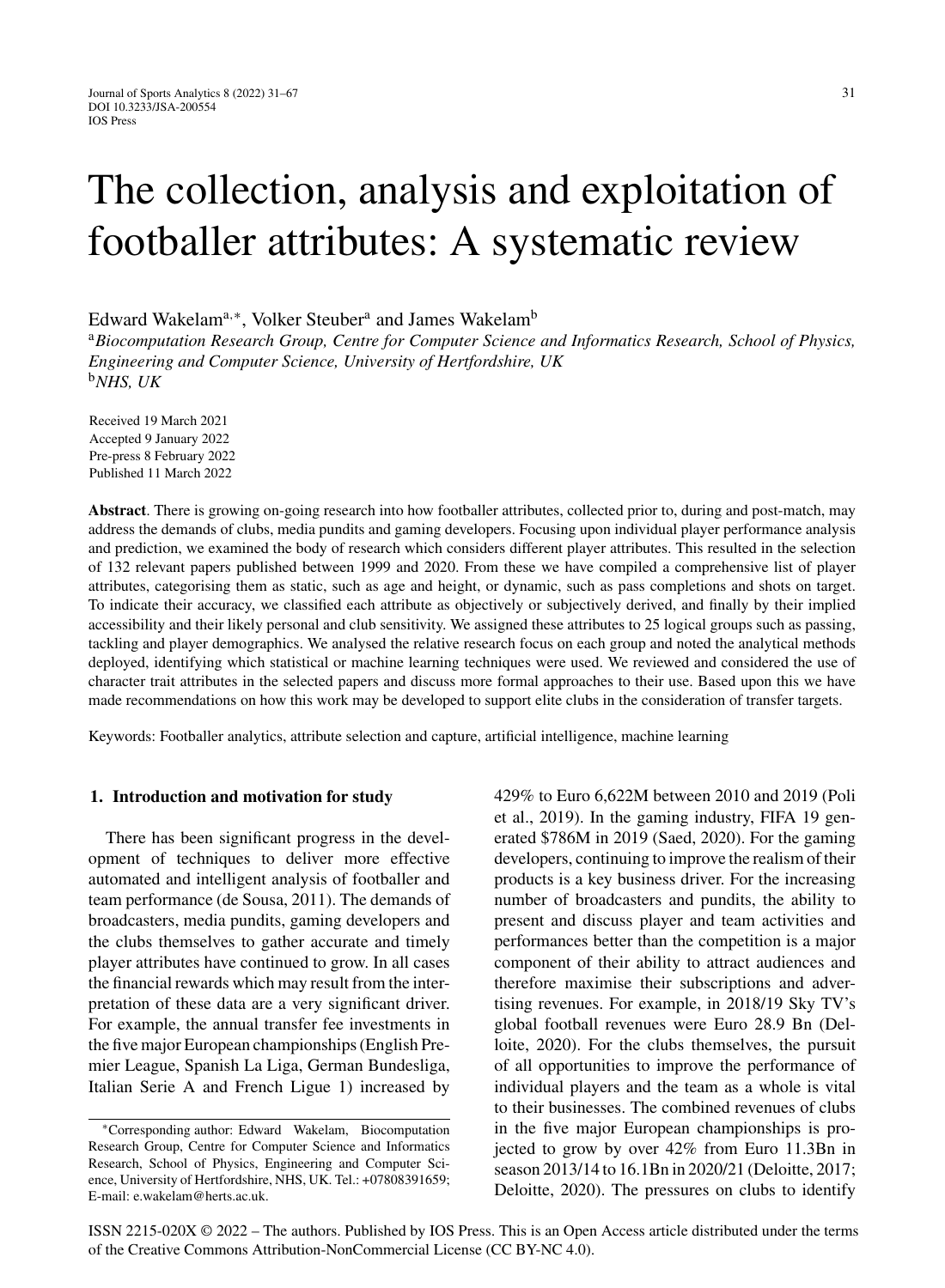# The collection, analysis and exploitation of footballer attributes: A systematic review

Edward Wakelam[a,∗], Volker Steuber[a] and James Wakelam[b]

[a]*Biocomputation Research Group, Centre for Computer Science and Informatics Research, School of Physics, Engineering and Computer Science, University of Hertfordshire, UK*

[b]*NHS, UK*

Received 19 March 2021
Accepted 9 January 2022
Pre-press 8 February 2022
Published 11 March 2022

**Abstract**. There is growing on-going research into how footballer attributes, collected prior to, during and post-match, may address the demands of clubs, media pundits and gaming developers. Focusing upon individual player performance analysis and prediction, we examined the body of research which considers different player attributes. This resulted in the selection of 132 relevant papers published between 1999 and 2020. From these we have compiled a comprehensive list of player attributes, categorising them as static, such as age and height, or dynamic, such as pass completions and shots on target. To indicate their accuracy, we classified each attribute as objectively or subjectively derived, and finally by their implied accessibility and their likely personal and club sensitivity. We assigned these attributes to 25 logical groups such as passing, tackling and player demographics. We analysed the relative research focus on each group and noted the analytical methods deployed, identifying which statistical or machine learning techniques were used. We reviewed and considered the use of character trait attributes in the selected papers and discuss more formal approaches to their use. Based upon this we have made recommendations on how this work may be developed to support elite clubs in the consideration of transfer targets.

Keywords: Footballer analytics, attribute selection and capture, artificial intelligence, machine learning

## 1. Introduction and motivation for study

There has been significant progress in the development of techniques to deliver more effective automated and intelligent analysis of footballer and team performance (de Sousa, 2011). The demands of broadcasters, media pundits, gaming developers and the clubs themselves to gather accurate and timely player attributes have continued to grow. In all cases the financial rewards which may result from the interpretation of these data are a very significant driver. For example, the annual transfer fee investments in the five major European championships (English Premier League, Spanish La Liga, German Bundesliga, Italian Serie A and French Ligue 1) increased by 429% to Euro 6,622M between 2010 and 2019 (Poli et al., 2019). In the gaming industry, FIFA 19 generated $786M in 2019 (Saed, 2020). For the gaming developers, continuing to improve the realism of their products is a key business driver. For the increasing number of broadcasters and pundits, the ability to present and discuss player and team activities and performances better than the competition is a major component of their ability to attract audiences and therefore maximise their subscriptions and advertising revenues. For example, in 2018/19 Sky TV's global football revenues were Euro 28.9 Bn (Delloite, 2020). For the clubs themselves, the pursuit of all opportunities to improve the performance of individual players and the team as a whole is vital to their businesses. The combined revenues of clubs in the five major European championships is projected to grow by over 42% from Euro 11.3Bn in season 2013/14 to 16.1Bn in 2020/21 (Deloitte, 2017; Deloitte, 2020). The pressures on clubs to identify

∗Corresponding author: Edward Wakelam, Biocomputation Research Group, Centre for Computer Science and Informatics Research, School of Physics, Engineering and Computer Science, University of Hertfordshire, NHS, UK. Tel.: +07808391659; E-mail: e.wakelam@herts.ac.uk.

ISSN 2215-020X © 2022 – The authors. Published by IOS Press. This is an Open Access article distributed under the terms of the Creative Commons Attribution-NonCommercial License (CC BY-NC 4.0).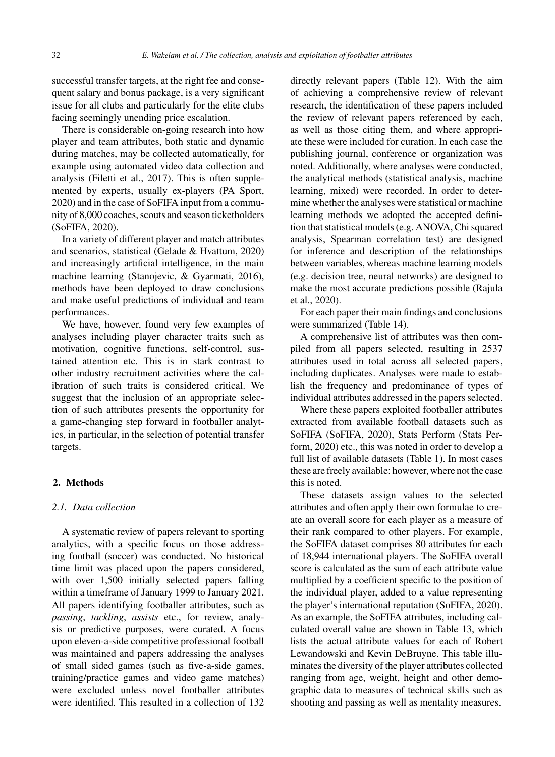successful transfer targets, at the right fee and consequent salary and bonus package, is a very significant issue for all clubs and particularly for the elite clubs facing seemingly unending price escalation.

There is considerable on-going research into how player and team attributes, both static and dynamic during matches, may be collected automatically, for example using automated video data collection and analysis (Filetti et al., 2017). This is often supplemented by experts, usually ex-players (PA Sport, 2020) and in the case of SoFIFA input from a community of 8,000 coaches, scouts and season ticketholders (SoFIFA, 2020).

In a variety of different player and match attributes and scenarios, statistical (Gelade & Hvattum, 2020) and increasingly artificial intelligence, in the main machine learning (Stanojevic, & Gyarmati, 2016), methods have been deployed to draw conclusions and make useful predictions of individual and team performances.

We have, however, found very few examples of analyses including player character traits such as motivation, cognitive functions, self-control, sustained attention etc. This is in stark contrast to other industry recruitment activities where the calibration of such traits is considered critical. We suggest that the inclusion of an appropriate selection of such attributes presents the opportunity for a game-changing step forward in footballer analytics, in particular, in the selection of potential transfer targets.

## 2. Methods

### 2.1. Data collection

A systematic review of papers relevant to sporting analytics, with a specific focus on those addressing football (soccer) was conducted. No historical time limit was placed upon the papers considered, with over 1,500 initially selected papers falling within a timeframe of January 1999 to January 2021. All papers identifying footballer attributes, such as *passing*, *tackling*, *assists* etc., for review, analysis or predictive purposes, were curated. A focus upon eleven-a-side competitive professional football was maintained and papers addressing the analyses of small sided games (such as five-a-side games, training/practice games and video game matches) were excluded unless novel footballer attributes were identified. This resulted in a collection of 132 directly relevant papers (Table 12). With the aim of achieving a comprehensive review of relevant research, the identification of these papers included the review of relevant papers referenced by each, as well as those citing them, and where appropriate these were included for curation. In each case the publishing journal, conference or organization was noted. Additionally, where analyses were conducted, the analytical methods (statistical analysis, machine learning, mixed) were recorded. In order to determine whether the analyses were statistical or machine learning methods we adopted the accepted definition that statistical models (e.g. ANOVA, Chi squared analysis, Spearman correlation test) are designed for inference and description of the relationships between variables, whereas machine learning models (e.g. decision tree, neural networks) are designed to make the most accurate predictions possible (Rajula et al., 2020).

For each paper their main findings and conclusions were summarized (Table 14).

A comprehensive list of attributes was then compiled from all papers selected, resulting in 2537 attributes used in total across all selected papers, including duplicates. Analyses were made to establish the frequency and predominance of types of individual attributes addressed in the papers selected.

Where these papers exploited footballer attributes extracted from available football datasets such as SoFIFA (SoFIFA, 2020), Stats Perform (Stats Perform, 2020) etc., this was noted in order to develop a full list of available datasets (Table 1). In most cases these are freely available: however, where not the case this is noted.

These datasets assign values to the selected attributes and often apply their own formulae to create an overall score for each player as a measure of their rank compared to other players. For example, the SoFIFA dataset comprises 80 attributes for each of 18,944 international players. The SoFIFA overall score is calculated as the sum of each attribute value multiplied by a coefficient specific to the position of the individual player, added to a value representing the player's international reputation (SoFIFA, 2020). As an example, the SoFIFA attributes, including calculated overall value are shown in Table 13, which lists the actual attribute values for each of Robert Lewandowski and Kevin DeBruyne. This table illuminates the diversity of the player attributes collected ranging from age, weight, height and other demographic data to measures of technical skills such as shooting and passing as well as mentality measures.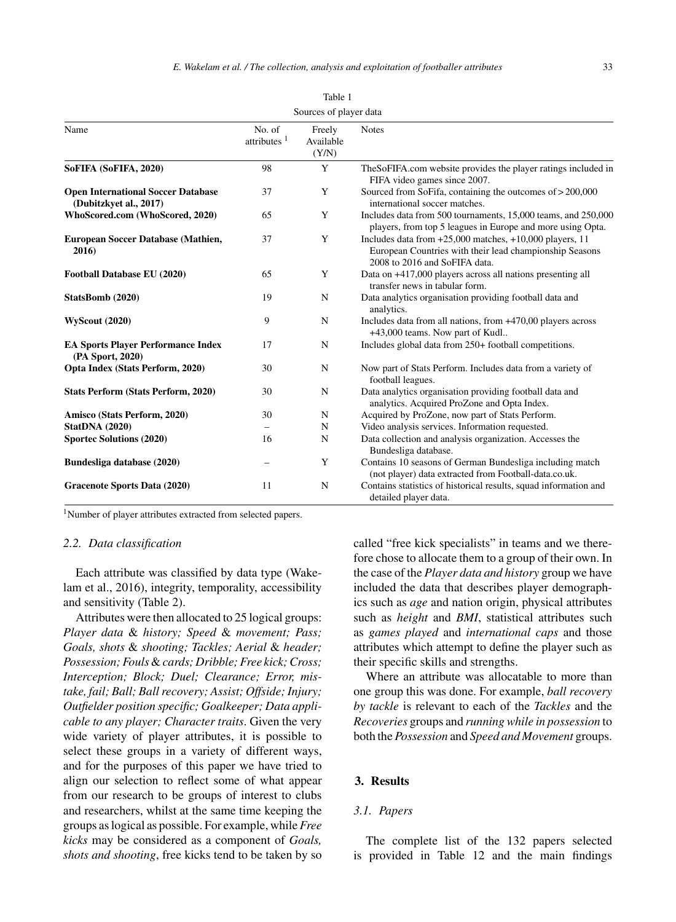Table 1

Sources of player data

| Name | No. of attributes [1] | Freely Available (Y/N) | Notes |
|---|---|---|---|
| **SoFIFA (SoFIFA, 2020)** | 98 | Y | TheSoFIFA.com website provides the player ratings included in FIFA video games since 2007. |
| **Open International Soccer Database (Dubitzkyet al., 2017)** | 37 | Y | Sourced from SoFifa, containing the outcomes of > 200,000 international soccer matches. |
| **WhoScored.com (WhoScored, 2020)** | 65 | Y | Includes data from 500 tournaments, 15,000 teams, and 250,000 players, from top 5 leagues in Europe and more using Opta. |
| **European Soccer Database (Mathien, 2016)** | 37 | Y | Includes data from +25,000 matches, +10,000 players, 11 European Countries with their lead championship Seasons 2008 to 2016 and SoFIFA data. |
| **Football Database EU (2020)** | 65 | Y | Data on +417,000 players across all nations presenting all transfer news in tabular form. |
| **StatsBomb (2020)** | 19 | N | Data analytics organisation providing football data and analytics. |
| **WyScout (2020)** | 9 | N | Includes data from all nations, from +470,00 players across +43,000 teams. Now part of Kudl.. |
| **EA Sports Player Performance Index (PA Sport, 2020)** | 17 | N | Includes global data from 250+ football competitions. |
| **Opta Index (Stats Perform, 2020)** | 30 | N | Now part of Stats Perform. Includes data from a variety of football leagues. |
| **Stats Perform (Stats Perform, 2020)** | 30 | N | Data analytics organisation providing football data and analytics. Acquired ProZone and Opta Index. |
| **Amisco (Stats Perform, 2020)** | 30 | N | Acquired by ProZone, now part of Stats Perform. |
| **StatDNA (2020)** | – | N | Video analysis services. Information requested. |
| **Sportec Solutions (2020)** | 16 | N | Data collection and analysis organization. Accesses the Bundesliga database. |
| **Bundesliga database (2020)** | – | Y | Contains 10 seasons of German Bundesliga including match (not player) data extracted from Football-data.co.uk. |
| **Gracenote Sports Data (2020)** | 11 | N | Contains statistics of historical results, squad information and detailed player data. |

[1]Number of player attributes extracted from selected papers.

### 2.2. Data classification

Each attribute was classified by data type (Wakelam et al., 2016), integrity, temporality, accessibility and sensitivity (Table 2).

Attributes were then allocated to 25 logical groups: *Player data* & *history; Speed* & *movement; Pass; Goals, shots* & *shooting; Tackles; Aerial* & *header; Possession; Fouls* & *cards; Dribble; Free kick; Cross; Interception; Block; Duel; Clearance; Error, mistake, fail; Ball; Ball recovery; Assist; Offside; Injury; Outfielder position specific; Goalkeeper; Data applicable to any player; Character traits*. Given the very wide variety of player attributes, it is possible to select these groups in a variety of different ways, and for the purposes of this paper we have tried to align our selection to reflect some of what appear from our research to be groups of interest to clubs and researchers, whilst at the same time keeping the groups as logical as possible. For example, while *Free kicks* may be considered as a component of *Goals, shots and shooting*, free kicks tend to be taken by so called "free kick specialists" in teams and we therefore chose to allocate them to a group of their own. In the case of the *Player data and history* group we have included the data that describes player demographics such as *age* and nation origin, physical attributes such as *height* and *BMI*, statistical attributes such as *games played* and *international caps* and those attributes which attempt to define the player such as their specific skills and strengths.

Where an attribute was allocatable to more than one group this was done. For example, *ball recovery by tackle* is relevant to each of the *Tackles* and the *Recoveries* groups and *running while in possession* to both the *Possession* and *Speed and Movement* groups.

## 3. Results

### 3.1. Papers

The complete list of the 132 papers selected is provided in Table 12 and the main findings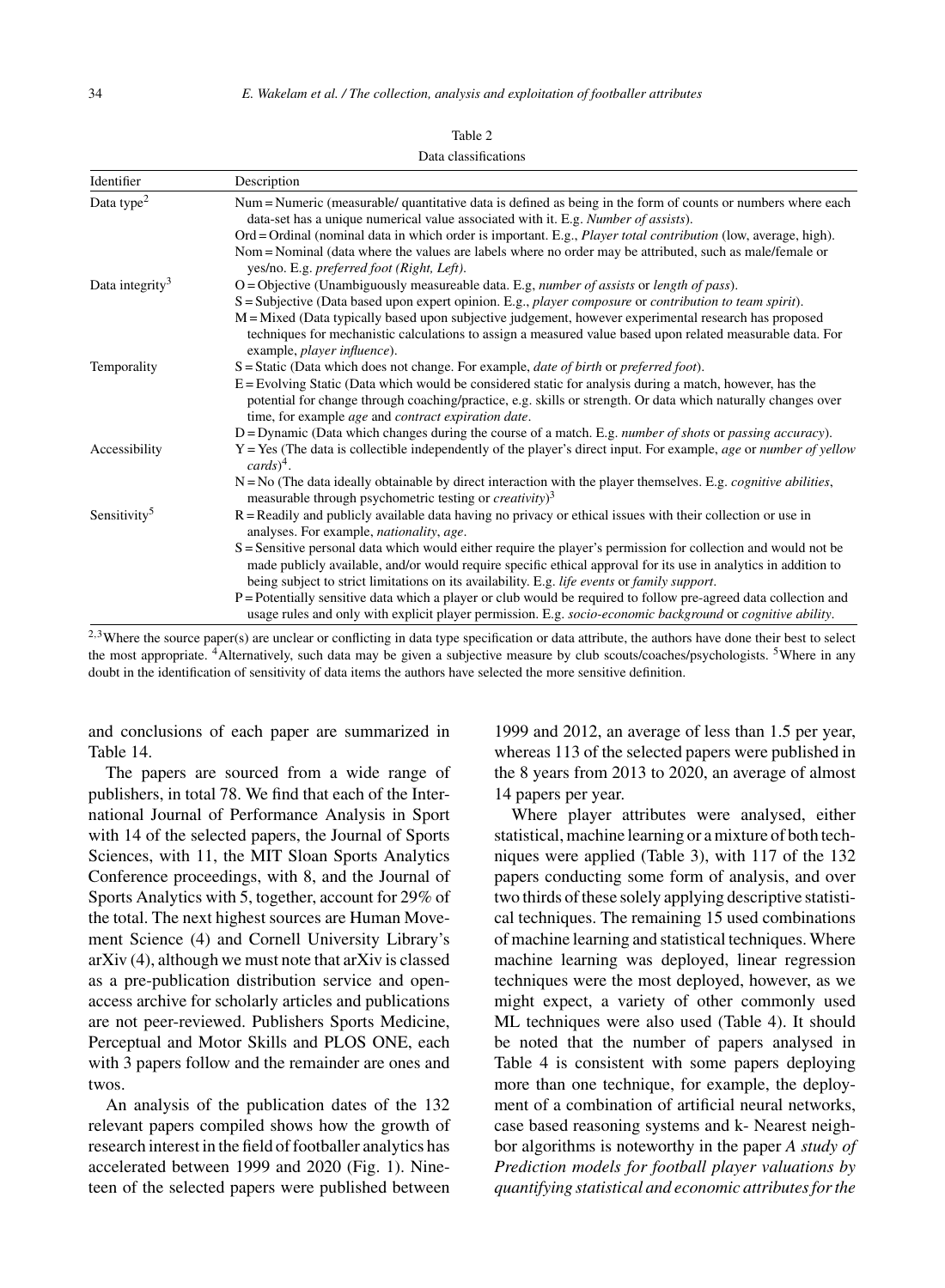Table 2

Data classifications

| Identifier | Description |
|---|---|
| Data type[2] | Num = Numeric (measurable/ quantitative data is defined as being in the form of counts or numbers where each data-set has a unique numerical value associated with it. E.g. *Number of assists*). |
| | Ord = Ordinal (nominal data in which order is important. E.g., *Player total contribution* (low, average, high). |
| | Nom = Nominal (data where the values are labels where no order may be attributed, such as male/female or yes/no. E.g. *preferred foot (Right, Left)*. |
| Data integrity[3] | O = Objective (Unambiguously measureable data. E.g, *number of assists* or *length of pass*). |
| | S = Subjective (Data based upon expert opinion. E.g., *player composure* or *contribution to team spirit*). |
| | M = Mixed (Data typically based upon subjective judgement, however experimental research has proposed techniques for mechanistic calculations to assign a measured value based upon related measurable data. For example, *player influence*). |
| Temporality | S = Static (Data which does not change. For example, *date of birth* or *preferred foot*). |
| | E = Evolving Static (Data which would be considered static for analysis during a match, however, has the potential for change through coaching/practice, e.g. skills or strength. Or data which naturally changes over time, for example *age* and *contract expiration date*. |
| | D = Dynamic (Data which changes during the course of a match. E.g. *number of shots* or *passing accuracy*). |
| Accessibility | Y = Yes (The data is collectible independently of the player's direct input. For example, *age* or *number of yellow cards*)[4]. |
| | N = No (The data ideally obtainable by direct interaction with the player themselves. E.g. *cognitive abilities*, measurable through psychometric testing or *creativity*)[3] |
| Sensitivity[5] | R = Readily and publicly available data having no privacy or ethical issues with their collection or use in analyses. For example, *nationality*, *age*. |
| | S = Sensitive personal data which would either require the player's permission for collection and would not be made publicly available, and/or would require specific ethical approval for its use in analytics in addition to being subject to strict limitations on its availability. E.g. *life events* or *family support*. |
| | P = Potentially sensitive data which a player or club would be required to follow pre-agreed data collection and usage rules and only with explicit player permission. E.g. *socio-economic background* or *cognitive ability*. |

[2,3]Where the source paper(s) are unclear or conflicting in data type specification or data attribute, the authors have done their best to select the most appropriate. [4]Alternatively, such data may be given a subjective measure by club scouts/coaches/psychologists. [5]Where in any doubt in the identification of sensitivity of data items the authors have selected the more sensitive definition.

and conclusions of each paper are summarized in Table 14.

The papers are sourced from a wide range of publishers, in total 78. We find that each of the International Journal of Performance Analysis in Sport with 14 of the selected papers, the Journal of Sports Sciences, with 11, the MIT Sloan Sports Analytics Conference proceedings, with 8, and the Journal of Sports Analytics with 5, together, account for 29% of the total. The next highest sources are Human Movement Science (4) and Cornell University Library's arXiv (4), although we must note that arXiv is classed as a pre-publication distribution service and open-access archive for scholarly articles and publications are not peer-reviewed. Publishers Sports Medicine, Perceptual and Motor Skills and PLOS ONE, each with 3 papers follow and the remainder are ones and twos.

An analysis of the publication dates of the 132 relevant papers compiled shows how the growth of research interest in the field of footballer analytics has accelerated between 1999 and 2020 (Fig. 1). Nineteen of the selected papers were published between 1999 and 2012, an average of less than 1.5 per year, whereas 113 of the selected papers were published in the 8 years from 2013 to 2020, an average of almost 14 papers per year.

Where player attributes were analysed, either statistical, machine learning or a mixture of both techniques were applied (Table 3), with 117 of the 132 papers conducting some form of analysis, and over two thirds of these solely applying descriptive statistical techniques. The remaining 15 used combinations of machine learning and statistical techniques. Where machine learning was deployed, linear regression techniques were the most deployed, however, as we might expect, a variety of other commonly used ML techniques were also used (Table 4). It should be noted that the number of papers analysed in Table 4 is consistent with some papers deploying more than one technique, for example, the deployment of a combination of artificial neural networks, case based reasoning systems and k- Nearest neighbor algorithms is noteworthy in the paper *A study of Prediction models for football player valuations by quantifying statistical and economic attributes for the*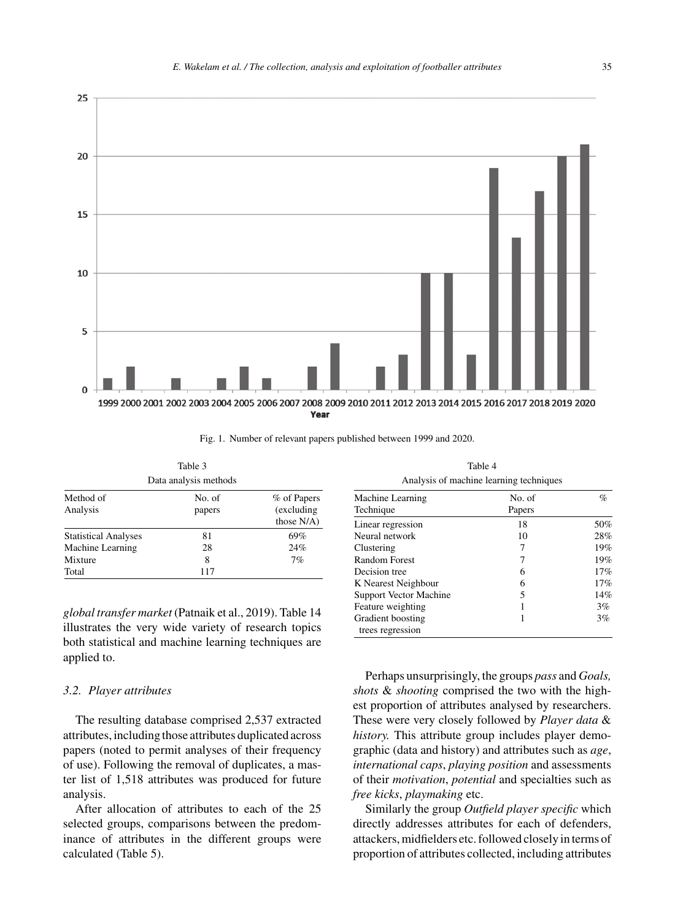Fig. 1. Number of relevant papers published between 1999 and 2020.

Table 3

Data analysis methods

| Method of Analysis | No. of papers | % of Papers (excluding those N/A) |
|---|---|---|
| Statistical Analyses | 81 | 69% |
| Machine Learning | 28 | 24% |
| Mixture | 8 | 7% |
| Total | 117 | |

*global transfer market* (Patnaik et al., 2019). Table 14 illustrates the very wide variety of research topics both statistical and machine learning techniques are applied to.

### 3.2. Player attributes

The resulting database comprised 2,537 extracted attributes, including those attributes duplicated across papers (noted to permit analyses of their frequency of use). Following the removal of duplicates, a master list of 1,518 attributes was produced for future analysis.

After allocation of attributes to each of the 25 selected groups, comparisons between the predominance of attributes in the different groups were calculated (Table 5).

Table 4

Analysis of machine learning techniques

| Machine Learning Technique | No. of Papers | % |
|---|---|---|
| Linear regression | 18 | 50% |
| Neural network | 10 | 28% |
| Clustering | 7 | 19% |
| Random Forest | 7 | 19% |
| Decision tree | 6 | 17% |
| K Nearest Neighbour | 6 | 17% |
| Support Vector Machine | 5 | 14% |
| Feature weighting | 1 | 3% |
| Gradient boosting trees regression | 1 | 3% |

Perhaps unsurprisingly, the groups *pass* and *Goals, shots* & *shooting* comprised the two with the highest proportion of attributes analysed by researchers. These were very closely followed by *Player data* & *history.* This attribute group includes player demographic (data and history) and attributes such as *age*, *international caps*, *playing position* and assessments of their *motivation*, *potential* and specialties such as *free kicks*, *playmaking* etc.

Similarly the group *Outfield player specific* which directly addresses attributes for each of defenders, attackers, midfielders etc. followed closely in terms of proportion of attributes collected, including attributes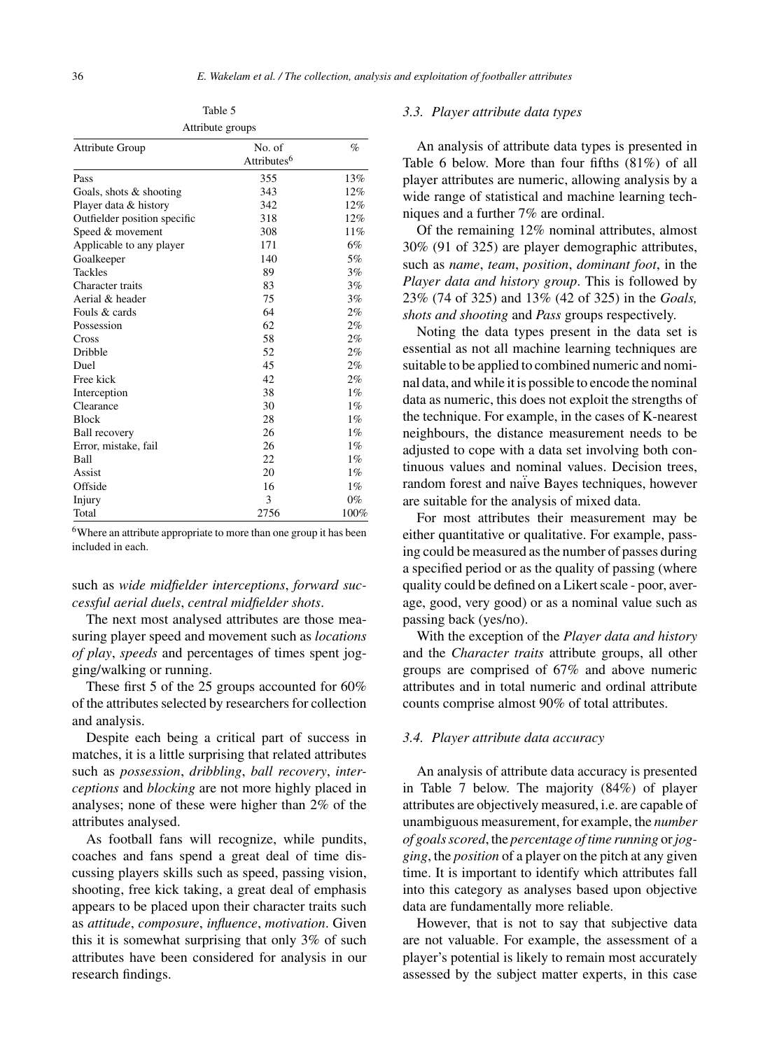Table 5

Attribute groups

| Attribute Group | No. of Attributes[6] | % |
|---|---|---|
| Pass | 355 | 13% |
| Goals, shots & shooting | 343 | 12% |
| Player data & history | 342 | 12% |
| Outfielder position specific | 318 | 12% |
| Speed & movement | 308 | 11% |
| Applicable to any player | 171 | 6% |
| Goalkeeper | 140 | 5% |
| Tackles | 89 | 3% |
| Character traits | 83 | 3% |
| Aerial & header | 75 | 3% |
| Fouls & cards | 64 | 2% |
| Possession | 62 | 2% |
| Cross | 58 | 2% |
| Dribble | 52 | 2% |
| Duel | 45 | 2% |
| Free kick | 42 | 2% |
| Interception | 38 | 1% |
| Clearance | 30 | 1% |
| Block | 28 | 1% |
| Ball recovery | 26 | 1% |
| Error, mistake, fail | 26 | 1% |
| Ball | 22 | 1% |
| Assist | 20 | 1% |
| Offside | 16 | 1% |
| Injury | 3 | 0% |
| Total | 2756 | 100% |

[6]Where an attribute appropriate to more than one group it has been included in each.

such as *wide midfielder interceptions*, *forward successful aerial duels*, *central midfielder shots*.

The next most analysed attributes are those measuring player speed and movement such as *locations of play*, *speeds* and percentages of times spent jogging/walking or running.

These first 5 of the 25 groups accounted for 60% of the attributes selected by researchers for collection and analysis.

Despite each being a critical part of success in matches, it is a little surprising that related attributes such as *possession*, *dribbling*, *ball recovery*, *interceptions* and *blocking* are not more highly placed in analyses; none of these were higher than 2% of the attributes analysed.

As football fans will recognize, while pundits, coaches and fans spend a great deal of time discussing players skills such as speed, passing vision, shooting, free kick taking, a great deal of emphasis appears to be placed upon their character traits such as *attitude*, *composure*, *influence*, *motivation*. Given this it is somewhat surprising that only 3% of such attributes have been considered for analysis in our research findings.

### 3.3. Player attribute data types

An analysis of attribute data types is presented in Table 6 below. More than four fifths (81%) of all player attributes are numeric, allowing analysis by a wide range of statistical and machine learning techniques and a further 7% are ordinal.

Of the remaining 12% nominal attributes, almost 30% (91 of 325) are player demographic attributes, such as *name*, *team*, *position*, *dominant foot*, in the *Player data and history group*. This is followed by 23% (74 of 325) and 13% (42 of 325) in the *Goals, shots and shooting* and *Pass* groups respectively.

Noting the data types present in the data set is essential as not all machine learning techniques are suitable to be applied to combined numeric and nominal data, and while it is possible to encode the nominal data as numeric, this does not exploit the strengths of the technique. For example, in the cases of K-nearest neighbours, the distance measurement needs to be adjusted to cope with a data set involving both continuous values and nominal values. Decision trees, random forest and naïve Bayes techniques, however are suitable for the analysis of mixed data.

For most attributes their measurement may be either quantitative or qualitative. For example, passing could be measured as the number of passes during a specified period or as the quality of passing (where quality could be defined on a Likert scale - poor, average, good, very good) or as a nominal value such as passing back (yes/no).

With the exception of the *Player data and history* and the *Character traits* attribute groups, all other groups are comprised of 67% and above numeric attributes and in total numeric and ordinal attribute counts comprise almost 90% of total attributes.

### 3.4. Player attribute data accuracy

An analysis of attribute data accuracy is presented in Table 7 below. The majority (84%) of player attributes are objectively measured, i.e. are capable of unambiguous measurement, for example, the *number of goals scored*, the *percentage of time running* or *jogging*, the *position* of a player on the pitch at any given time. It is important to identify which attributes fall into this category as analyses based upon objective data are fundamentally more reliable.

However, that is not to say that subjective data are not valuable. For example, the assessment of a player's potential is likely to remain most accurately assessed by the subject matter experts, in this case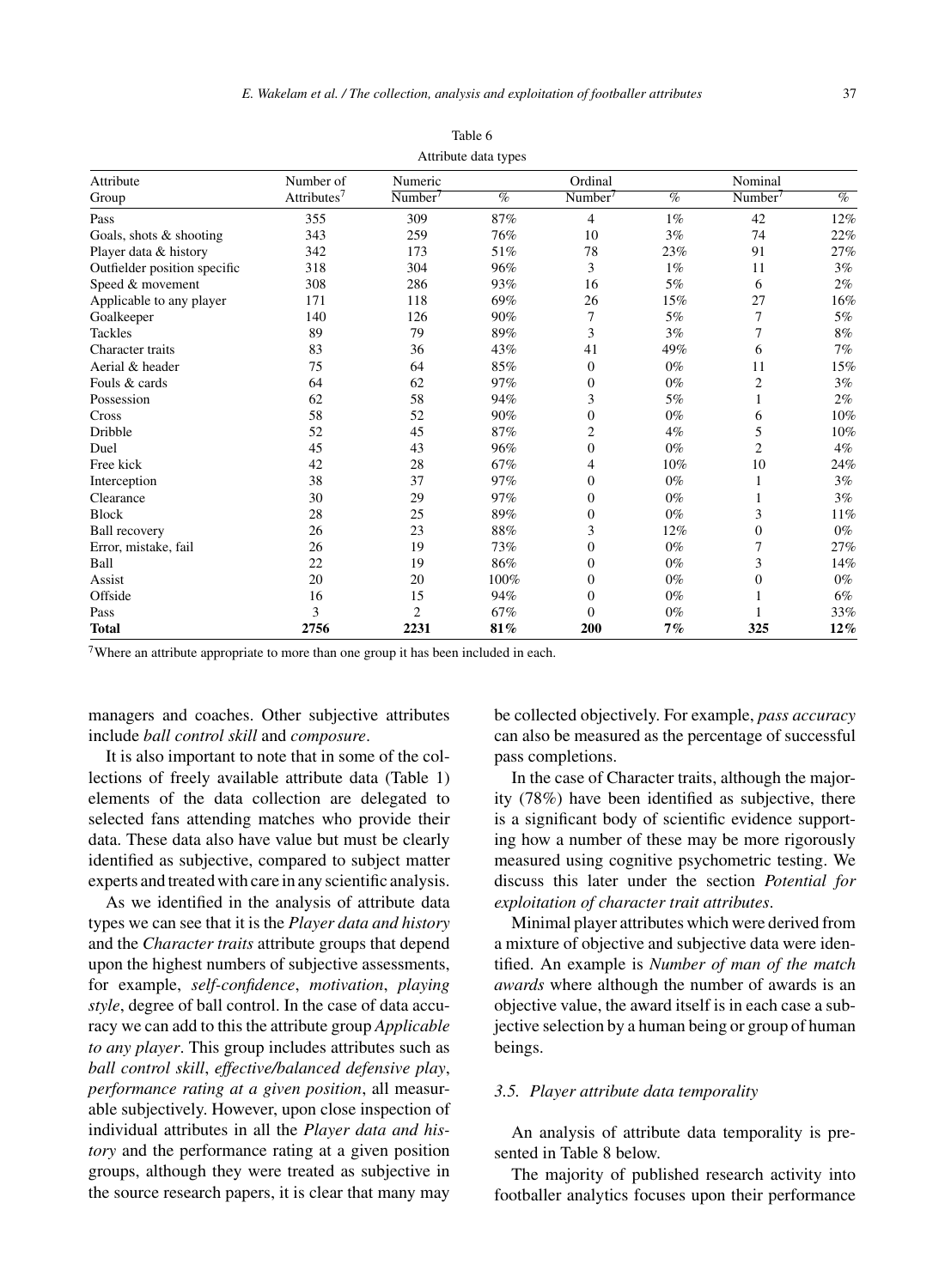Table 6

Attribute data types

| Attribute Group | Number of Attributes[7] | Numeric Number[7] | % | Ordinal Number[7] | % | Nominal Number[7] | % |
|---|---|---|---|---|---|---|---|
| Pass | 355 | 309 | 87% | 4 | 1% | 42 | 12% |
| Goals, shots & shooting | 343 | 259 | 76% | 10 | 3% | 74 | 22% |
| Player data & history | 342 | 173 | 51% | 78 | 23% | 91 | 27% |
| Outfielder position specific | 318 | 304 | 96% | 3 | 1% | 11 | 3% |
| Speed & movement | 308 | 286 | 93% | 16 | 5% | 6 | 2% |
| Applicable to any player | 171 | 118 | 69% | 26 | 15% | 27 | 16% |
| Goalkeeper | 140 | 126 | 90% | 7 | 5% | 7 | 5% |
| Tackles | 89 | 79 | 89% | 3 | 3% | 7 | 8% |
| Character traits | 83 | 36 | 43% | 41 | 49% | 6 | 7% |
| Aerial & header | 75 | 64 | 85% | 0 | 0% | 11 | 15% |
| Fouls & cards | 64 | 62 | 97% | 0 | 0% | 2 | 3% |
| Possession | 62 | 58 | 94% | 3 | 5% | 1 | 2% |
| Cross | 58 | 52 | 90% | 0 | 0% | 6 | 10% |
| Dribble | 52 | 45 | 87% | 2 | 4% | 5 | 10% |
| Duel | 45 | 43 | 96% | 0 | 0% | 2 | 4% |
| Free kick | 42 | 28 | 67% | 4 | 10% | 10 | 24% |
| Interception | 38 | 37 | 97% | 0 | 0% | 1 | 3% |
| Clearance | 30 | 29 | 97% | 0 | 0% | 1 | 3% |
| Block | 28 | 25 | 89% | 0 | 0% | 3 | 11% |
| Ball recovery | 26 | 23 | 88% | 3 | 12% | 0 | 0% |
| Error, mistake, fail | 26 | 19 | 73% | 0 | 0% | 7 | 27% |
| Ball | 22 | 19 | 86% | 0 | 0% | 3 | 14% |
| Assist | 20 | 20 | 100% | 0 | 0% | 0 | 0% |
| Offside | 16 | 15 | 94% | 0 | 0% | 1 | 6% |
| Pass | 3 | 2 | 67% | 0 | 0% | 1 | 33% |
| **Total** | **2756** | **2231** | **81%** | **200** | **7%** | **325** | **12%** |

[7]Where an attribute appropriate to more than one group it has been included in each.

managers and coaches. Other subjective attributes include *ball control skill* and *composure*.

It is also important to note that in some of the collections of freely available attribute data (Table 1) elements of the data collection are delegated to selected fans attending matches who provide their data. These data also have value but must be clearly identified as subjective, compared to subject matter experts and treated with care in any scientific analysis.

As we identified in the analysis of attribute data types we can see that it is the *Player data and history* and the *Character traits* attribute groups that depend upon the highest numbers of subjective assessments, for example, *self-confidence*, *motivation*, *playing style*, degree of ball control. In the case of data accuracy we can add to this the attribute group *Applicable to any player*. This group includes attributes such as *ball control skill*, *effective/balanced defensive play*, *performance rating at a given position*, all measurable subjectively. However, upon close inspection of individual attributes in all the *Player data and history* and the performance rating at a given position groups, although they were treated as subjective in the source research papers, it is clear that many may be collected objectively. For example, *pass accuracy* can also be measured as the percentage of successful pass completions.

In the case of Character traits, although the majority (78%) have been identified as subjective, there is a significant body of scientific evidence supporting how a number of these may be more rigorously measured using cognitive psychometric testing. We discuss this later under the section *Potential for exploitation of character trait attributes*.

Minimal player attributes which were derived from a mixture of objective and subjective data were identified. An example is *Number of man of the match awards* where although the number of awards is an objective value, the award itself is in each case a subjective selection by a human being or group of human beings.

### *3.5. Player attribute data temporality*

An analysis of attribute data temporality is presented in Table 8 below.

The majority of published research activity into footballer analytics focuses upon their performance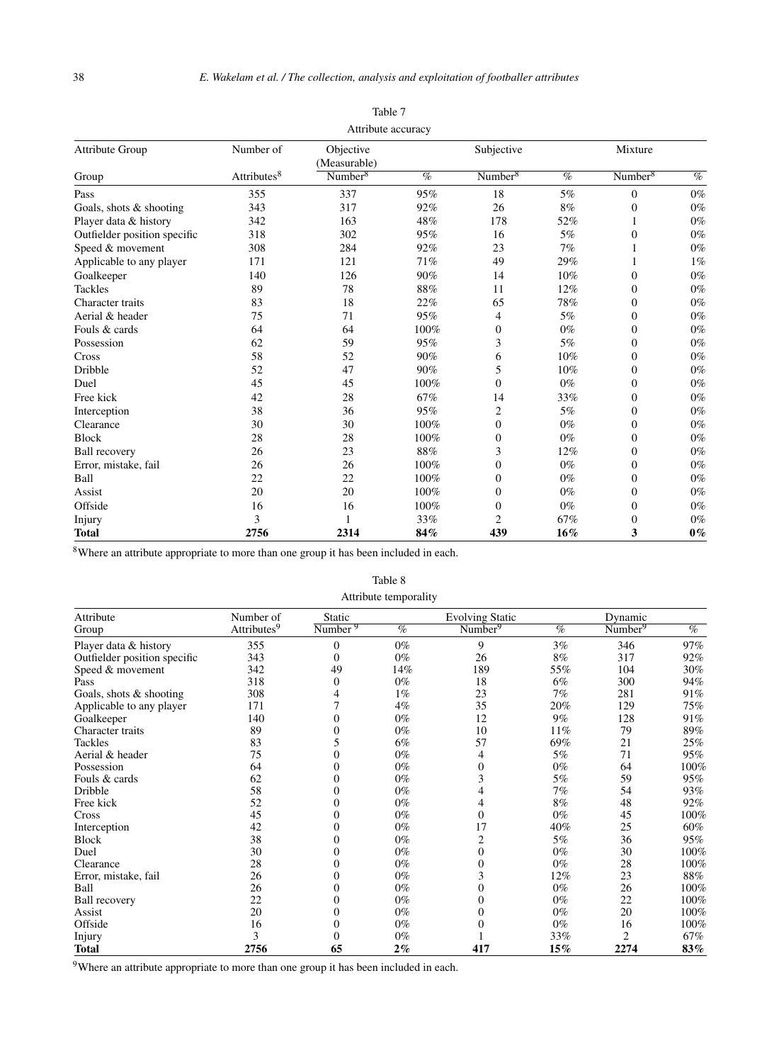Table 7

Attribute accuracy

| Attribute Group | Number of | Objective (Measurable) | | Subjective | | Mixture | |
|---|---|---|---|---|---|---|---|
| Group | Attributes[8] | Number[8] | % | Number[8] | % | Number[8] | % |
| Pass | 355 | 337 | 95% | 18 | 5% | 0 | 0% |
| Goals, shots & shooting | 343 | 317 | 92% | 26 | 8% | 0 | 0% |
| Player data & history | 342 | 163 | 48% | 178 | 52% | 1 | 0% |
| Outfielder position specific | 318 | 302 | 95% | 16 | 5% | 0 | 0% |
| Speed & movement | 308 | 284 | 92% | 23 | 7% | 1 | 0% |
| Applicable to any player | 171 | 121 | 71% | 49 | 29% | 1 | 1% |
| Goalkeeper | 140 | 126 | 90% | 14 | 10% | 0 | 0% |
| Tackles | 89 | 78 | 88% | 11 | 12% | 0 | 0% |
| Character traits | 83 | 18 | 22% | 65 | 78% | 0 | 0% |
| Aerial & header | 75 | 71 | 95% | 4 | 5% | 0 | 0% |
| Fouls & cards | 64 | 64 | 100% | 0 | 0% | 0 | 0% |
| Possession | 62 | 59 | 95% | 3 | 5% | 0 | 0% |
| Cross | 58 | 52 | 90% | 6 | 10% | 0 | 0% |
| Dribble | 52 | 47 | 90% | 5 | 10% | 0 | 0% |
| Duel | 45 | 45 | 100% | 0 | 0% | 0 | 0% |
| Free kick | 42 | 28 | 67% | 14 | 33% | 0 | 0% |
| Interception | 38 | 36 | 95% | 2 | 5% | 0 | 0% |
| Clearance | 30 | 30 | 100% | 0 | 0% | 0 | 0% |
| Block | 28 | 28 | 100% | 0 | 0% | 0 | 0% |
| Ball recovery | 26 | 23 | 88% | 3 | 12% | 0 | 0% |
| Error, mistake, fail | 26 | 26 | 100% | 0 | 0% | 0 | 0% |
| Ball | 22 | 22 | 100% | 0 | 0% | 0 | 0% |
| Assist | 20 | 20 | 100% | 0 | 0% | 0 | 0% |
| Offside | 16 | 16 | 100% | 0 | 0% | 0 | 0% |
| Injury | 3 | 1 | 33% | 2 | 67% | 0 | 0% |
| **Total** | **2756** | **2314** | **84%** | **439** | **16%** | **3** | **0%** |

[8]Where an attribute appropriate to more than one group it has been included in each.

Table 8

Attribute temporality

| Attribute | Number of | Static | | Evolving Static | | Dynamic | |
|---|---|---|---|---|---|---|---|
| Group | Attributes[9] | Number[9] | % | Number[9] | % | Number[9] | % |
| Player data & history | 355 | 0 | 0% | 9 | 3% | 346 | 97% |
| Outfielder position specific | 343 | 0 | 0% | 26 | 8% | 317 | 92% |
| Speed & movement | 342 | 49 | 14% | 189 | 55% | 104 | 30% |
| Pass | 318 | 0 | 0% | 18 | 6% | 300 | 94% |
| Goals, shots & shooting | 308 | 4 | 1% | 23 | 7% | 281 | 91% |
| Applicable to any player | 171 | 7 | 4% | 35 | 20% | 129 | 75% |
| Goalkeeper | 140 | 0 | 0% | 12 | 9% | 128 | 91% |
| Character traits | 89 | 0 | 0% | 10 | 11% | 79 | 89% |
| Tackles | 83 | 5 | 6% | 57 | 69% | 21 | 25% |
| Aerial & header | 75 | 0 | 0% | 4 | 5% | 71 | 95% |
| Possession | 64 | 0 | 0% | 0 | 0% | 64 | 100% |
| Fouls & cards | 62 | 0 | 0% | 3 | 5% | 59 | 95% |
| Dribble | 58 | 0 | 0% | 4 | 7% | 54 | 93% |
| Free kick | 52 | 0 | 0% | 4 | 8% | 48 | 92% |
| Cross | 45 | 0 | 0% | 0 | 0% | 45 | 100% |
| Interception | 42 | 0 | 0% | 17 | 40% | 25 | 60% |
| Block | 38 | 0 | 0% | 2 | 5% | 36 | 95% |
| Duel | 30 | 0 | 0% | 0 | 0% | 30 | 100% |
| Clearance | 28 | 0 | 0% | 0 | 0% | 28 | 100% |
| Error, mistake, fail | 26 | 0 | 0% | 3 | 12% | 23 | 88% |
| Ball | 26 | 0 | 0% | 0 | 0% | 26 | 100% |
| Ball recovery | 22 | 0 | 0% | 0 | 0% | 22 | 100% |
| Assist | 20 | 0 | 0% | 0 | 0% | 20 | 100% |
| Offside | 16 | 0 | 0% | 0 | 0% | 16 | 100% |
| Injury | 3 | 0 | 0% | 1 | 33% | 2 | 67% |
| **Total** | **2756** | **65** | **2%** | **417** | **15%** | **2274** | **83%** |

[9]Where an attribute appropriate to more than one group it has been included in each.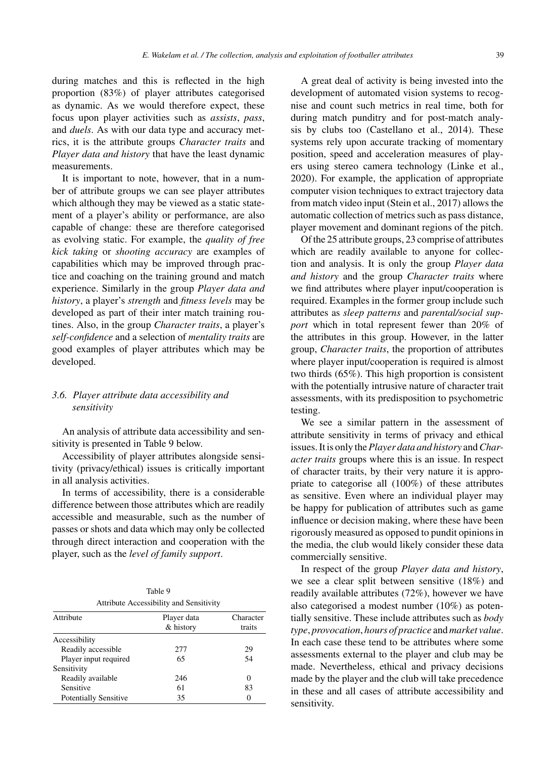during matches and this is reflected in the high proportion (83%) of player attributes categorised as dynamic. As we would therefore expect, these focus upon player activities such as *assists*, *pass*, and *duels*. As with our data type and accuracy metrics, it is the attribute groups *Character traits* and *Player data and history* that have the least dynamic measurements.

It is important to note, however, that in a number of attribute groups we can see player attributes which although they may be viewed as a static statement of a player's ability or performance, are also capable of change: these are therefore categorised as evolving static. For example, the *quality of free kick taking* or *shooting accuracy* are examples of capabilities which may be improved through practice and coaching on the training ground and match experience. Similarly in the group *Player data and history*, a player's *strength* and *fitness levels* may be developed as part of their inter match training routines. Also, in the group *Character traits*, a player's *self-confidence* and a selection of *mentality traits* are good examples of player attributes which may be developed.

### 3.6. Player attribute data accessibility and sensitivity

An analysis of attribute data accessibility and sensitivity is presented in Table 9 below.

Accessibility of player attributes alongside sensitivity (privacy/ethical) issues is critically important in all analysis activities.

In terms of accessibility, there is a considerable difference between those attributes which are readily accessible and measurable, such as the number of passes or shots and data which may only be collected through direct interaction and cooperation with the player, such as the *level of family support*.

Table 9
Attribute Accessibility and Sensitivity

| Attribute | Player data & history | Character traits |
|---|---|---|
| Accessibility | | |
| Readily accessible | 277 | 29 |
| Player input required | 65 | 54 |
| Sensitivity | | |
| Readily available | 246 | 0 |
| Sensitive | 61 | 83 |
| Potentially Sensitive | 35 | 0 |

A great deal of activity is being invested into the development of automated vision systems to recognise and count such metrics in real time, both for during match punditry and for post-match analysis by clubs too (Castellano et al., 2014). These systems rely upon accurate tracking of momentary position, speed and acceleration measures of players using stereo camera technology (Linke et al., 2020). For example, the application of appropriate computer vision techniques to extract trajectory data from match video input (Stein et al., 2017) allows the automatic collection of metrics such as pass distance, player movement and dominant regions of the pitch.

Of the 25 attribute groups, 23 comprise of attributes which are readily available to anyone for collection and analysis. It is only the group *Player data and history* and the group *Character traits* where we find attributes where player input/cooperation is required. Examples in the former group include such attributes as *sleep patterns* and *parental/social support* which in total represent fewer than 20% of the attributes in this group. However, in the latter group, *Character traits*, the proportion of attributes where player input/cooperation is required is almost two thirds (65%). This high proportion is consistent with the potentially intrusive nature of character trait assessments, with its predisposition to psychometric testing.

We see a similar pattern in the assessment of attribute sensitivity in terms of privacy and ethical issues. It is only the *Player data and history* and *Character traits* groups where this is an issue. In respect of character traits, by their very nature it is appropriate to categorise all (100%) of these attributes as sensitive. Even where an individual player may be happy for publication of attributes such as game influence or decision making, where these have been rigorously measured as opposed to pundit opinions in the media, the club would likely consider these data commercially sensitive.

In respect of the group *Player data and history*, we see a clear split between sensitive (18%) and readily available attributes (72%), however we have also categorised a modest number (10%) as potentially sensitive. These include attributes such as *body type*, *provocation*, *hours of practice* and *market value*. In each case these tend to be attributes where some assessments external to the player and club may be made. Nevertheless, ethical and privacy decisions made by the player and the club will take precedence in these and all cases of attribute accessibility and sensitivity.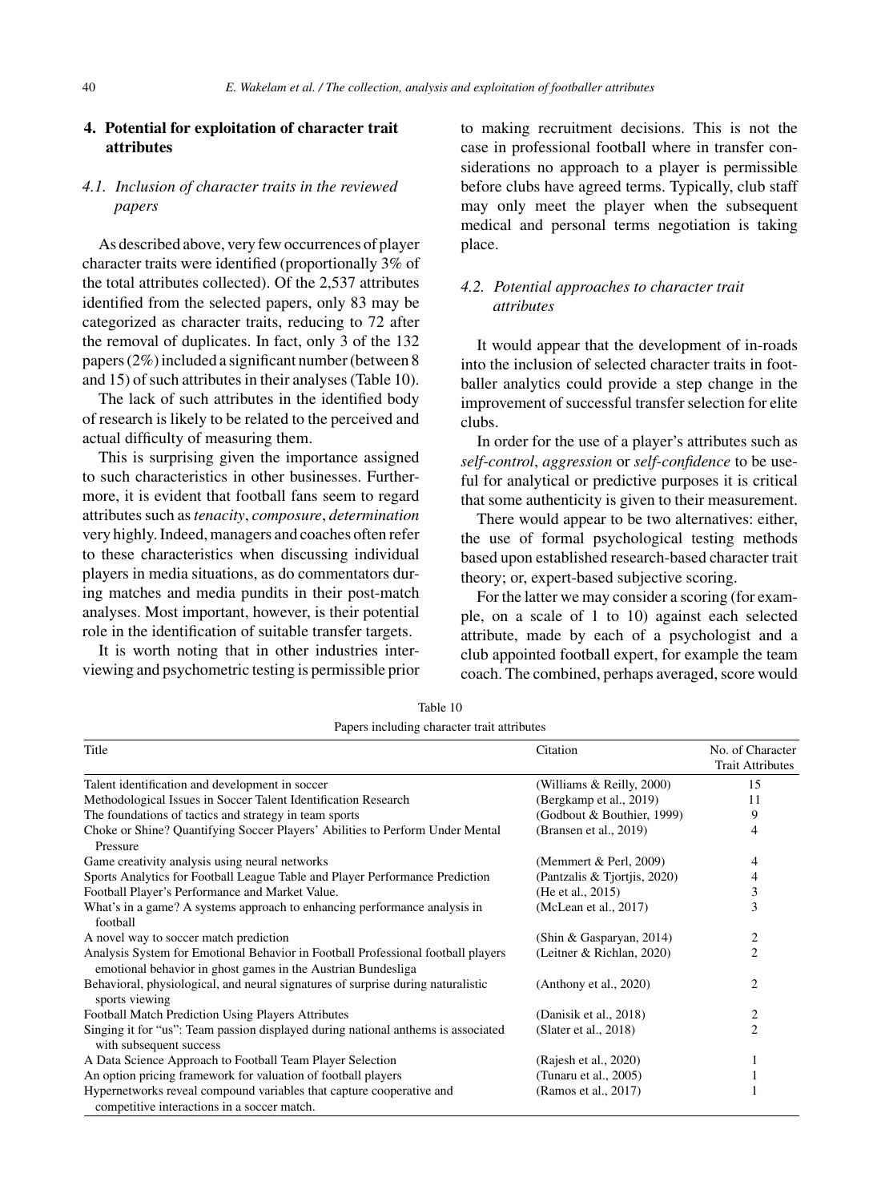## 4. Potential for exploitation of character trait attributes

### 4.1. Inclusion of character traits in the reviewed papers

As described above, very few occurrences of player character traits were identified (proportionally 3% of the total attributes collected). Of the 2,537 attributes identified from the selected papers, only 83 may be categorized as character traits, reducing to 72 after the removal of duplicates. In fact, only 3 of the 132 papers (2%) included a significant number (between 8 and 15) of such attributes in their analyses (Table 10).

The lack of such attributes in the identified body of research is likely to be related to the perceived and actual difficulty of measuring them.

This is surprising given the importance assigned to such characteristics in other businesses. Furthermore, it is evident that football fans seem to regard attributes such as *tenacity*, *composure*, *determination* very highly. Indeed, managers and coaches often refer to these characteristics when discussing individual players in media situations, as do commentators during matches and media pundits in their post-match analyses. Most important, however, is their potential role in the identification of suitable transfer targets.

It is worth noting that in other industries interviewing and psychometric testing is permissible prior to making recruitment decisions. This is not the case in professional football where in transfer considerations no approach to a player is permissible before clubs have agreed terms. Typically, club staff may only meet the player when the subsequent medical and personal terms negotiation is taking place.

### 4.2. Potential approaches to character trait attributes

It would appear that the development of in-roads into the inclusion of selected character traits in footballer analytics could provide a step change in the improvement of successful transfer selection for elite clubs.

In order for the use of a player's attributes such as *self-control*, *aggression* or *self-confidence* to be useful for analytical or predictive purposes it is critical that some authenticity is given to their measurement.

There would appear to be two alternatives: either, the use of formal psychological testing methods based upon established research-based character trait theory; or, expert-based subjective scoring.

For the latter we may consider a scoring (for example, on a scale of 1 to 10) against each selected attribute, made by each of a psychologist and a club appointed football expert, for example the team coach. The combined, perhaps averaged, score would

Table 10
Papers including character trait attributes

| Title | Citation | No. of Character Trait Attributes |
|---|---|---|
| Talent identification and development in soccer | (Williams & Reilly, 2000) | 15 |
| Methodological Issues in Soccer Talent Identification Research | (Bergkamp et al., 2019) | 11 |
| The foundations of tactics and strategy in team sports | (Godbout & Bouthier, 1999) | 9 |
| Choke or Shine? Quantifying Soccer Players' Abilities to Perform Under Mental Pressure | (Bransen et al., 2019) | 4 |
| Game creativity analysis using neural networks | (Memmert & Perl, 2009) | 4 |
| Sports Analytics for Football League Table and Player Performance Prediction | (Pantzalis & Tjortjis, 2020) | 4 |
| Football Player's Performance and Market Value. | (He et al., 2015) | 3 |
| What's in a game? A systems approach to enhancing performance analysis in football | (McLean et al., 2017) | 3 |
| A novel way to soccer match prediction | (Shin & Gasparyan, 2014) | 2 |
| Analysis System for Emotional Behavior in Football Professional football players emotional behavior in ghost games in the Austrian Bundesliga | (Leitner & Richlan, 2020) | 2 |
| Behavioral, physiological, and neural signatures of surprise during naturalistic sports viewing | (Anthony et al., 2020) | 2 |
| Football Match Prediction Using Players Attributes | (Danisik et al., 2018) | 2 |
| Singing it for "us": Team passion displayed during national anthems is associated with subsequent success | (Slater et al., 2018) | 2 |
| A Data Science Approach to Football Team Player Selection | (Rajesh et al., 2020) | 1 |
| An option pricing framework for valuation of football players | (Tunaru et al., 2005) | 1 |
| Hypernetworks reveal compound variables that capture cooperative and competitive interactions in a soccer match. | (Ramos et al., 2017) | 1 |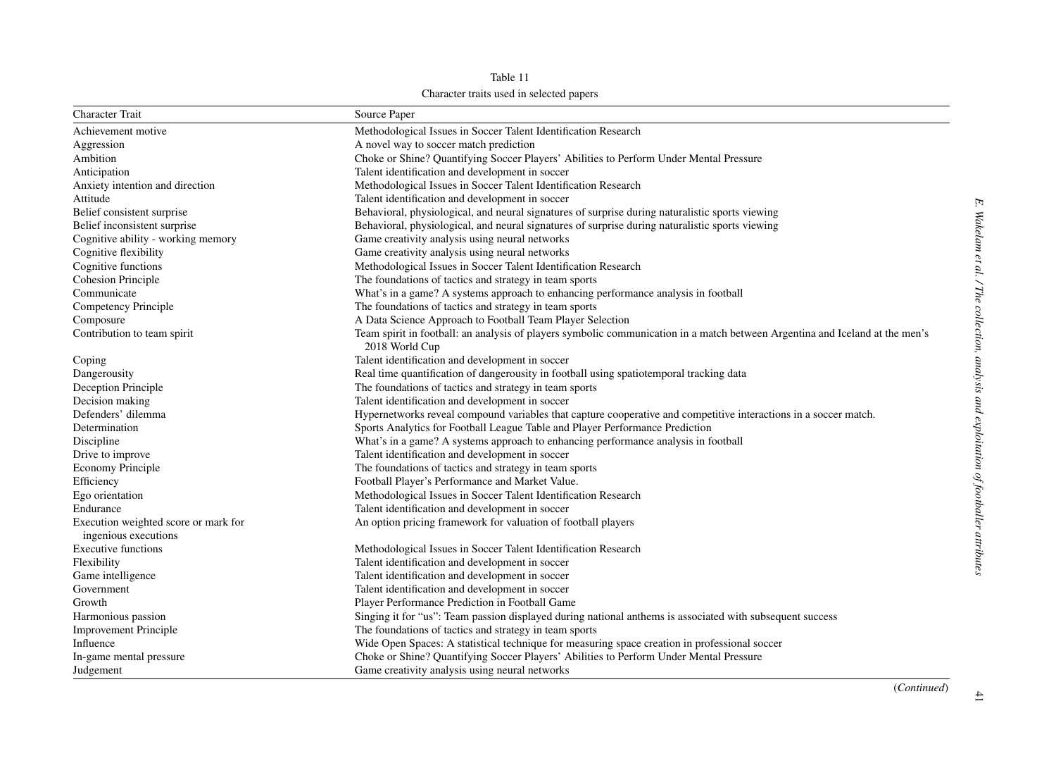Table 11

Character traits used in selected papers

| Character Trait | Source Paper |
|---|---|
| Achievement motive | Methodological Issues in Soccer Talent Identification Research |
| Aggression | A novel way to soccer match prediction |
| Ambition | Choke or Shine? Quantifying Soccer Players' Abilities to Perform Under Mental Pressure |
| Anticipation | Talent identification and development in soccer |
| Anxiety intention and direction | Methodological Issues in Soccer Talent Identification Research |
| Attitude | Talent identification and development in soccer |
| Belief consistent surprise | Behavioral, physiological, and neural signatures of surprise during naturalistic sports viewing |
| Belief inconsistent surprise | Behavioral, physiological, and neural signatures of surprise during naturalistic sports viewing |
| Cognitive ability - working memory | Game creativity analysis using neural networks |
| Cognitive flexibility | Game creativity analysis using neural networks |
| Cognitive functions | Methodological Issues in Soccer Talent Identification Research |
| Cohesion Principle | The foundations of tactics and strategy in team sports |
| Communicate | What's in a game? A systems approach to enhancing performance analysis in football |
| Competency Principle | The foundations of tactics and strategy in team sports |
| Composure | A Data Science Approach to Football Team Player Selection |
| Contribution to team spirit | Team spirit in football: an analysis of players symbolic communication in a match between Argentina and Iceland at the men's 2018 World Cup |
| Coping | Talent identification and development in soccer |
| Dangerousity | Real time quantification of dangerousity in football using spatiotemporal tracking data |
| Deception Principle | The foundations of tactics and strategy in team sports |
| Decision making | Talent identification and development in soccer |
| Defenders' dilemma | Hypernetworks reveal compound variables that capture cooperative and competitive interactions in a soccer match. |
| Determination | Sports Analytics for Football League Table and Player Performance Prediction |
| Discipline | What's in a game? A systems approach to enhancing performance analysis in football |
| Drive to improve | Talent identification and development in soccer |
| Economy Principle | The foundations of tactics and strategy in team sports |
| Efficiency | Football Player's Performance and Market Value. |
| Ego orientation | Methodological Issues in Soccer Talent Identification Research |
| Endurance | Talent identification and development in soccer |
| Execution weighted score or mark for ingenious executions | An option pricing framework for valuation of football players |
| Executive functions | Methodological Issues in Soccer Talent Identification Research |
| Flexibility | Talent identification and development in soccer |
| Game intelligence | Talent identification and development in soccer |
| Government | Talent identification and development in soccer |
| Growth | Player Performance Prediction in Football Game |
| Harmonious passion | Singing it for "us": Team passion displayed during national anthems is associated with subsequent success |
| Improvement Principle | The foundations of tactics and strategy in team sports |
| Influence | Wide Open Spaces: A statistical technique for measuring space creation in professional soccer |
| In-game mental pressure | Choke or Shine? Quantifying Soccer Players' Abilities to Perform Under Mental Pressure |
| Judgement | Game creativity analysis using neural networks |

(*Continued*)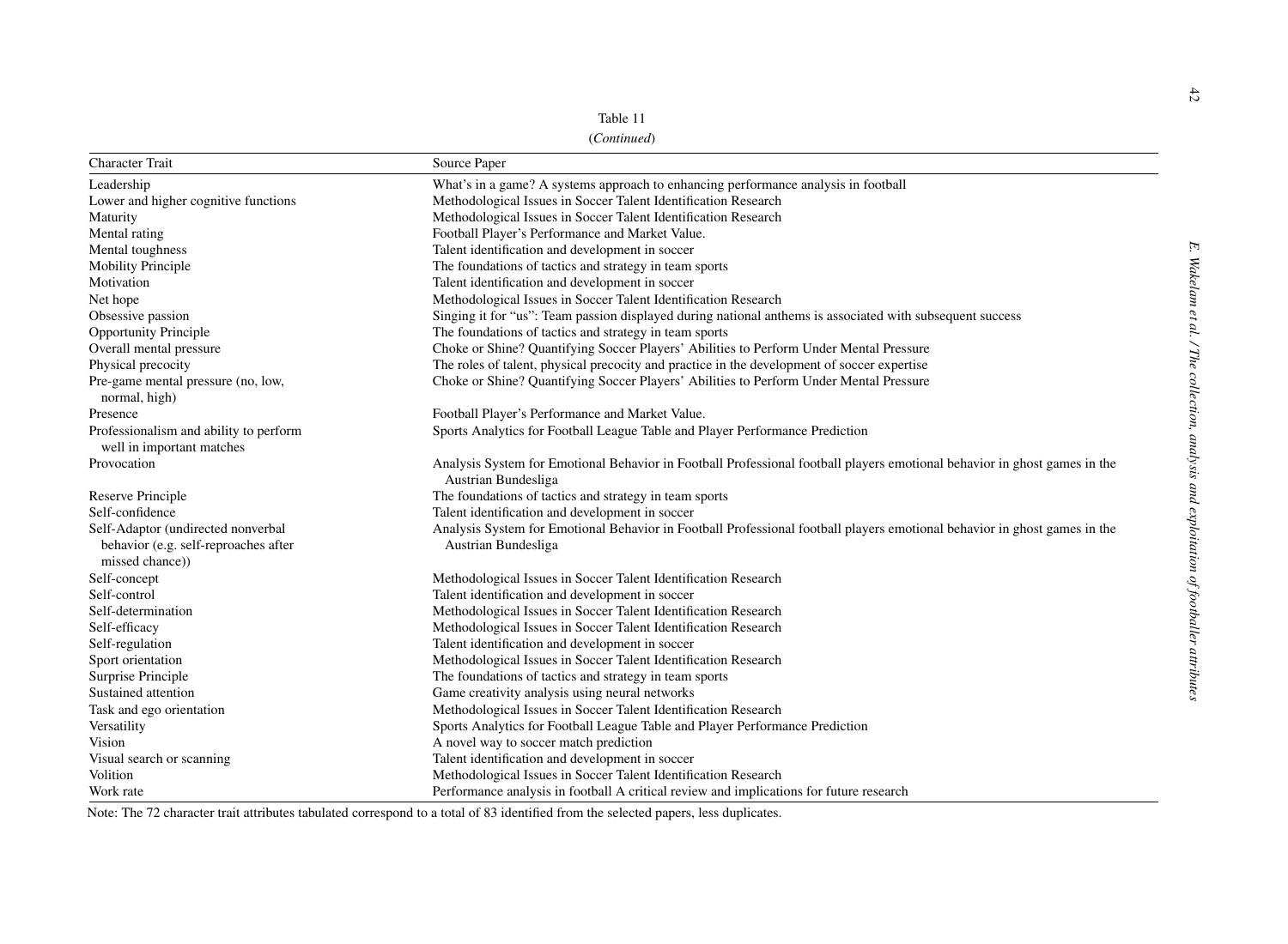Table 11

(*Continued*)

| Character Trait | Source Paper |
|---|---|
| Leadership | What's in a game? A systems approach to enhancing performance analysis in football |
| Lower and higher cognitive functions | Methodological Issues in Soccer Talent Identification Research |
| Maturity | Methodological Issues in Soccer Talent Identification Research |
| Mental rating | Football Player's Performance and Market Value. |
| Mental toughness | Talent identification and development in soccer |
| Mobility Principle | The foundations of tactics and strategy in team sports |
| Motivation | Talent identification and development in soccer |
| Net hope | Methodological Issues in Soccer Talent Identification Research |
| Obsessive passion | Singing it for "us": Team passion displayed during national anthems is associated with subsequent success |
| Opportunity Principle | The foundations of tactics and strategy in team sports |
| Overall mental pressure | Choke or Shine? Quantifying Soccer Players' Abilities to Perform Under Mental Pressure |
| Physical precocity | The roles of talent, physical precocity and practice in the development of soccer expertise |
| Pre-game mental pressure (no, low, normal, high) | Choke or Shine? Quantifying Soccer Players' Abilities to Perform Under Mental Pressure |
| Presence | Football Player's Performance and Market Value. |
| Professionalism and ability to perform well in important matches | Sports Analytics for Football League Table and Player Performance Prediction |
| Provocation | Analysis System for Emotional Behavior in Football Professional football players emotional behavior in ghost games in the Austrian Bundesliga |
| Reserve Principle | The foundations of tactics and strategy in team sports |
| Self-confidence | Talent identification and development in soccer |
| Self-Adaptor (undirected nonverbal behavior (e.g. self-reproaches after missed chance)) | Analysis System for Emotional Behavior in Football Professional football players emotional behavior in ghost games in the Austrian Bundesliga |
| Self-concept | Methodological Issues in Soccer Talent Identification Research |
| Self-control | Talent identification and development in soccer |
| Self-determination | Methodological Issues in Soccer Talent Identification Research |
| Self-efficacy | Methodological Issues in Soccer Talent Identification Research |
| Self-regulation | Talent identification and development in soccer |
| Sport orientation | Methodological Issues in Soccer Talent Identification Research |
| Surprise Principle | The foundations of tactics and strategy in team sports |
| Sustained attention | Game creativity analysis using neural networks |
| Task and ego orientation | Methodological Issues in Soccer Talent Identification Research |
| Versatility | Sports Analytics for Football League Table and Player Performance Prediction |
| Vision | A novel way to soccer match prediction |
| Visual search or scanning | Talent identification and development in soccer |
| Volition | Methodological Issues in Soccer Talent Identification Research |
| Work rate | Performance analysis in football A critical review and implications for future research |

Note: The 72 character trait attributes tabulated correspond to a total of 83 identified from the selected papers, less duplicates.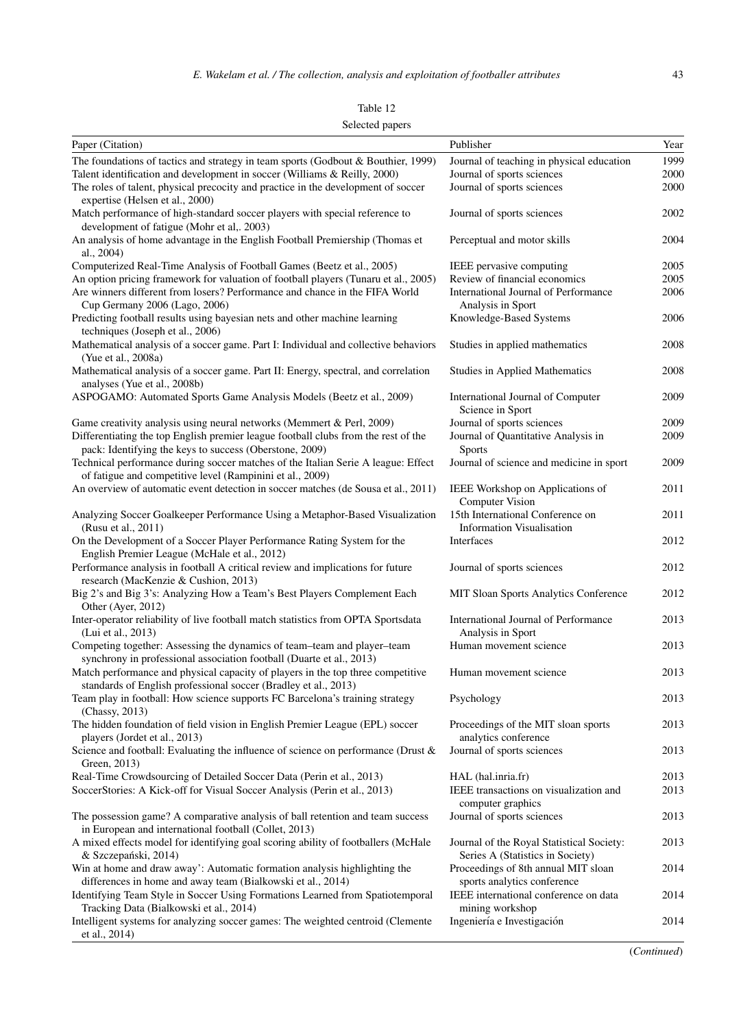Table 12

Selected papers

| Paper (Citation) | Publisher | Year |
|---|---|---|
| The foundations of tactics and strategy in team sports (Godbout & Bouthier, 1999) | Journal of teaching in physical education | 1999 |
| Talent identification and development in soccer (Williams & Reilly, 2000) | Journal of sports sciences | 2000 |
| The roles of talent, physical precocity and practice in the development of soccer expertise (Helsen et al., 2000) | Journal of sports sciences | 2000 |
| Match performance of high-standard soccer players with special reference to development of fatigue (Mohr et al,. 2003) | Journal of sports sciences | 2002 |
| An analysis of home advantage in the English Football Premiership (Thomas et al., 2004) | Perceptual and motor skills | 2004 |
| Computerized Real-Time Analysis of Football Games (Beetz et al., 2005) | IEEE pervasive computing | 2005 |
| An option pricing framework for valuation of football players (Tunaru et al., 2005) | Review of financial economics | 2005 |
| Are winners different from losers? Performance and chance in the FIFA World Cup Germany 2006 (Lago, 2006) | International Journal of Performance Analysis in Sport | 2006 |
| Predicting football results using bayesian nets and other machine learning techniques (Joseph et al., 2006) | Knowledge-Based Systems | 2006 |
| Mathematical analysis of a soccer game. Part I: Individual and collective behaviors (Yue et al., 2008a) | Studies in applied mathematics | 2008 |
| Mathematical analysis of a soccer game. Part II: Energy, spectral, and correlation analyses (Yue et al., 2008b) | Studies in Applied Mathematics | 2008 |
| ASPOGAMO: Automated Sports Game Analysis Models (Beetz et al., 2009) | International Journal of Computer Science in Sport | 2009 |
| Game creativity analysis using neural networks (Memmert & Perl, 2009) | Journal of sports sciences | 2009 |
| Differentiating the top English premier league football clubs from the rest of the pack: Identifying the keys to success (Oberstone, 2009) | Journal of Quantitative Analysis in Sports | 2009 |
| Technical performance during soccer matches of the Italian Serie A league: Effect of fatigue and competitive level (Rampinini et al., 2009) | Journal of science and medicine in sport | 2009 |
| An overview of automatic event detection in soccer matches (de Sousa et al., 2011) | IEEE Workshop on Applications of Computer Vision | 2011 |
| Analyzing Soccer Goalkeeper Performance Using a Metaphor-Based Visualization (Rusu et al., 2011) | 15th International Conference on Information Visualisation | 2011 |
| On the Development of a Soccer Player Performance Rating System for the English Premier League (McHale et al., 2012) | Interfaces | 2012 |
| Performance analysis in football A critical review and implications for future research (MacKenzie & Cushion, 2013) | Journal of sports sciences | 2012 |
| Big 2's and Big 3's: Analyzing How a Team's Best Players Complement Each Other (Ayer, 2012) | MIT Sloan Sports Analytics Conference | 2012 |
| Inter-operator reliability of live football match statistics from OPTA Sportsdata (Lui et al., 2013) | International Journal of Performance Analysis in Sport | 2013 |
| Competing together: Assessing the dynamics of team–team and player–team synchrony in professional association football (Duarte et al., 2013) | Human movement science | 2013 |
| Match performance and physical capacity of players in the top three competitive standards of English professional soccer (Bradley et al., 2013) | Human movement science | 2013 |
| Team play in football: How science supports FC Barcelona's training strategy (Chassy, 2013) | Psychology | 2013 |
| The hidden foundation of field vision in English Premier League (EPL) soccer players (Jordet et al., 2013) | Proceedings of the MIT sloan sports analytics conference | 2013 |
| Science and football: Evaluating the influence of science on performance (Drust & Green, 2013) | Journal of sports sciences | 2013 |
| Real-Time Crowdsourcing of Detailed Soccer Data (Perin et al., 2013) | HAL (hal.inria.fr) | 2013 |
| SoccerStories: A Kick-off for Visual Soccer Analysis (Perin et al., 2013) | IEEE transactions on visualization and computer graphics | 2013 |
| The possession game? A comparative analysis of ball retention and team success in European and international football (Collet, 2013) | Journal of sports sciences | 2013 |
| A mixed effects model for identifying goal scoring ability of footballers (McHale & Szczepański, 2014) | Journal of the Royal Statistical Society: Series A (Statistics in Society) | 2013 |
| Win at home and draw away': Automatic formation analysis highlighting the differences in home and away team (Bialkowski et al., 2014) | Proceedings of 8th annual MIT sloan sports analytics conference | 2014 |
| Identifying Team Style in Soccer Using Formations Learned from Spatiotemporal Tracking Data (Bialkowski et al., 2014) | IEEE international conference on data mining workshop | 2014 |
| Intelligent systems for analyzing soccer games: The weighted centroid (Clemente et al., 2014) | Ingeniería e Investigación | 2014 |

(*Continued*)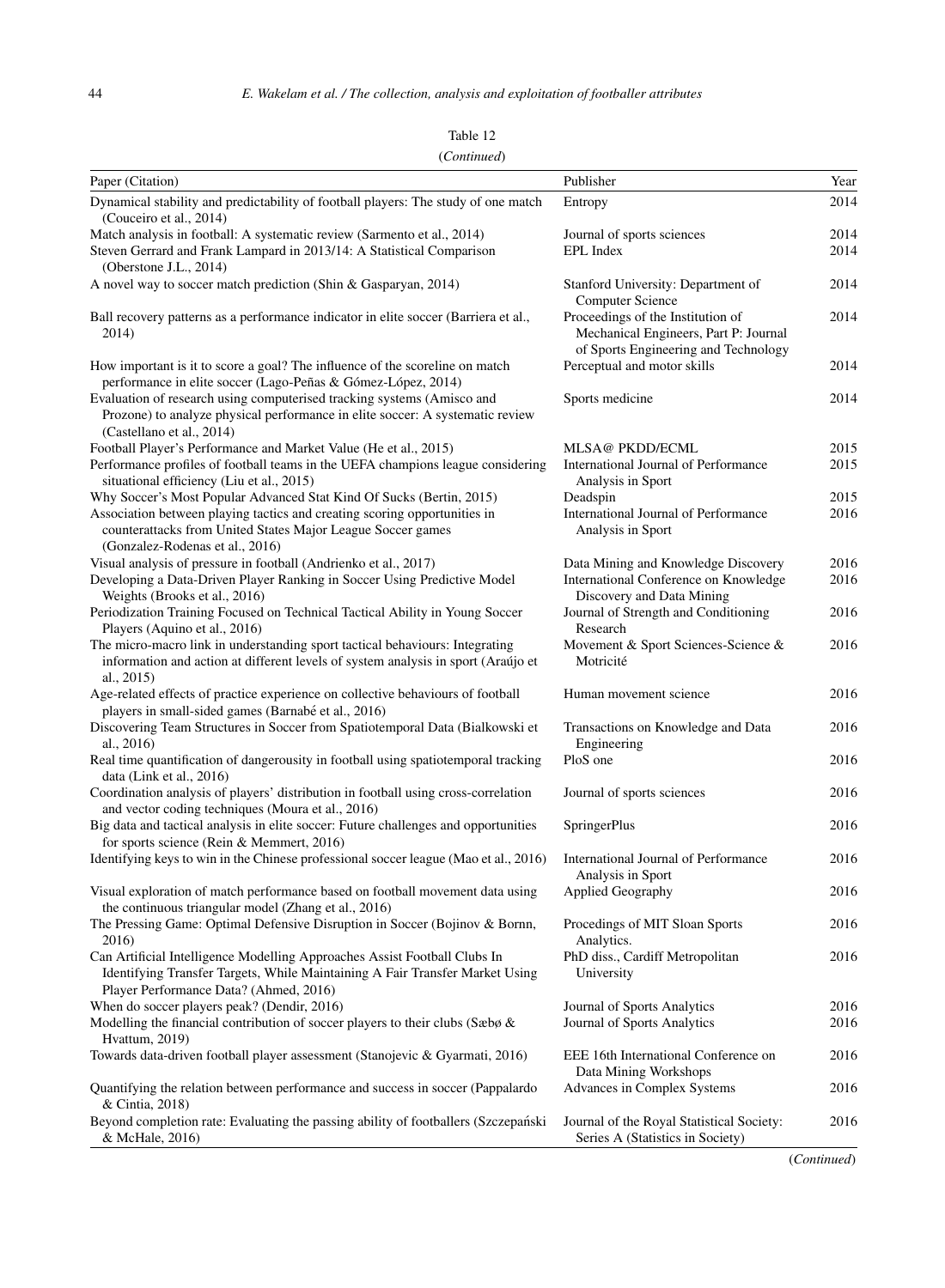Table 12

(*Continued*)

| Paper (Citation) | Publisher | Year |
|---|---|---|
| Dynamical stability and predictability of football players: The study of one match (Couceiro et al., 2014) | Entropy | 2014 |
| Match analysis in football: A systematic review (Sarmento et al., 2014) | Journal of sports sciences | 2014 |
| Steven Gerrard and Frank Lampard in 2013/14: A Statistical Comparison (Oberstone J.L., 2014) | EPL Index | 2014 |
| A novel way to soccer match prediction (Shin & Gasparyan, 2014) | Stanford University: Department of Computer Science | 2014 |
| Ball recovery patterns as a performance indicator in elite soccer (Barriera et al., 2014) | Proceedings of the Institution of Mechanical Engineers, Part P: Journal of Sports Engineering and Technology | 2014 |
| How important is it to score a goal? The influence of the scoreline on match performance in elite soccer (Lago-Peñas & Gómez-López, 2014) | Perceptual and motor skills | 2014 |
| Evaluation of research using computerised tracking systems (Amisco and Prozone) to analyze physical performance in elite soccer: A systematic review (Castellano et al., 2014) | Sports medicine | 2014 |
| Football Player's Performance and Market Value (He et al., 2015) | MLSA@ PKDD/ECML | 2015 |
| Performance profiles of football teams in the UEFA champions league considering situational efficiency (Liu et al., 2015) | International Journal of Performance Analysis in Sport | 2015 |
| Why Soccer's Most Popular Advanced Stat Kind Of Sucks (Bertin, 2015) | Deadspin | 2015 |
| Association between playing tactics and creating scoring opportunities in counterattacks from United States Major League Soccer games (Gonzalez-Rodenas et al., 2016) | International Journal of Performance Analysis in Sport | 2016 |
| Visual analysis of pressure in football (Andrienko et al., 2017) | Data Mining and Knowledge Discovery | 2016 |
| Developing a Data-Driven Player Ranking in Soccer Using Predictive Model Weights (Brooks et al., 2016) | International Conference on Knowledge Discovery and Data Mining | 2016 |
| Periodization Training Focused on Technical Tactical Ability in Young Soccer Players (Aquino et al., 2016) | Journal of Strength and Conditioning Research | 2016 |
| The micro-macro link in understanding sport tactical behaviours: Integrating information and action at different levels of system analysis in sport (Araújo et al., 2015) | Movement & Sport Sciences-Science & Motricité | 2016 |
| Age-related effects of practice experience on collective behaviours of football players in small-sided games (Barnabé et al., 2016) | Human movement science | 2016 |
| Discovering Team Structures in Soccer from Spatiotemporal Data (Bialkowski et al., 2016) | Transactions on Knowledge and Data Engineering | 2016 |
| Real time quantification of dangerousity in football using spatiotemporal tracking data (Link et al., 2016) | PloS one | 2016 |
| Coordination analysis of players' distribution in football using cross-correlation and vector coding techniques (Moura et al., 2016) | Journal of sports sciences | 2016 |
| Big data and tactical analysis in elite soccer: Future challenges and opportunities for sports science (Rein & Memmert, 2016) | SpringerPlus | 2016 |
| Identifying keys to win in the Chinese professional soccer league (Mao et al., 2016) | International Journal of Performance Analysis in Sport | 2016 |
| Visual exploration of match performance based on football movement data using the continuous triangular model (Zhang et al., 2016) | Applied Geography | 2016 |
| The Pressing Game: Optimal Defensive Disruption in Soccer (Bojinov & Bornn, 2016) | Procedings of MIT Sloan Sports Analytics. | 2016 |
| Can Artificial Intelligence Modelling Approaches Assist Football Clubs In Identifying Transfer Targets, While Maintaining A Fair Transfer Market Using Player Performance Data? (Ahmed, 2016) | PhD diss., Cardiff Metropolitan University | 2016 |
| When do soccer players peak? (Dendir, 2016) | Journal of Sports Analytics | 2016 |
| Modelling the financial contribution of soccer players to their clubs (Sæbø & Hvattum, 2019) | Journal of Sports Analytics | 2016 |
| Towards data-driven football player assessment (Stanojevic & Gyarmati, 2016) | EEE 16th International Conference on Data Mining Workshops | 2016 |
| Quantifying the relation between performance and success in soccer (Pappalardo & Cintia, 2018) | Advances in Complex Systems | 2016 |
| Beyond completion rate: Evaluating the passing ability of footballers (Szczepański & McHale, 2016) | Journal of the Royal Statistical Society: Series A (Statistics in Society) | 2016 |

(*Continued*)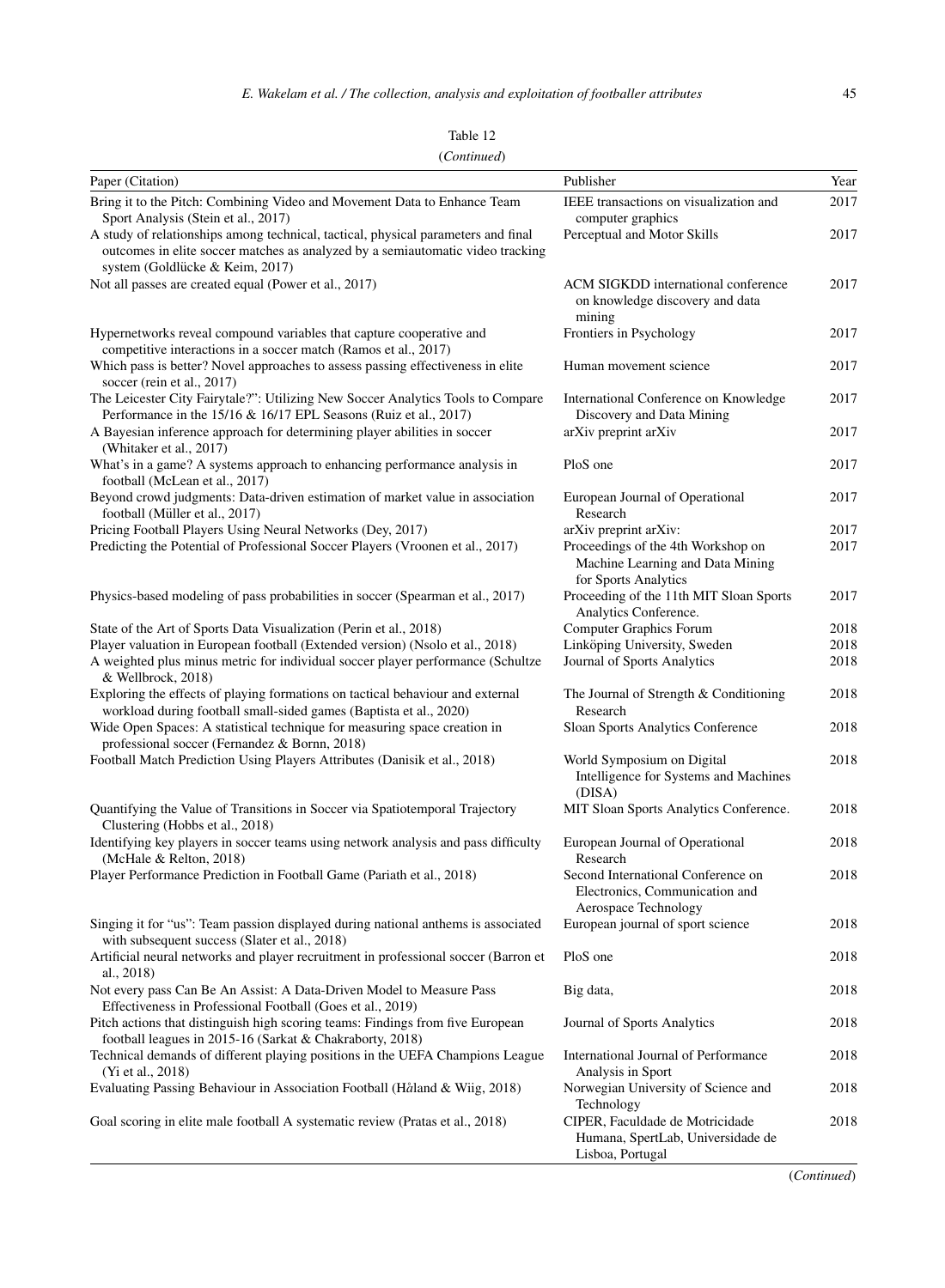Table 12

(*Continued*)

| Paper (Citation) | Publisher | Year |
|---|---|---|
| Bring it to the Pitch: Combining Video and Movement Data to Enhance Team Sport Analysis (Stein et al., 2017) | IEEE transactions on visualization and computer graphics | 2017 |
| A study of relationships among technical, tactical, physical parameters and final outcomes in elite soccer matches as analyzed by a semiautomatic video tracking system (Goldlücke & Keim, 2017) | Perceptual and Motor Skills | 2017 |
| Not all passes are created equal (Power et al., 2017) | ACM SIGKDD international conference on knowledge discovery and data mining | 2017 |
| Hypernetworks reveal compound variables that capture cooperative and competitive interactions in a soccer match (Ramos et al., 2017) | Frontiers in Psychology | 2017 |
| Which pass is better? Novel approaches to assess passing effectiveness in elite soccer (rein et al., 2017) | Human movement science | 2017 |
| The Leicester City Fairytale?": Utilizing New Soccer Analytics Tools to Compare Performance in the 15/16 & 16/17 EPL Seasons (Ruiz et al., 2017) | International Conference on Knowledge Discovery and Data Mining | 2017 |
| A Bayesian inference approach for determining player abilities in soccer (Whitaker et al., 2017) | arXiv preprint arXiv | 2017 |
| What's in a game? A systems approach to enhancing performance analysis in football (McLean et al., 2017) | PloS one | 2017 |
| Beyond crowd judgments: Data-driven estimation of market value in association football (Müller et al., 2017) | European Journal of Operational Research | 2017 |
| Pricing Football Players Using Neural Networks (Dey, 2017) | arXiv preprint arXiv: | 2017 |
| Predicting the Potential of Professional Soccer Players (Vroonen et al., 2017) | Proceedings of the 4th Workshop on Machine Learning and Data Mining for Sports Analytics | 2017 |
| Physics-based modeling of pass probabilities in soccer (Spearman et al., 2017) | Proceeding of the 11th MIT Sloan Sports Analytics Conference. | 2017 |
| State of the Art of Sports Data Visualization (Perin et al., 2018) | Computer Graphics Forum | 2018 |
| Player valuation in European football (Extended version) (Nsolo et al., 2018) | Linköping University, Sweden | 2018 |
| A weighted plus minus metric for individual soccer player performance (Schultze & Wellbrock, 2018) | Journal of Sports Analytics | 2018 |
| Exploring the effects of playing formations on tactical behaviour and external workload during football small-sided games (Baptista et al., 2020) | The Journal of Strength & Conditioning Research | 2018 |
| Wide Open Spaces: A statistical technique for measuring space creation in professional soccer (Fernandez & Bornn, 2018) | Sloan Sports Analytics Conference | 2018 |
| Football Match Prediction Using Players Attributes (Danisik et al., 2018) | World Symposium on Digital Intelligence for Systems and Machines (DISA) | 2018 |
| Quantifying the Value of Transitions in Soccer via Spatiotemporal Trajectory Clustering (Hobbs et al., 2018) | MIT Sloan Sports Analytics Conference. | 2018 |
| Identifying key players in soccer teams using network analysis and pass difficulty (McHale & Relton, 2018) | European Journal of Operational Research | 2018 |
| Player Performance Prediction in Football Game (Pariath et al., 2018) | Second International Conference on Electronics, Communication and Aerospace Technology | 2018 |
| Singing it for "us": Team passion displayed during national anthems is associated with subsequent success (Slater et al., 2018) | European journal of sport science | 2018 |
| Artificial neural networks and player recruitment in professional soccer (Barron et al., 2018) | PloS one | 2018 |
| Not every pass Can Be An Assist: A Data-Driven Model to Measure Pass Effectiveness in Professional Football (Goes et al., 2019) | Big data, | 2018 |
| Pitch actions that distinguish high scoring teams: Findings from five European football leagues in 2015-16 (Sarkat & Chakraborty, 2018) | Journal of Sports Analytics | 2018 |
| Technical demands of different playing positions in the UEFA Champions League (Yi et al., 2018) | International Journal of Performance Analysis in Sport | 2018 |
| Evaluating Passing Behaviour in Association Football (Håland & Wiig, 2018) | Norwegian University of Science and Technology | 2018 |
| Goal scoring in elite male football A systematic review (Pratas et al., 2018) | CIPER, Faculdade de Motricidade Humana, SpertLab, Universidade de Lisboa, Portugal | 2018 |

(*Continued*)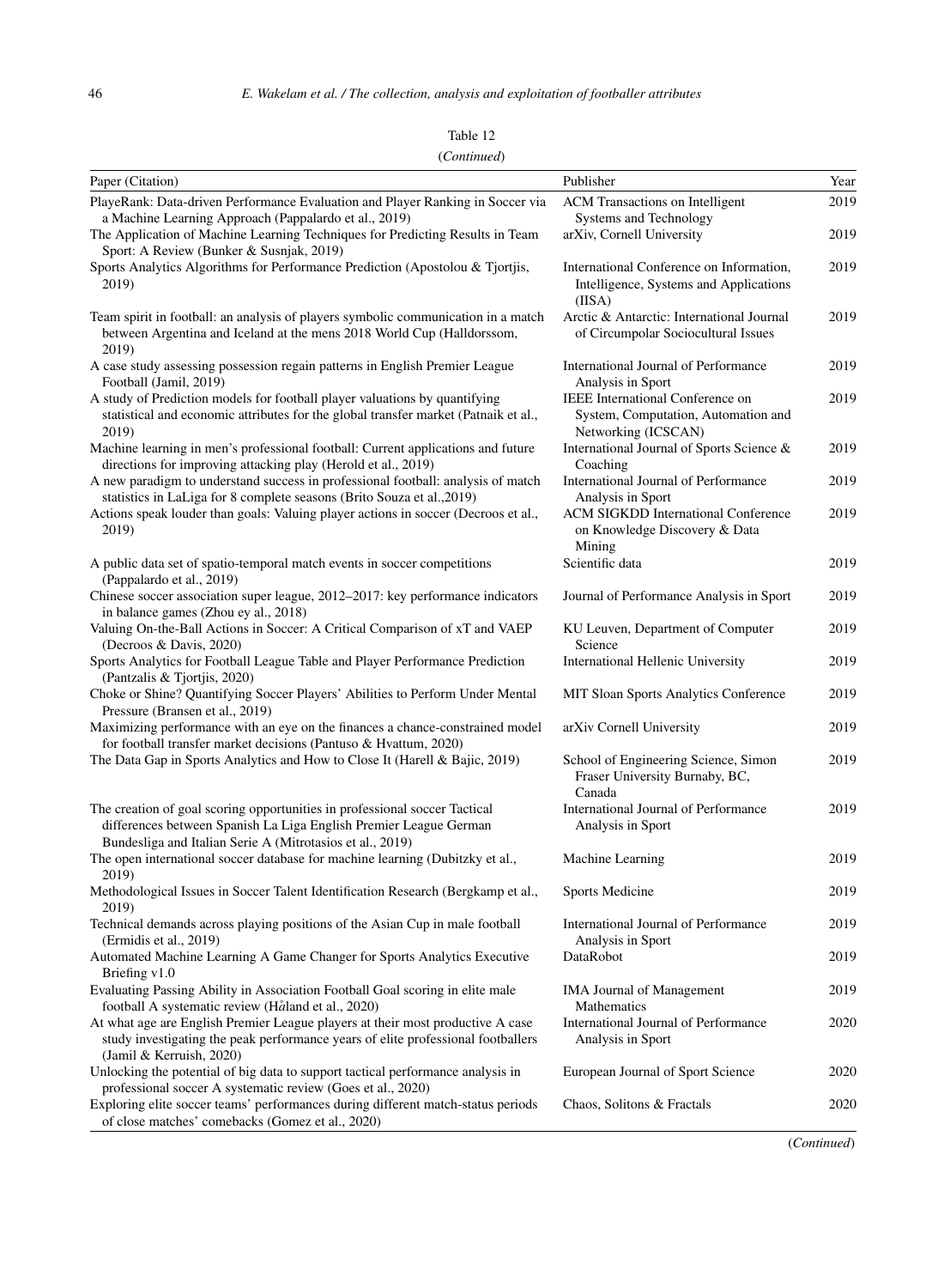Table 12

(*Continued*)

| Paper (Citation) | Publisher | Year |
|---|---|---|
| PlayeRank: Data-driven Performance Evaluation and Player Ranking in Soccer via a Machine Learning Approach (Pappalardo et al., 2019) | ACM Transactions on Intelligent Systems and Technology | 2019 |
| The Application of Machine Learning Techniques for Predicting Results in Team Sport: A Review (Bunker & Susnjak, 2019) | arXiv, Cornell University | 2019 |
| Sports Analytics Algorithms for Performance Prediction (Apostolou & Tjortjis, 2019) | International Conference on Information, Intelligence, Systems and Applications (IISA) | 2019 |
| Team spirit in football: an analysis of players symbolic communication in a match between Argentina and Iceland at the mens 2018 World Cup (Halldorssom, 2019) | Arctic & Antarctic: International Journal of Circumpolar Sociocultural Issues | 2019 |
| A case study assessing possession regain patterns in English Premier League Football (Jamil, 2019) | International Journal of Performance Analysis in Sport | 2019 |
| A study of Prediction models for football player valuations by quantifying statistical and economic attributes for the global transfer market (Patnaik et al., 2019) | IEEE International Conference on System, Computation, Automation and Networking (ICSCAN) | 2019 |
| Machine learning in men's professional football: Current applications and future directions for improving attacking play (Herold et al., 2019) | International Journal of Sports Science & Coaching | 2019 |
| A new paradigm to understand success in professional football: analysis of match statistics in LaLiga for 8 complete seasons (Brito Souza et al.,2019) | International Journal of Performance Analysis in Sport | 2019 |
| Actions speak louder than goals: Valuing player actions in soccer (Decroos et al., 2019) | ACM SIGKDD International Conference on Knowledge Discovery & Data Mining | 2019 |
| A public data set of spatio-temporal match events in soccer competitions (Pappalardo et al., 2019) | Scientific data | 2019 |
| Chinese soccer association super league, 2012–2017: key performance indicators in balance games (Zhou ey al., 2018) | Journal of Performance Analysis in Sport | 2019 |
| Valuing On-the-Ball Actions in Soccer: A Critical Comparison of xT and VAEP (Decroos & Davis, 2020) | KU Leuven, Department of Computer Science | 2019 |
| Sports Analytics for Football League Table and Player Performance Prediction (Pantzalis & Tjortjis, 2020) | International Hellenic University | 2019 |
| Choke or Shine? Quantifying Soccer Players' Abilities to Perform Under Mental Pressure (Bransen et al., 2019) | MIT Sloan Sports Analytics Conference | 2019 |
| Maximizing performance with an eye on the finances a chance-constrained model for football transfer market decisions (Pantuso & Hvattum, 2020) | arXiv Cornell University | 2019 |
| The Data Gap in Sports Analytics and How to Close It (Harell & Bajic, 2019) | School of Engineering Science, Simon Fraser University Burnaby, BC, Canada | 2019 |
| The creation of goal scoring opportunities in professional soccer Tactical differences between Spanish La Liga English Premier League German Bundesliga and Italian Serie A (Mitrotasios et al., 2019) | International Journal of Performance Analysis in Sport | 2019 |
| The open international soccer database for machine learning (Dubitzky et al., 2019) | Machine Learning | 2019 |
| Methodological Issues in Soccer Talent Identification Research (Bergkamp et al., 2019) | Sports Medicine | 2019 |
| Technical demands across playing positions of the Asian Cup in male football (Ermidis et al., 2019) | International Journal of Performance Analysis in Sport | 2019 |
| Automated Machine Learning A Game Changer for Sports Analytics Executive Briefing v1.0 | DataRobot | 2019 |
| Evaluating Passing Ability in Association Football Goal scoring in elite male football A systematic review (Håland et al., 2020) | IMA Journal of Management Mathematics | 2019 |
| At what age are English Premier League players at their most productive A case study investigating the peak performance years of elite professional footballers (Jamil & Kerruish, 2020) | International Journal of Performance Analysis in Sport | 2020 |
| Unlocking the potential of big data to support tactical performance analysis in professional soccer A systematic review (Goes et al., 2020) | European Journal of Sport Science | 2020 |
| Exploring elite soccer teams' performances during different match-status periods of close matches' comebacks (Gomez et al., 2020) | Chaos, Solitons & Fractals | 2020 |

(*Continued*)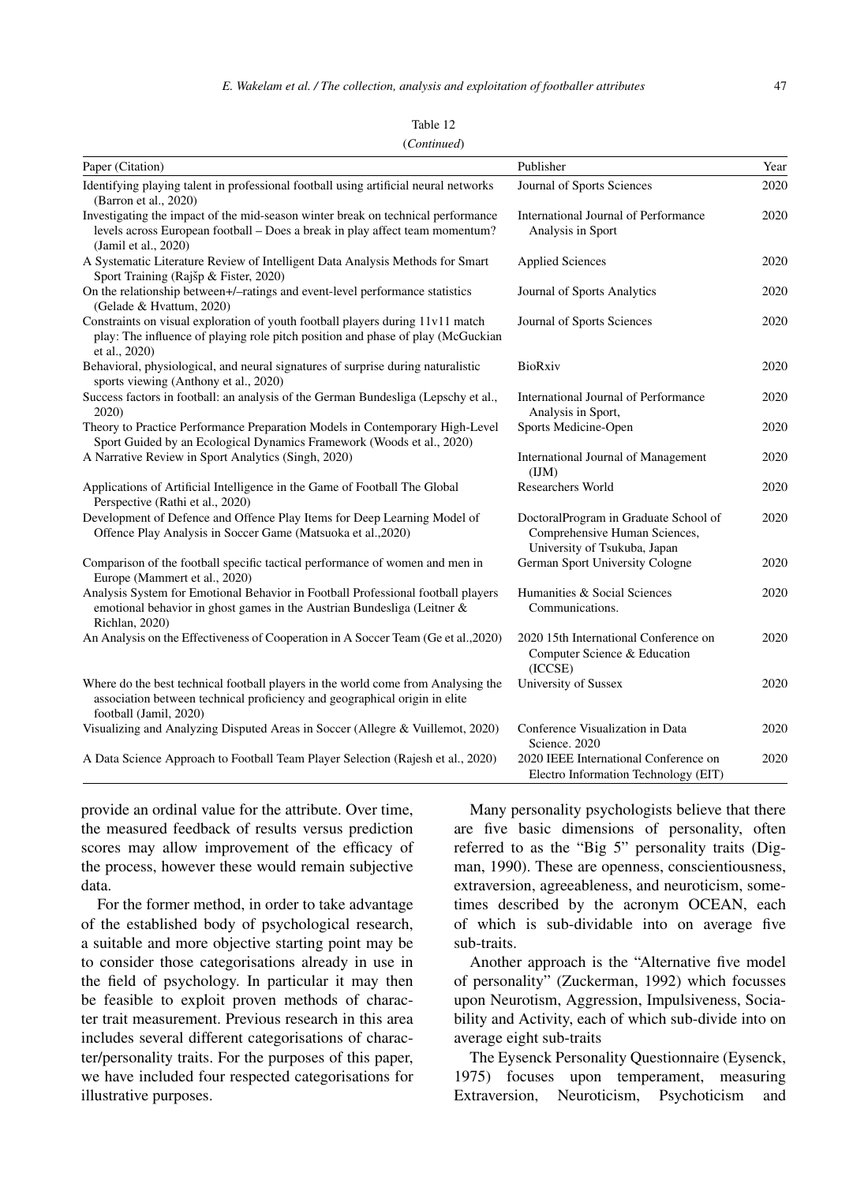Table 12

(*Continued*)

| Paper (Citation) | Publisher | Year |
|---|---|---|
| Identifying playing talent in professional football using artificial neural networks (Barron et al., 2020) | Journal of Sports Sciences | 2020 |
| Investigating the impact of the mid-season winter break on technical performance levels across European football – Does a break in play affect team momentum? (Jamil et al., 2020) | International Journal of Performance Analysis in Sport | 2020 |
| A Systematic Literature Review of Intelligent Data Analysis Methods for Smart Sport Training (Rajšp & Fister, 2020) | Applied Sciences | 2020 |
| On the relationship between+/–ratings and event-level performance statistics (Gelade & Hvattum, 2020) | Journal of Sports Analytics | 2020 |
| Constraints on visual exploration of youth football players during 11v11 match play: The influence of playing role pitch position and phase of play (McGuckian et al., 2020) | Journal of Sports Sciences | 2020 |
| Behavioral, physiological, and neural signatures of surprise during naturalistic sports viewing (Anthony et al., 2020) | BioRxiv | 2020 |
| Success factors in football: an analysis of the German Bundesliga (Lepschy et al., 2020) | International Journal of Performance Analysis in Sport, | 2020 |
| Theory to Practice Performance Preparation Models in Contemporary High-Level Sport Guided by an Ecological Dynamics Framework (Woods et al., 2020) | Sports Medicine-Open | 2020 |
| A Narrative Review in Sport Analytics (Singh, 2020) | International Journal of Management (IJM) | 2020 |
| Applications of Artificial Intelligence in the Game of Football The Global Perspective (Rathi et al., 2020) | Researchers World | 2020 |
| Development of Defence and Offence Play Items for Deep Learning Model of Offence Play Analysis in Soccer Game (Matsuoka et al.,2020) | DoctoralProgram in Graduate School of Comprehensive Human Sciences, University of Tsukuba, Japan | 2020 |
| Comparison of the football specific tactical performance of women and men in Europe (Mammert et al., 2020) | German Sport University Cologne | 2020 |
| Analysis System for Emotional Behavior in Football Professional football players emotional behavior in ghost games in the Austrian Bundesliga (Leitner & Richlan, 2020) | Humanities & Social Sciences Communications. | 2020 |
| An Analysis on the Effectiveness of Cooperation in A Soccer Team (Ge et al.,2020) | 2020 15th International Conference on Computer Science & Education (ICCSE) | 2020 |
| Where do the best technical football players in the world come from Analysing the association between technical proficiency and geographical origin in elite football (Jamil, 2020) | University of Sussex | 2020 |
| Visualizing and Analyzing Disputed Areas in Soccer (Allegre & Vuillemot, 2020) | Conference Visualization in Data Science. 2020 | 2020 |
| A Data Science Approach to Football Team Player Selection (Rajesh et al., 2020) | 2020 IEEE International Conference on Electro Information Technology (EIT) | 2020 |

provide an ordinal value for the attribute. Over time, the measured feedback of results versus prediction scores may allow improvement of the efficacy of the process, however these would remain subjective data.

For the former method, in order to take advantage of the established body of psychological research, a suitable and more objective starting point may be to consider those categorisations already in use in the field of psychology. In particular it may then be feasible to exploit proven methods of character trait measurement. Previous research in this area includes several different categorisations of character/personality traits. For the purposes of this paper, we have included four respected categorisations for illustrative purposes.

Many personality psychologists believe that there are five basic dimensions of personality, often referred to as the "Big 5" personality traits (Digman, 1990). These are openness, conscientiousness, extraversion, agreeableness, and neuroticism, sometimes described by the acronym OCEAN, each of which is sub-dividable into on average five sub-traits.

Another approach is the "Alternative five model of personality" (Zuckerman, 1992) which focusses upon Neurotism, Aggression, Impulsiveness, Sociability and Activity, each of which sub-divide into on average eight sub-traits

The Eysenck Personality Questionnaire (Eysenck, 1975) focuses upon temperament, measuring Extraversion, Neuroticism, Psychoticism and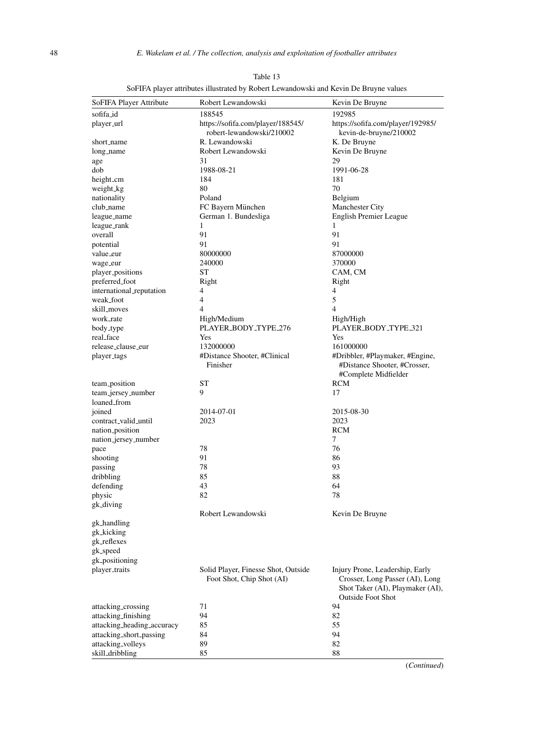Table 13

SoFIFA player attributes illustrated by Robert Lewandowski and Kevin De Bruyne values

| SoFIFA Player Attribute | Robert Lewandowski | Kevin De Bruyne |
|---|---|---|
| sofifa_id | 188545 | 192985 |
| player_url | https://sofifa.com/player/188545/robert-lewandowski/210002 | https://sofifa.com/player/192985/kevin-de-bruyne/210002 |
| short_name | R. Lewandowski | K. De Bruyne |
| long_name | Robert Lewandowski | Kevin De Bruyne |
| age | 31 | 29 |
| dob | 1988-08-21 | 1991-06-28 |
| height_cm | 184 | 181 |
| weight_kg | 80 | 70 |
| nationality | Poland | Belgium |
| club_name | FC Bayern München | Manchester City |
| league_name | German 1. Bundesliga | English Premier League |
| league_rank | 1 | 1 |
| overall | 91 | 91 |
| potential | 91 | 91 |
| value_eur | 80000000 | 87000000 |
| wage_eur | 240000 | 370000 |
| player_positions | ST | CAM, CM |
| preferred_foot | Right | Right |
| international_reputation | 4 | 4 |
| weak_foot | 4 | 5 |
| skill_moves | 4 | 4 |
| work_rate | High/Medium | High/High |
| body_type | PLAYER_BODY_TYPE_276 | PLAYER_BODY_TYPE_321 |
| real_face | Yes | Yes |
| release_clause_eur | 132000000 | 161000000 |
| player_tags | #Distance Shooter, #Clinical Finisher | #Dribbler, #Playmaker, #Engine, #Distance Shooter, #Crosser, #Complete Midfielder |
| team_position | ST | RCM |
| team_jersey_number | 9 | 17 |
| loaned_from | | |
| joined | 2014-07-01 | 2015-08-30 |
| contract_valid_until | 2023 | 2023 |
| nation_position | | RCM |
| nation_jersey_number | | 7 |
| pace | 78 | 76 |
| shooting | 91 | 86 |
| passing | 78 | 93 |
| dribbling | 85 | 88 |
| defending | 43 | 64 |
| physic | 82 | 78 |
| gk_diving | | |
| | Robert Lewandowski | Kevin De Bruyne |
| gk_handling | | |
| gk_kicking | | |
| gk_reflexes | | |
| gk_speed | | |
| gk_positioning | | |
| player_traits | Solid Player, Finesse Shot, Outside Foot Shot, Chip Shot (AI) | Injury Prone, Leadership, Early Crosser, Long Passer (AI), Long Shot Taker (AI), Playmaker (AI), Outside Foot Shot |
| attacking_crossing | 71 | 94 |
| attacking_finishing | 94 | 82 |
| attacking_heading_accuracy | 85 | 55 |
| attacking_short_passing | 84 | 94 |
| attacking_volleys | 89 | 82 |
| skill_dribbling | 85 | 88 |

(*Continued*)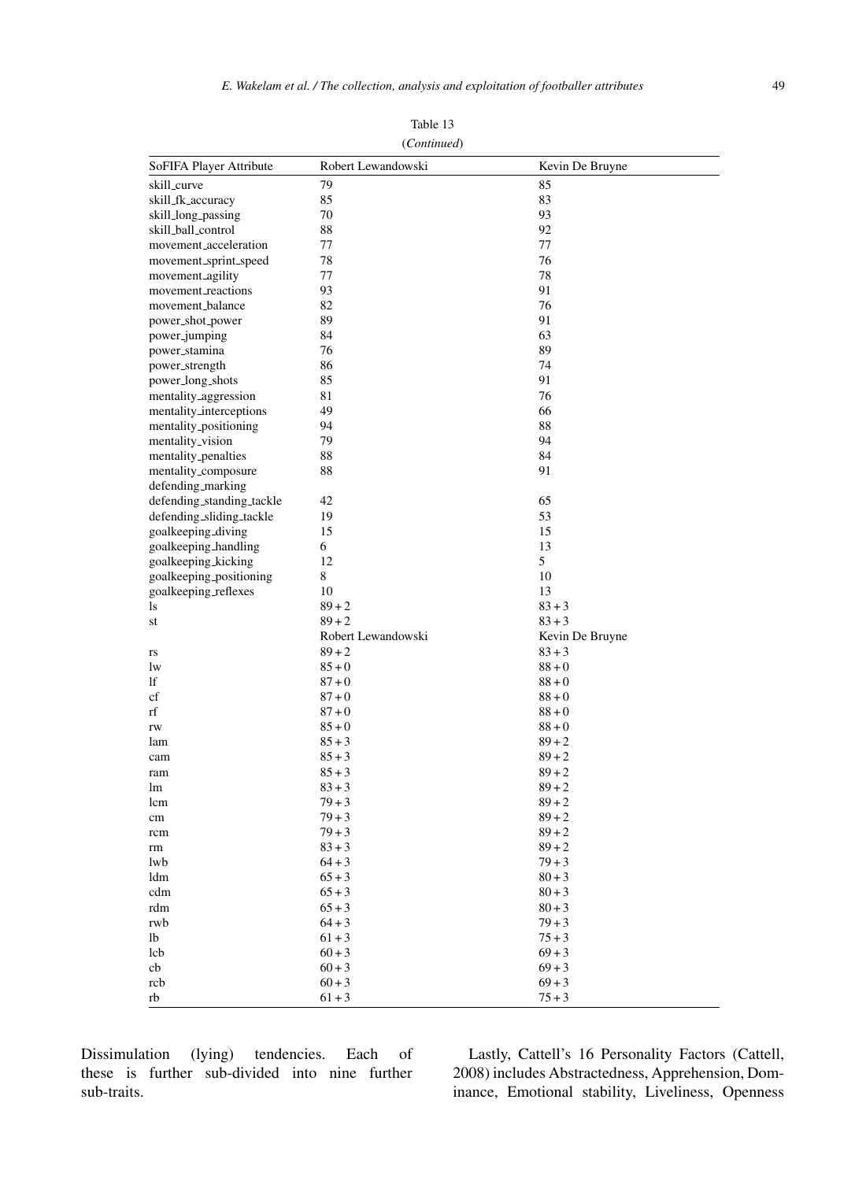Table 13

(*Continued*)

| SoFIFA Player Attribute | Robert Lewandowski | Kevin De Bruyne |
|---|---|---|
| skill_curve | 79 | 85 |
| skill_fk_accuracy | 85 | 83 |
| skill_long_passing | 70 | 93 |
| skill_ball_control | 88 | 92 |
| movement_acceleration | 77 | 77 |
| movement_sprint_speed | 78 | 76 |
| movement_agility | 77 | 78 |
| movement_reactions | 93 | 91 |
| movement_balance | 82 | 76 |
| power_shot_power | 89 | 91 |
| power_jumping | 84 | 63 |
| power_stamina | 76 | 89 |
| power_strength | 86 | 74 |
| power_long_shots | 85 | 91 |
| mentality_aggression | 81 | 76 |
| mentality_interceptions | 49 | 66 |
| mentality_positioning | 94 | 88 |
| mentality_vision | 79 | 94 |
| mentality_penalties | 88 | 84 |
| mentality_composure | 88 | 91 |
| defending_marking | | |
| defending_standing_tackle | 42 | 65 |
| defending_sliding_tackle | 19 | 53 |
| goalkeeping_diving | 15 | 15 |
| goalkeeping_handling | 6 | 13 |
| goalkeeping_kicking | 12 | 5 |
| goalkeeping_positioning | 8 | 10 |
| goalkeeping_reflexes | 10 | 13 |
| ls | 89 + 2 | 83 + 3 |
| st | 89 + 2 | 83 + 3 |
| | Robert Lewandowski | Kevin De Bruyne |
| rs | 89 + 2 | 83 + 3 |
| lw | 85 + 0 | 88 + 0 |
| lf | 87 + 0 | 88 + 0 |
| cf | 87 + 0 | 88 + 0 |
| rf | 87 + 0 | 88 + 0 |
| rw | 85 + 0 | 88 + 0 |
| lam | 85 + 3 | 89 + 2 |
| cam | 85 + 3 | 89 + 2 |
| ram | 85 + 3 | 89 + 2 |
| lm | 83 + 3 | 89 + 2 |
| lcm | 79 + 3 | 89 + 2 |
| cm | 79 + 3 | 89 + 2 |
| rcm | 79 + 3 | 89 + 2 |
| rm | 83 + 3 | 89 + 2 |
| lwb | 64 + 3 | 79 + 3 |
| ldm | 65 + 3 | 80 + 3 |
| cdm | 65 + 3 | 80 + 3 |
| rdm | 65 + 3 | 80 + 3 |
| rwb | 64 + 3 | 79 + 3 |
| lb | 61 + 3 | 75 + 3 |
| lcb | 60 + 3 | 69 + 3 |
| cb | 60 + 3 | 69 + 3 |
| rcb | 60 + 3 | 69 + 3 |
| rb | 61 + 3 | 75 + 3 |

Dissimulation (lying) tendencies. Each of these is further sub-divided into nine further sub-traits.

Lastly, Cattell's 16 Personality Factors (Cattell, 2008) includes Abstractedness, Apprehension, Dominance, Emotional stability, Liveliness, Openness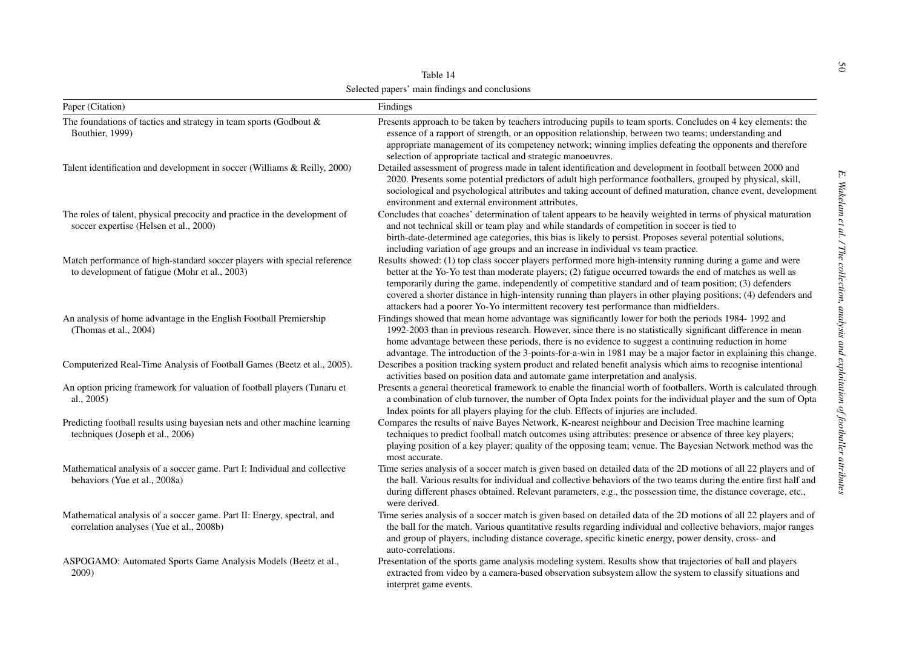Table 14

Selected papers' main findings and conclusions

| Paper (Citation) | Findings |
| --- | --- |
| The foundations of tactics and strategy in team sports (Godbout & Bouthier, 1999) | Presents approach to be taken by teachers introducing pupils to team sports. Concludes on 4 key elements: the essence of a rapport of strength, or an opposition relationship, between two teams; understanding and appropriate management of its competency network; winning implies defeating the opponents and therefore selection of appropriate tactical and strategic manoeuvres. |
| Talent identification and development in soccer (Williams & Reilly, 2000) | Detailed assessment of progress made in talent identification and development in football between 2000 and 2020. Presents some potential predictors of adult high performance footballers, grouped by physical, skill, sociological and psychological attributes and taking account of defined maturation, chance event, development environment and external environment attributes. |
| The roles of talent, physical precocity and practice in the development of soccer expertise (Helsen et al., 2000) | Concludes that coaches' determination of talent appears to be heavily weighted in terms of physical maturation and not technical skill or team play and while standards of competition in soccer is tied to birth-date-determined age categories, this bias is likely to persist. Proposes several potential solutions, including variation of age groups and an increase in individual vs team practice. |
| Match performance of high-standard soccer players with special reference to development of fatigue (Mohr et al., 2003) | Results showed: (1) top class soccer players performed more high-intensity running during a game and were better at the Yo-Yo test than moderate players; (2) fatigue occurred towards the end of matches as well as temporarily during the game, independently of competitive standard and of team position; (3) defenders covered a shorter distance in high-intensity running than players in other playing positions; (4) defenders and attackers had a poorer Yo-Yo intermittent recovery test performance than midfielders. |
| An analysis of home advantage in the English Football Premiership (Thomas et al., 2004) | Findings showed that mean home advantage was significantly lower for both the periods 1984- 1992 and 1992-2003 than in previous research. However, since there is no statistically significant difference in mean home advantage between these periods, there is no evidence to suggest a continuing reduction in home advantage. The introduction of the 3-points-for-a-win in 1981 may be a major factor in explaining this change. |
| Computerized Real-Time Analysis of Football Games (Beetz et al., 2005). | Describes a position tracking system product and related benefit analysis which aims to recognise intentional activities based on position data and automate game interpretation and analysis. |
| An option pricing framework for valuation of football players (Tunaru et al., 2005) | Presents a general theoretical framework to enable the financial worth of footballers. Worth is calculated through a combination of club turnover, the number of Opta Index points for the individual player and the sum of Opta Index points for all players playing for the club. Effects of injuries are included. |
| Predicting football results using bayesian nets and other machine learning techniques (Joseph et al., 2006) | Compares the results of naive Bayes Network, K-nearest neighbour and Decision Tree machine learning techniques to predict foolball match outcomes using attributes: presence or absence of three key players; playing position of a key player; quality of the opposing team; venue. The Bayesian Network method was the most accurate. |
| Mathematical analysis of a soccer game. Part I: Individual and collective behaviors (Yue et al., 2008a) | Time series analysis of a soccer match is given based on detailed data of the 2D motions of all 22 players and of the ball. Various results for individual and collective behaviors of the two teams during the entire first half and during different phases obtained. Relevant parameters, e.g., the possession time, the distance coverage, etc., were derived. |
| Mathematical analysis of a soccer game. Part II: Energy, spectral, and correlation analyses (Yue et al., 2008b) | Time series analysis of a soccer match is given based on detailed data of the 2D motions of all 22 players and of the ball for the match. Various quantitative results regarding individual and collective behaviors, major ranges and group of players, including distance coverage, specific kinetic energy, power density, cross- and auto-correlations. |
| ASPOGAMO: Automated Sports Game Analysis Models (Beetz et al., 2009) | Presentation of the sports game analysis modeling system. Results show that trajectories of ball and players extracted from video by a camera-based observation subsystem allow the system to classify situations and interpret game events. |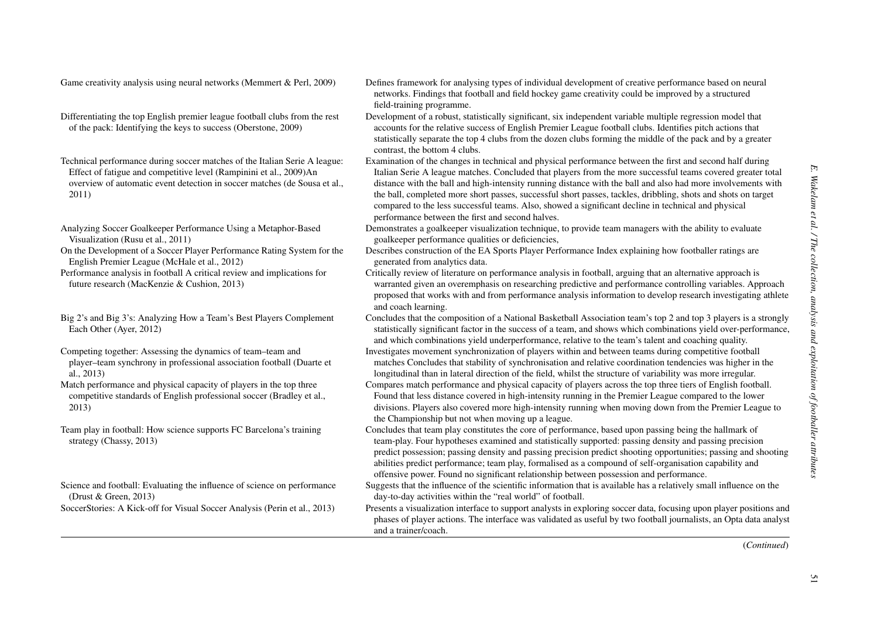| | |
|---|---|
| Game creativity analysis using neural networks (Memmert & Perl, 2009) | Defines framework for analysing types of individual development of creative performance based on neural networks. Findings that football and field hockey game creativity could be improved by a structured field-training programme. |
| Differentiating the top English premier league football clubs from the rest of the pack: Identifying the keys to success (Oberstone, 2009) | Development of a robust, statistically significant, six independent variable multiple regression model that accounts for the relative success of English Premier League football clubs. Identifies pitch actions that statistically separate the top 4 clubs from the dozen clubs forming the middle of the pack and by a greater contrast, the bottom 4 clubs. |
| Technical performance during soccer matches of the Italian Serie A league: Effect of fatigue and competitive level (Rampinini et al., 2009)An overview of automatic event detection in soccer matches (de Sousa et al., 2011) | Examination of the changes in technical and physical performance between the first and second half during Italian Serie A league matches. Concluded that players from the more successful teams covered greater total distance with the ball and high-intensity running distance with the ball and also had more involvements with the ball, completed more short passes, successful short passes, tackles, dribbling, shots and shots on target compared to the less successful teams. Also, showed a significant decline in technical and physical performance between the first and second halves. |
| Analyzing Soccer Goalkeeper Performance Using a Metaphor-Based Visualization (Rusu et al., 2011) | Demonstrates a goalkeeper visualization technique, to provide team managers with the ability to evaluate goalkeeper performance qualities or deficiencies, |
| On the Development of a Soccer Player Performance Rating System for the English Premier League (McHale et al., 2012) | Describes construction of the EA Sports Player Performance Index explaining how footballer ratings are generated from analytics data. |
| Performance analysis in football A critical review and implications for future research (MacKenzie & Cushion, 2013) | Critically review of literature on performance analysis in football, arguing that an alternative approach is warranted given an overemphasis on researching predictive and performance controlling variables. Approach proposed that works with and from performance analysis information to develop research investigating athlete and coach learning. |
| Big 2's and Big 3's: Analyzing How a Team's Best Players Complement Each Other (Ayer, 2012) | Concludes that the composition of a National Basketball Association team's top 2 and top 3 players is a strongly statistically significant factor in the success of a team, and shows which combinations yield over-performance, and which combinations yield underperformance, relative to the team's talent and coaching quality. |
| Competing together: Assessing the dynamics of team–team and player–team synchrony in professional association football (Duarte et al., 2013) | Investigates movement synchronization of players within and between teams during competitive football matches Concludes that stability of synchronisation and relative coordination tendencies was higher in the longitudinal than in lateral direction of the field, whilst the structure of variability was more irregular. |
| Match performance and physical capacity of players in the top three competitive standards of English professional soccer (Bradley et al., 2013) | Compares match performance and physical capacity of players across the top three tiers of English football. Found that less distance covered in high-intensity running in the Premier League compared to the lower divisions. Players also covered more high-intensity running when moving down from the Premier League to the Championship but not when moving up a league. |
| Team play in football: How science supports FC Barcelona's training strategy (Chassy, 2013) | Concludes that team play constitutes the core of performance, based upon passing being the hallmark of team-play. Four hypotheses examined and statistically supported: passing density and passing precision predict possession; passing density and passing precision predict shooting opportunities; passing and shooting abilities predict performance; team play, formalised as a compound of self-organisation capability and offensive power. Found no significant relationship between possession and performance. |
| Science and football: Evaluating the influence of science on performance (Drust & Green, 2013) | Suggests that the influence of the scientific information that is available has a relatively small influence on the day-to-day activities within the "real world" of football. |
| SoccerStories: A Kick-off for Visual Soccer Analysis (Perin et al., 2013) | Presents a visualization interface to support analysts in exploring soccer data, focusing upon player positions and phases of player actions. The interface was validated as useful by two football journalists, an Opta data analyst and a trainer/coach. |

(*Continued*)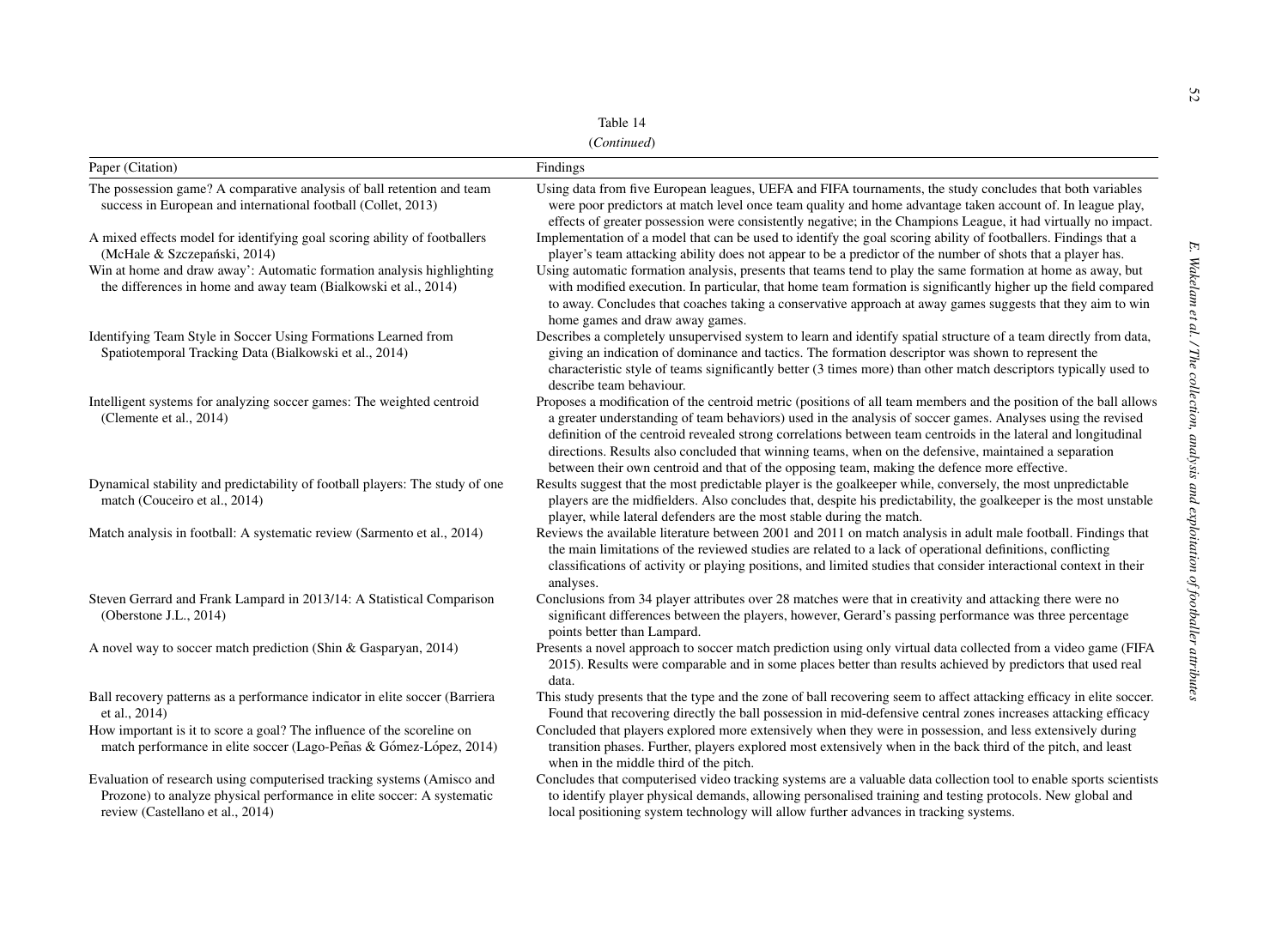Table 14

(*Continued*)

| Paper (Citation) | Findings |
|---|---|
| The possession game? A comparative analysis of ball retention and team success in European and international football (Collet, 2013) | Using data from five European leagues, UEFA and FIFA tournaments, the study concludes that both variables were poor predictors at match level once team quality and home advantage taken account of. In league play, effects of greater possession were consistently negative; in the Champions League, it had virtually no impact. |
| A mixed effects model for identifying goal scoring ability of footballers (McHale & Szczepański, 2014) | Implementation of a model that can be used to identify the goal scoring ability of footballers. Findings that a player's team attacking ability does not appear to be a predictor of the number of shots that a player has. |
| Win at home and draw away': Automatic formation analysis highlighting the differences in home and away team (Bialkowski et al., 2014) | Using automatic formation analysis, presents that teams tend to play the same formation at home as away, but with modified execution. In particular, that home team formation is significantly higher up the field compared to away. Concludes that coaches taking a conservative approach at away games suggests that they aim to win home games and draw away games. |
| Identifying Team Style in Soccer Using Formations Learned from Spatiotemporal Tracking Data (Bialkowski et al., 2014) | Describes a completely unsupervised system to learn and identify spatial structure of a team directly from data, giving an indication of dominance and tactics. The formation descriptor was shown to represent the characteristic style of teams significantly better (3 times more) than other match descriptors typically used to describe team behaviour. |
| Intelligent systems for analyzing soccer games: The weighted centroid (Clemente et al., 2014) | Proposes a modification of the centroid metric (positions of all team members and the position of the ball allows a greater understanding of team behaviors) used in the analysis of soccer games. Analyses using the revised definition of the centroid revealed strong correlations between team centroids in the lateral and longitudinal directions. Results also concluded that winning teams, when on the defensive, maintained a separation between their own centroid and that of the opposing team, making the defence more effective. |
| Dynamical stability and predictability of football players: The study of one match (Couceiro et al., 2014) | Results suggest that the most predictable player is the goalkeeper while, conversely, the most unpredictable players are the midfielders. Also concludes that, despite his predictability, the goalkeeper is the most unstable player, while lateral defenders are the most stable during the match. |
| Match analysis in football: A systematic review (Sarmento et al., 2014) | Reviews the available literature between 2001 and 2011 on match analysis in adult male football. Findings that the main limitations of the reviewed studies are related to a lack of operational definitions, conflicting classifications of activity or playing positions, and limited studies that consider interactional context in their analyses. |
| Steven Gerrard and Frank Lampard in 2013/14: A Statistical Comparison (Oberstone J.L., 2014) | Conclusions from 34 player attributes over 28 matches were that in creativity and attacking there were no significant differences between the players, however, Gerard's passing performance was three percentage points better than Lampard. |
| A novel way to soccer match prediction (Shin & Gasparyan, 2014) | Presents a novel approach to soccer match prediction using only virtual data collected from a video game (FIFA 2015). Results were comparable and in some places better than results achieved by predictors that used real data. |
| Ball recovery patterns as a performance indicator in elite soccer (Barriera et al., 2014) | This study presents that the type and the zone of ball recovering seem to affect attacking efficacy in elite soccer. Found that recovering directly the ball possession in mid-defensive central zones increases attacking efficacy |
| How important is it to score a goal? The influence of the scoreline on match performance in elite soccer (Lago-Peñas & Gómez-López, 2014) | Concluded that players explored more extensively when they were in possession, and less extensively during transition phases. Further, players explored most extensively when in the back third of the pitch, and least when in the middle third of the pitch. |
| Evaluation of research using computerised tracking systems (Amisco and Prozone) to analyze physical performance in elite soccer: A systematic review (Castellano et al., 2014) | Concludes that computerised video tracking systems are a valuable data collection tool to enable sports scientists to identify player physical demands, allowing personalised training and testing protocols. New global and local positioning system technology will allow further advances in tracking systems. |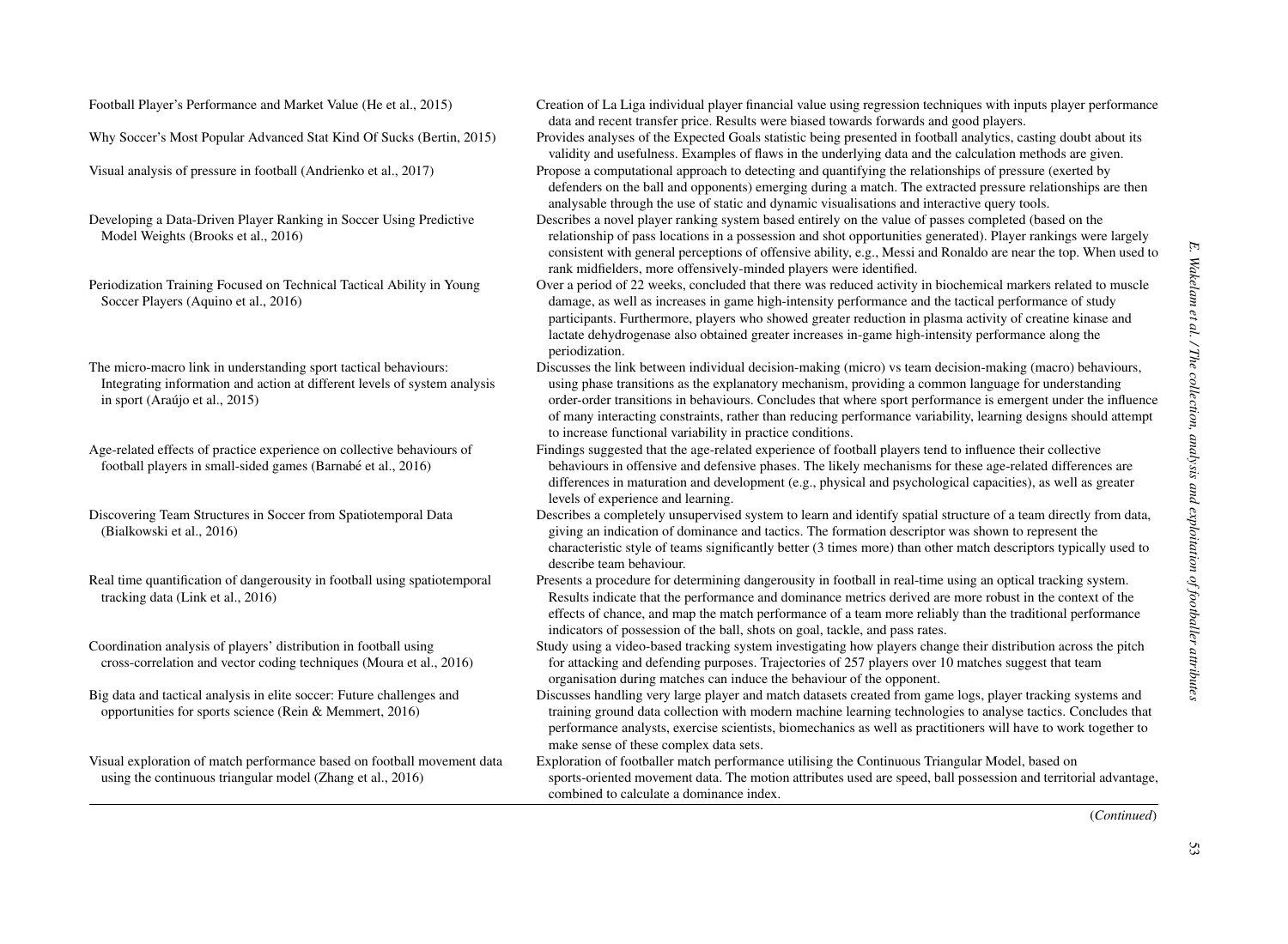| | |
|---|---|
| Football Player's Performance and Market Value (He et al., 2015) | Creation of La Liga individual player financial value using regression techniques with inputs player performance data and recent transfer price. Results were biased towards forwards and good players. |
| Why Soccer's Most Popular Advanced Stat Kind Of Sucks (Bertin, 2015) | Provides analyses of the Expected Goals statistic being presented in football analytics, casting doubt about its validity and usefulness. Examples of flaws in the underlying data and the calculation methods are given. |
| Visual analysis of pressure in football (Andrienko et al., 2017) | Propose a computational approach to detecting and quantifying the relationships of pressure (exerted by defenders on the ball and opponents) emerging during a match. The extracted pressure relationships are then analysable through the use of static and dynamic visualisations and interactive query tools. |
| Developing a Data-Driven Player Ranking in Soccer Using Predictive Model Weights (Brooks et al., 2016) | Describes a novel player ranking system based entirely on the value of passes completed (based on the relationship of pass locations in a possession and shot opportunities generated). Player rankings were largely consistent with general perceptions of offensive ability, e.g., Messi and Ronaldo are near the top. When used to rank midfielders, more offensively-minded players were identified. |
| Periodization Training Focused on Technical Tactical Ability in Young Soccer Players (Aquino et al., 2016) | Over a period of 22 weeks, concluded that there was reduced activity in biochemical markers related to muscle damage, as well as increases in game high-intensity performance and the tactical performance of study participants. Furthermore, players who showed greater reduction in plasma activity of creatine kinase and lactate dehydrogenase also obtained greater increases in-game high-intensity performance along the periodization. |
| The micro-macro link in understanding sport tactical behaviours: Integrating information and action at different levels of system analysis in sport (Araújo et al., 2015) | Discusses the link between individual decision-making (micro) vs team decision-making (macro) behaviours, using phase transitions as the explanatory mechanism, providing a common language for understanding order-order transitions in behaviours. Concludes that where sport performance is emergent under the influence of many interacting constraints, rather than reducing performance variability, learning designs should attempt to increase functional variability in practice conditions. |
| Age-related effects of practice experience on collective behaviours of football players in small-sided games (Barnabé et al., 2016) | Findings suggested that the age-related experience of football players tend to influence their collective behaviours in offensive and defensive phases. The likely mechanisms for these age-related differences are differences in maturation and development (e.g., physical and psychological capacities), as well as greater levels of experience and learning. |
| Discovering Team Structures in Soccer from Spatiotemporal Data (Bialkowski et al., 2016) | Describes a completely unsupervised system to learn and identify spatial structure of a team directly from data, giving an indication of dominance and tactics. The formation descriptor was shown to represent the characteristic style of teams significantly better (3 times more) than other match descriptors typically used to describe team behaviour. |
| Real time quantification of dangerousity in football using spatiotemporal tracking data (Link et al., 2016) | Presents a procedure for determining dangerousity in football in real-time using an optical tracking system. Results indicate that the performance and dominance metrics derived are more robust in the context of the effects of chance, and map the match performance of a team more reliably than the traditional performance indicators of possession of the ball, shots on goal, tackle, and pass rates. |
| Coordination analysis of players' distribution in football using cross-correlation and vector coding techniques (Moura et al., 2016) | Study using a video-based tracking system investigating how players change their distribution across the pitch for attacking and defending purposes. Trajectories of 257 players over 10 matches suggest that team organisation during matches can induce the behaviour of the opponent. |
| Big data and tactical analysis in elite soccer: Future challenges and opportunities for sports science (Rein & Memmert, 2016) | Discusses handling very large player and match datasets created from game logs, player tracking systems and training ground data collection with modern machine learning technologies to analyse tactics. Concludes that performance analysts, exercise scientists, biomechanics as well as practitioners will have to work together to make sense of these complex data sets. |
| Visual exploration of match performance based on football movement data using the continuous triangular model (Zhang et al., 2016) | Exploration of footballer match performance utilising the Continuous Triangular Model, based on sports-oriented movement data. The motion attributes used are speed, ball possession and territorial advantage, combined to calculate a dominance index. |

(*Continued*)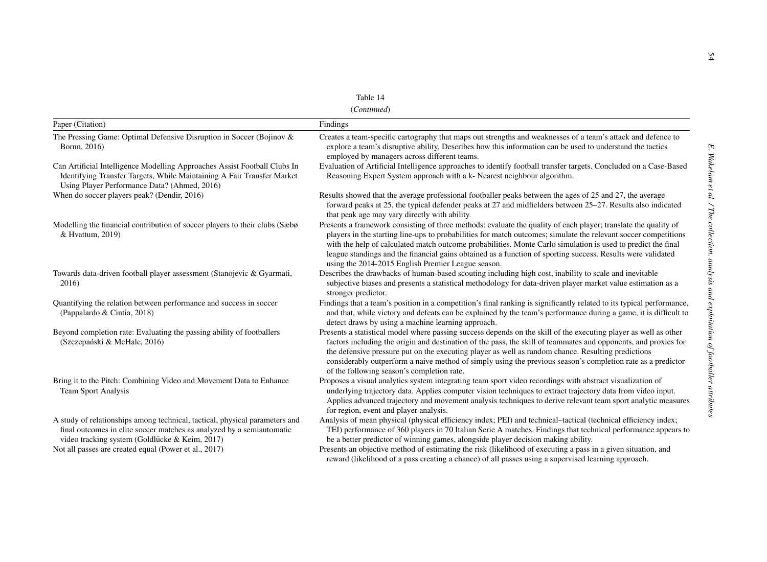Table 14

(*Continued*)

| Paper (Citation) | Findings |
|---|---|
| The Pressing Game: Optimal Defensive Disruption in Soccer (Bojinov & Bornn, 2016) | Creates a team-specific cartography that maps out strengths and weaknesses of a team's attack and defence to explore a team's disruptive ability. Describes how this information can be used to understand the tactics employed by managers across different teams. |
| Can Artificial Intelligence Modelling Approaches Assist Football Clubs In Identifying Transfer Targets, While Maintaining A Fair Transfer Market Using Player Performance Data? (Ahmed, 2016) | Evaluation of Artificial Intelligence approaches to identify football transfer targets. Concluded on a Case-Based Reasoning Expert System approach with a k- Nearest neighbour algorithm. |
| When do soccer players peak? (Dendir, 2016) | Results showed that the average professional footballer peaks between the ages of 25 and 27, the average forward peaks at 25, the typical defender peaks at 27 and midfielders between 25–27. Results also indicated that peak age may vary directly with ability. |
| Modelling the financial contribution of soccer players to their clubs (Sæbø & Hvattum, 2019) | Presents a framework consisting of three methods: evaluate the quality of each player; translate the quality of players in the starting line-ups to probabilities for match outcomes; simulate the relevant soccer competitions with the help of calculated match outcome probabilities. Monte Carlo simulation is used to predict the final league standings and the financial gains obtained as a function of sporting success. Results were validated using the 2014-2015 English Premier League season. |
| Towards data-driven football player assessment (Stanojevic & Gyarmati, 2016) | Describes the drawbacks of human-based scouting including high cost, inability to scale and inevitable subjective biases and presents a statistical methodology for data-driven player market value estimation as a stronger predictor. |
| Quantifying the relation between performance and success in soccer (Pappalardo & Cintia, 2018) | Findings that a team's position in a competition's final ranking is significantly related to its typical performance, and that, while victory and defeats can be explained by the team's performance during a game, it is difficult to detect draws by using a machine learning approach. |
| Beyond completion rate: Evaluating the passing ability of footballers (Szczepański & McHale, 2016) | Presents a statistical model where passing success depends on the skill of the executing player as well as other factors including the origin and destination of the pass, the skill of teammates and opponents, and proxies for the defensive pressure put on the executing player as well as random chance. Resulting predictions considerably outperform a naive method of simply using the previous season's completion rate as a predictor of the following season's completion rate. |
| Bring it to the Pitch: Combining Video and Movement Data to Enhance Team Sport Analysis | Proposes a visual analytics system integrating team sport video recordings with abstract visualization of underlying trajectory data. Applies computer vision techniques to extract trajectory data from video input. Applies advanced trajectory and movement analysis techniques to derive relevant team sport analytic measures for region, event and player analysis. |
| A study of relationships among technical, tactical, physical parameters and final outcomes in elite soccer matches as analyzed by a semiautomatic video tracking system (Goldlücke & Keim, 2017) | Analysis of mean physical (physical efficiency index; PEI) and technical–tactical (technical efficiency index; TEI) performance of 360 players in 70 Italian Serie A matches. Findings that technical performance appears to be a better predictor of winning games, alongside player decision making ability. |
| Not all passes are created equal (Power et al., 2017) | Presents an objective method of estimating the risk (likelihood of executing a pass in a given situation, and reward (likelihood of a pass creating a chance) of all passes using a supervised learning approach. |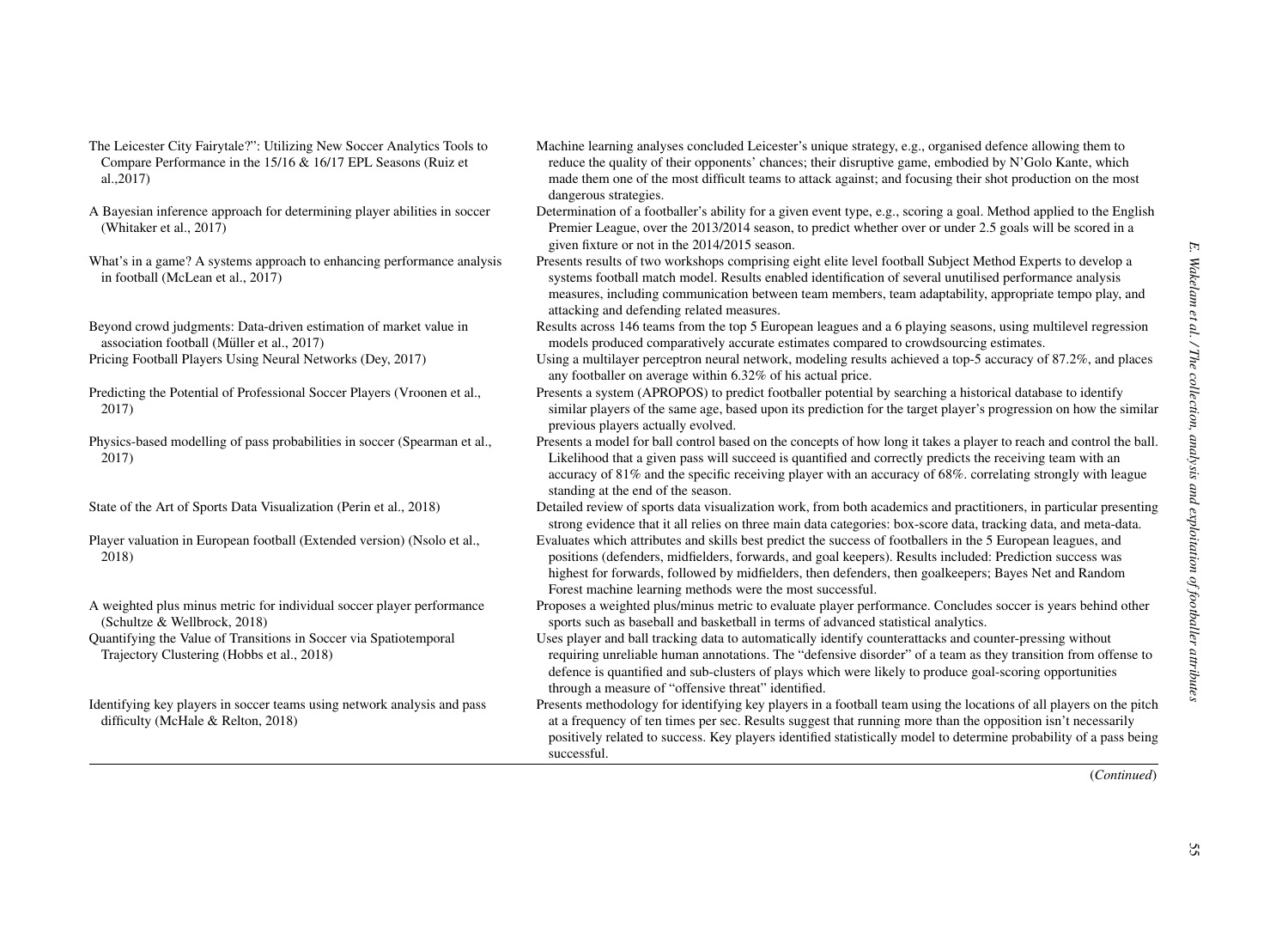| | |
|---|---|
| The Leicester City Fairytale?": Utilizing New Soccer Analytics Tools to Compare Performance in the 15/16 & 16/17 EPL Seasons (Ruiz et al.,2017) | Machine learning analyses concluded Leicester's unique strategy, e.g., organised defence allowing them to reduce the quality of their opponents' chances; their disruptive game, embodied by N'Golo Kante, which made them one of the most difficult teams to attack against; and focusing their shot production on the most dangerous strategies. |
| A Bayesian inference approach for determining player abilities in soccer (Whitaker et al., 2017) | Determination of a footballer's ability for a given event type, e.g., scoring a goal. Method applied to the English Premier League, over the 2013/2014 season, to predict whether over or under 2.5 goals will be scored in a given fixture or not in the 2014/2015 season. |
| What's in a game? A systems approach to enhancing performance analysis in football (McLean et al., 2017) | Presents results of two workshops comprising eight elite level football Subject Method Experts to develop a systems football match model. Results enabled identification of several unutilised performance analysis measures, including communication between team members, team adaptability, appropriate tempo play, and attacking and defending related measures. |
| Beyond crowd judgments: Data-driven estimation of market value in association football (Müller et al., 2017) | Results across 146 teams from the top 5 European leagues and a 6 playing seasons, using multilevel regression models produced comparatively accurate estimates compared to crowdsourcing estimates. |
| Pricing Football Players Using Neural Networks (Dey, 2017) | Using a multilayer perceptron neural network, modeling results achieved a top-5 accuracy of 87.2%, and places any footballer on average within 6.32% of his actual price. |
| Predicting the Potential of Professional Soccer Players (Vroonen et al., 2017) | Presents a system (APROPOS) to predict footballer potential by searching a historical database to identify similar players of the same age, based upon its prediction for the target player's progression on how the similar previous players actually evolved. |
| Physics-based modelling of pass probabilities in soccer (Spearman et al., 2017) | Presents a model for ball control based on the concepts of how long it takes a player to reach and control the ball. Likelihood that a given pass will succeed is quantified and correctly predicts the receiving team with an accuracy of 81% and the specific receiving player with an accuracy of 68%. correlating strongly with league standing at the end of the season. |
| State of the Art of Sports Data Visualization (Perin et al., 2018) | Detailed review of sports data visualization work, from both academics and practitioners, in particular presenting strong evidence that it all relies on three main data categories: box-score data, tracking data, and meta-data. |
| Player valuation in European football (Extended version) (Nsolo et al., 2018) | Evaluates which attributes and skills best predict the success of footballers in the 5 European leagues, and positions (defenders, midfielders, forwards, and goal keepers). Results included: Prediction success was highest for forwards, followed by midfielders, then defenders, then goalkeepers; Bayes Net and Random Forest machine learning methods were the most successful. |
| A weighted plus minus metric for individual soccer player performance (Schultze & Wellbrock, 2018) | Proposes a weighted plus/minus metric to evaluate player performance. Concludes soccer is years behind other sports such as baseball and basketball in terms of advanced statistical analytics. |
| Quantifying the Value of Transitions in Soccer via Spatiotemporal Trajectory Clustering (Hobbs et al., 2018) | Uses player and ball tracking data to automatically identify counterattacks and counter-pressing without requiring unreliable human annotations. The "defensive disorder" of a team as they transition from offense to defence is quantified and sub-clusters of plays which were likely to produce goal-scoring opportunities through a measure of "offensive threat" identified. |
| Identifying key players in soccer teams using network analysis and pass difficulty (McHale & Relton, 2018) | Presents methodology for identifying key players in a football team using the locations of all players on the pitch at a frequency of ten times per sec. Results suggest that running more than the opposition isn't necessarily positively related to success. Key players identified statistically model to determine probability of a pass being successful. |

(*Continued*)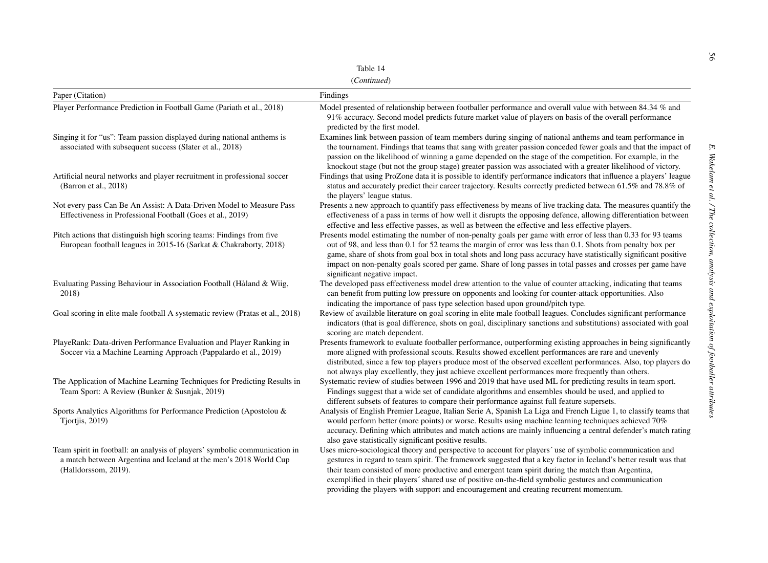Table 14

(*Continued*)

| Paper (Citation) | Findings |
|---|---|
| Player Performance Prediction in Football Game (Pariath et al., 2018) | Model presented of relationship between footballer performance and overall value with between 84.34 % and 91% accuracy. Second model predicts future market value of players on basis of the overall performance predicted by the first model. |
| Singing it for "us": Team passion displayed during national anthems is associated with subsequent success (Slater et al., 2018) | Examines link between passion of team members during singing of national anthems and team performance in the tournament. Findings that teams that sang with greater passion conceded fewer goals and that the impact of passion on the likelihood of winning a game depended on the stage of the competition. For example, in the knockout stage (but not the group stage) greater passion was associated with a greater likelihood of victory. |
| Artificial neural networks and player recruitment in professional soccer (Barron et al., 2018) | Findings that using ProZone data it is possible to identify performance indicators that influence a players' league status and accurately predict their career trajectory. Results correctly predicted between 61.5% and 78.8% of the players' league status. |
| Not every pass Can Be An Assist: A Data-Driven Model to Measure Pass Effectiveness in Professional Football (Goes et al., 2019) | Presents a new approach to quantify pass effectiveness by means of live tracking data. The measures quantify the effectiveness of a pass in terms of how well it disrupts the opposing defence, allowing differentiation between effective and less effective passes, as well as between the effective and less effective players. |
| Pitch actions that distinguish high scoring teams: Findings from five European football leagues in 2015-16 (Sarkat & Chakraborty, 2018) | Presents model estimating the number of non-penalty goals per game with error of less than 0.33 for 93 teams out of 98, and less than 0.1 for 52 teams the margin of error was less than 0.1. Shots from penalty box per game, share of shots from goal box in total shots and long pass accuracy have statistically significant positive impact on non-penalty goals scored per game. Share of long passes in total passes and crosses per game have significant negative impact. |
| Evaluating Passing Behaviour in Association Football (Håland & Wiig, 2018) | The developed pass effectiveness model drew attention to the value of counter attacking, indicating that teams can benefit from putting low pressure on opponents and looking for counter-attack opportunities. Also indicating the importance of pass type selection based upon ground/pitch type. |
| Goal scoring in elite male football A systematic review (Pratas et al., 2018) | Review of available literature on goal scoring in elite male football leagues. Concludes significant performance indicators (that is goal difference, shots on goal, disciplinary sanctions and substitutions) associated with goal scoring are match dependent. |
| PlayeRank: Data-driven Performance Evaluation and Player Ranking in Soccer via a Machine Learning Approach (Pappalardo et al., 2019) | Presents framework to evaluate footballer performance, outperforming existing approaches in being significantly more aligned with professional scouts. Results showed excellent performances are rare and unevenly distributed, since a few top players produce most of the observed excellent performances. Also, top players do not always play excellently, they just achieve excellent performances more frequently than others. |
| The Application of Machine Learning Techniques for Predicting Results in Team Sport: A Review (Bunker & Susnjak, 2019) | Systematic review of studies between 1996 and 2019 that have used ML for predicting results in team sport. Findings suggest that a wide set of candidate algorithms and ensembles should be used, and applied to different subsets of features to compare their performance against full feature supersets. |
| Sports Analytics Algorithms for Performance Prediction (Apostolou & Tjortjis, 2019) | Analysis of English Premier League, Italian Serie A, Spanish La Liga and French Ligue 1, to classify teams that would perform better (more points) or worse. Results using machine learning techniques achieved 70% accuracy. Defining which attributes and match actions are mainly influencing a central defender's match rating also gave statistically significant positive results. |
| Team spirit in football: an analysis of players' symbolic communication in a match between Argentina and Iceland at the men's 2018 World Cup (Halldorssom, 2019). | Uses micro-sociological theory and perspective to account for players´ use of symbolic communication and gestures in regard to team spirit. The framework suggested that a key factor in Iceland's better result was that their team consisted of more productive and emergent team spirit during the match than Argentina, exemplified in their players´ shared use of positive on-the-field symbolic gestures and communication providing the players with support and encouragement and creating recurrent momentum. |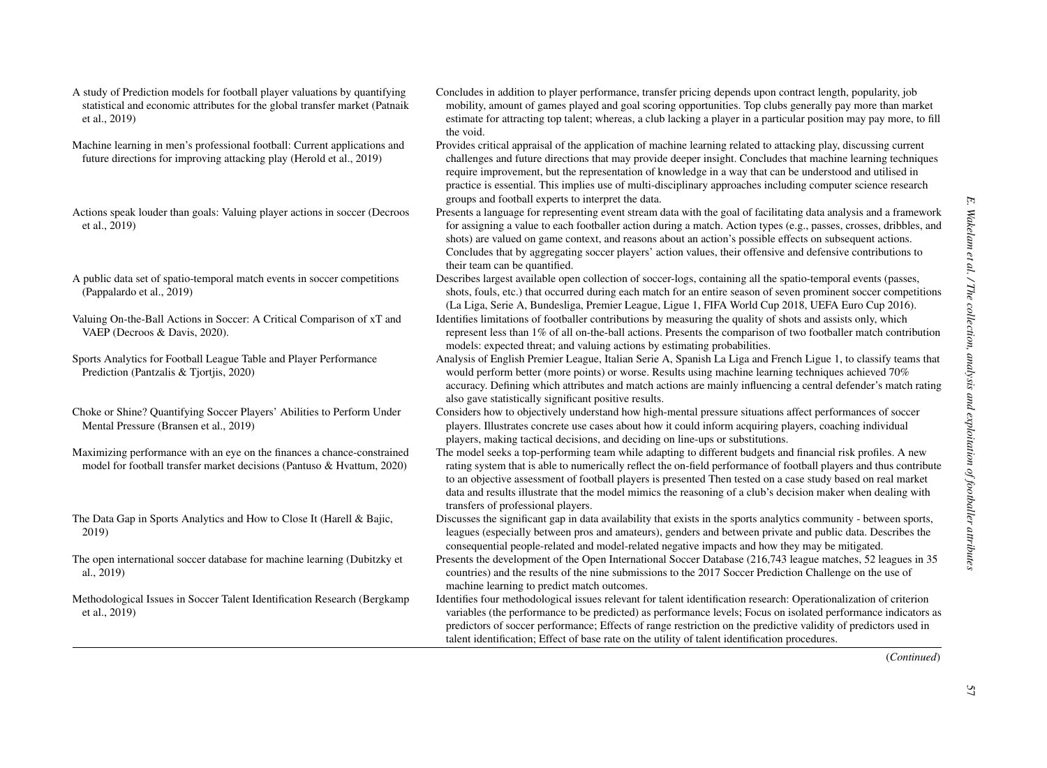| | |
|---|---|
| A study of Prediction models for football player valuations by quantifying statistical and economic attributes for the global transfer market (Patnaik et al., 2019) | Concludes in addition to player performance, transfer pricing depends upon contract length, popularity, job mobility, amount of games played and goal scoring opportunities. Top clubs generally pay more than market estimate for attracting top talent; whereas, a club lacking a player in a particular position may pay more, to fill the void. |
| Machine learning in men's professional football: Current applications and future directions for improving attacking play (Herold et al., 2019) | Provides critical appraisal of the application of machine learning related to attacking play, discussing current challenges and future directions that may provide deeper insight. Concludes that machine learning techniques require improvement, but the representation of knowledge in a way that can be understood and utilised in practice is essential. This implies use of multi-disciplinary approaches including computer science research groups and football experts to interpret the data. |
| Actions speak louder than goals: Valuing player actions in soccer (Decroos et al., 2019) | Presents a language for representing event stream data with the goal of facilitating data analysis and a framework for assigning a value to each footballer action during a match. Action types (e.g., passes, crosses, dribbles, and shots) are valued on game context, and reasons about an action's possible effects on subsequent actions. Concludes that by aggregating soccer players' action values, their offensive and defensive contributions to their team can be quantified. |
| A public data set of spatio-temporal match events in soccer competitions (Pappalardo et al., 2019) | Describes largest available open collection of soccer-logs, containing all the spatio-temporal events (passes, shots, fouls, etc.) that occurred during each match for an entire season of seven prominent soccer competitions (La Liga, Serie A, Bundesliga, Premier League, Ligue 1, FIFA World Cup 2018, UEFA Euro Cup 2016). |
| Valuing On-the-Ball Actions in Soccer: A Critical Comparison of xT and VAEP (Decroos & Davis, 2020). | Identifies limitations of footballer contributions by measuring the quality of shots and assists only, which represent less than 1% of all on-the-ball actions. Presents the comparison of two footballer match contribution models: expected threat; and valuing actions by estimating probabilities. |
| Sports Analytics for Football League Table and Player Performance Prediction (Pantzalis & Tjortjis, 2020) | Analysis of English Premier League, Italian Serie A, Spanish La Liga and French Ligue 1, to classify teams that would perform better (more points) or worse. Results using machine learning techniques achieved 70% accuracy. Defining which attributes and match actions are mainly influencing a central defender's match rating also gave statistically significant positive results. |
| Choke or Shine? Quantifying Soccer Players' Abilities to Perform Under Mental Pressure (Bransen et al., 2019) | Considers how to objectively understand how high-mental pressure situations affect performances of soccer players. Illustrates concrete use cases about how it could inform acquiring players, coaching individual players, making tactical decisions, and deciding on line-ups or substitutions. |
| Maximizing performance with an eye on the finances a chance-constrained model for football transfer market decisions (Pantuso & Hvattum, 2020) | The model seeks a top-performing team while adapting to different budgets and financial risk profiles. A new rating system that is able to numerically reflect the on-field performance of football players and thus contribute to an objective assessment of football players is presented Then tested on a case study based on real market data and results illustrate that the model mimics the reasoning of a club's decision maker when dealing with transfers of professional players. |
| The Data Gap in Sports Analytics and How to Close It (Harell & Bajic, 2019) | Discusses the significant gap in data availability that exists in the sports analytics community - between sports, leagues (especially between pros and amateurs), genders and between private and public data. Describes the consequential people-related and model-related negative impacts and how they may be mitigated. |
| The open international soccer database for machine learning (Dubitzky et al., 2019) | Presents the development of the Open International Soccer Database (216,743 league matches, 52 leagues in 35 countries) and the results of the nine submissions to the 2017 Soccer Prediction Challenge on the use of machine learning to predict match outcomes. |
| Methodological Issues in Soccer Talent Identification Research (Bergkamp et al., 2019) | Identifies four methodological issues relevant for talent identification research: Operationalization of criterion variables (the performance to be predicted) as performance levels; Focus on isolated performance indicators as predictors of soccer performance; Effects of range restriction on the predictive validity of predictors used in talent identification; Effect of base rate on the utility of talent identification procedures. |

(*Continued*)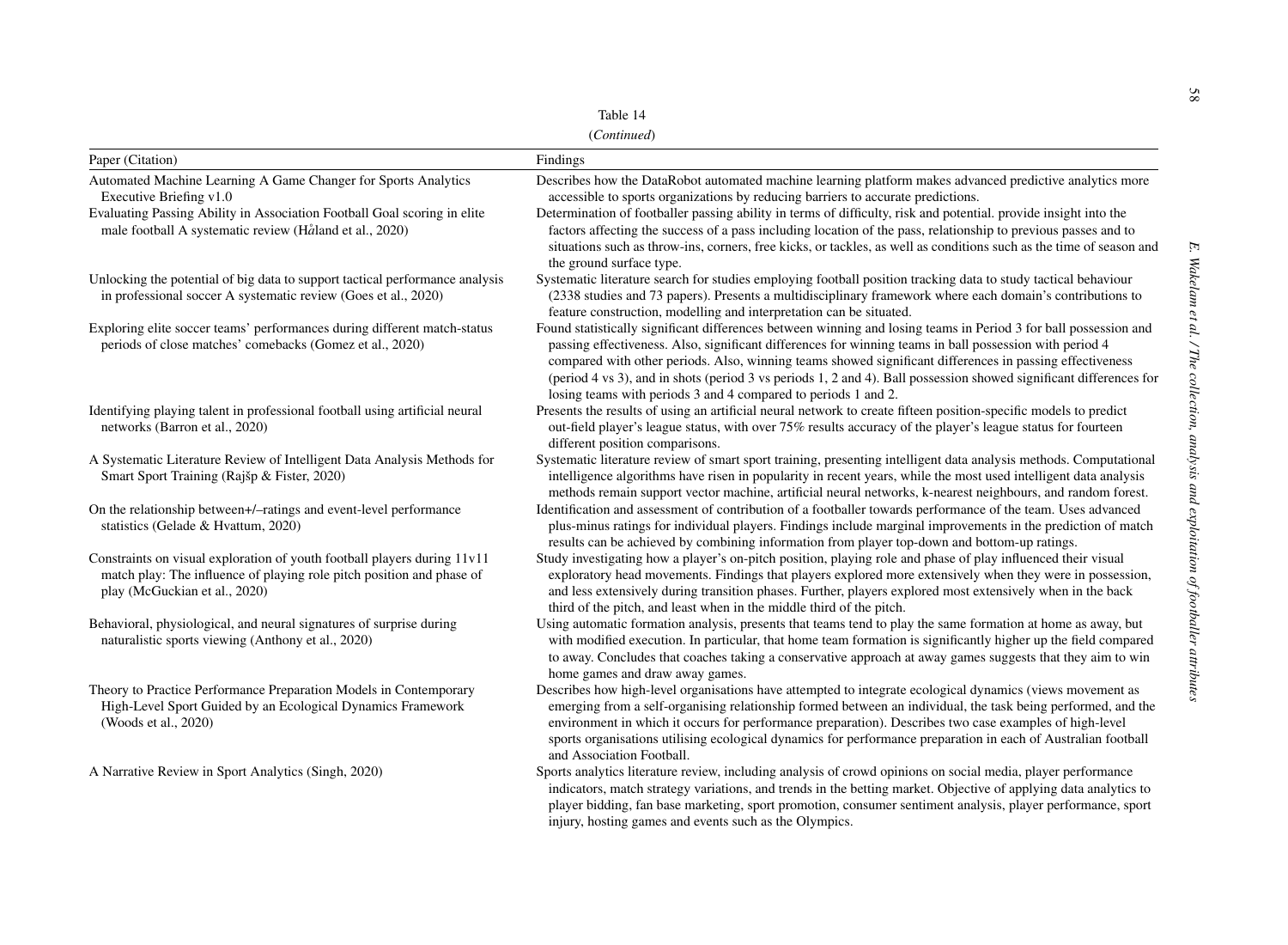Table 14

(*Continued*)

| Paper (Citation) | Findings |
|---|---|
| Automated Machine Learning A Game Changer for Sports Analytics Executive Briefing v1.0 | Describes how the DataRobot automated machine learning platform makes advanced predictive analytics more accessible to sports organizations by reducing barriers to accurate predictions. |
| Evaluating Passing Ability in Association Football Goal scoring in elite male football A systematic review (Håland et al., 2020) | Determination of footballer passing ability in terms of difficulty, risk and potential. provide insight into the factors affecting the success of a pass including location of the pass, relationship to previous passes and to situations such as throw-ins, corners, free kicks, or tackles, as well as conditions such as the time of season and the ground surface type. |
| Unlocking the potential of big data to support tactical performance analysis in professional soccer A systematic review (Goes et al., 2020) | Systematic literature search for studies employing football position tracking data to study tactical behaviour (2338 studies and 73 papers). Presents a multidisciplinary framework where each domain's contributions to feature construction, modelling and interpretation can be situated. |
| Exploring elite soccer teams' performances during different match-status periods of close matches' comebacks (Gomez et al., 2020) | Found statistically significant differences between winning and losing teams in Period 3 for ball possession and passing effectiveness. Also, significant differences for winning teams in ball possession with period 4 compared with other periods. Also, winning teams showed significant differences in passing effectiveness (period 4 vs 3), and in shots (period 3 vs periods 1, 2 and 4). Ball possession showed significant differences for losing teams with periods 3 and 4 compared to periods 1 and 2. |
| Identifying playing talent in professional football using artificial neural networks (Barron et al., 2020) | Presents the results of using an artificial neural network to create fifteen position-specific models to predict out-field player's league status, with over 75% results accuracy of the player's league status for fourteen different position comparisons. |
| A Systematic Literature Review of Intelligent Data Analysis Methods for Smart Sport Training (Rajšp & Fister, 2020) | Systematic literature review of smart sport training, presenting intelligent data analysis methods. Computational intelligence algorithms have risen in popularity in recent years, while the most used intelligent data analysis methods remain support vector machine, artificial neural networks, k-nearest neighbours, and random forest. |
| On the relationship between+/–ratings and event-level performance statistics (Gelade & Hvattum, 2020) | Identification and assessment of contribution of a footballer towards performance of the team. Uses advanced plus-minus ratings for individual players. Findings include marginal improvements in the prediction of match results can be achieved by combining information from player top-down and bottom-up ratings. |
| Constraints on visual exploration of youth football players during 11v11 match play: The influence of playing role pitch position and phase of play (McGuckian et al., 2020) | Study investigating how a player's on-pitch position, playing role and phase of play influenced their visual exploratory head movements. Findings that players explored more extensively when they were in possession, and less extensively during transition phases. Further, players explored most extensively when in the back third of the pitch, and least when in the middle third of the pitch. |
| Behavioral, physiological, and neural signatures of surprise during naturalistic sports viewing (Anthony et al., 2020) | Using automatic formation analysis, presents that teams tend to play the same formation at home as away, but with modified execution. In particular, that home team formation is significantly higher up the field compared to away. Concludes that coaches taking a conservative approach at away games suggests that they aim to win home games and draw away games. |
| Theory to Practice Performance Preparation Models in Contemporary High-Level Sport Guided by an Ecological Dynamics Framework (Woods et al., 2020) | Describes how high-level organisations have attempted to integrate ecological dynamics (views movement as emerging from a self-organising relationship formed between an individual, the task being performed, and the environment in which it occurs for performance preparation). Describes two case examples of high-level sports organisations utilising ecological dynamics for performance preparation in each of Australian football and Association Football. |
| A Narrative Review in Sport Analytics (Singh, 2020) | Sports analytics literature review, including analysis of crowd opinions on social media, player performance indicators, match strategy variations, and trends in the betting market. Objective of applying data analytics to player bidding, fan base marketing, sport promotion, consumer sentiment analysis, player performance, sport injury, hosting games and events such as the Olympics. |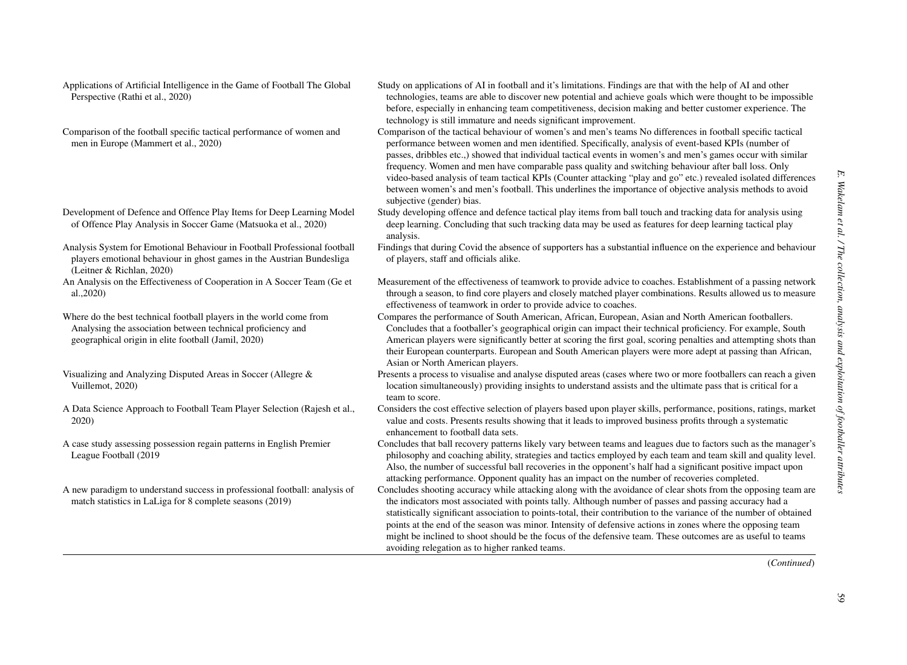| | |
|---|---|
| Applications of Artificial Intelligence in the Game of Football The Global Perspective (Rathi et al., 2020) | Study on applications of AI in football and it's limitations. Findings are that with the help of AI and other technologies, teams are able to discover new potential and achieve goals which were thought to be impossible before, especially in enhancing team competitiveness, decision making and better customer experience. The technology is still immature and needs significant improvement. |
| Comparison of the football specific tactical performance of women and men in Europe (Mammert et al., 2020) | Comparison of the tactical behaviour of women's and men's teams No differences in football specific tactical performance between women and men identified. Specifically, analysis of event-based KPIs (number of passes, dribbles etc.,) showed that individual tactical events in women's and men's games occur with similar frequency. Women and men have comparable pass quality and switching behaviour after ball loss. Only video-based analysis of team tactical KPIs (Counter attacking "play and go" etc.) revealed isolated differences between women's and men's football. This underlines the importance of objective analysis methods to avoid subjective (gender) bias. |
| Development of Defence and Offence Play Items for Deep Learning Model of Offence Play Analysis in Soccer Game (Matsuoka et al., 2020) | Study developing offence and defence tactical play items from ball touch and tracking data for analysis using deep learning. Concluding that such tracking data may be used as features for deep learning tactical play analysis. |
| Analysis System for Emotional Behaviour in Football Professional football players emotional behaviour in ghost games in the Austrian Bundesliga (Leitner & Richlan, 2020) | Findings that during Covid the absence of supporters has a substantial influence on the experience and behaviour of players, staff and officials alike. |
| An Analysis on the Effectiveness of Cooperation in A Soccer Team (Ge et al.,2020) | Measurement of the effectiveness of teamwork to provide advice to coaches. Establishment of a passing network through a season, to find core players and closely matched player combinations. Results allowed us to measure effectiveness of teamwork in order to provide advice to coaches. |
| Where do the best technical football players in the world come from Analysing the association between technical proficiency and geographical origin in elite football (Jamil, 2020) | Compares the performance of South American, African, European, Asian and North American footballers. Concludes that a footballer's geographical origin can impact their technical proficiency. For example, South American players were significantly better at scoring the first goal, scoring penalties and attempting shots than their European counterparts. European and South American players were more adept at passing than African, Asian or North American players. |
| Visualizing and Analyzing Disputed Areas in Soccer (Allegre & Vuillemot, 2020) | Presents a process to visualise and analyse disputed areas (cases where two or more footballers can reach a given location simultaneously) providing insights to understand assists and the ultimate pass that is critical for a team to score. |
| A Data Science Approach to Football Team Player Selection (Rajesh et al., 2020) | Considers the cost effective selection of players based upon player skills, performance, positions, ratings, market value and costs. Presents results showing that it leads to improved business profits through a systematic enhancement to football data sets. |
| A case study assessing possession regain patterns in English Premier League Football (2019 | Concludes that ball recovery patterns likely vary between teams and leagues due to factors such as the manager's philosophy and coaching ability, strategies and tactics employed by each team and team skill and quality level. Also, the number of successful ball recoveries in the opponent's half had a significant positive impact upon attacking performance. Opponent quality has an impact on the number of recoveries completed. |
| A new paradigm to understand success in professional football: analysis of match statistics in LaLiga for 8 complete seasons (2019) | Concludes shooting accuracy while attacking along with the avoidance of clear shots from the opposing team are the indicators most associated with points tally. Although number of passes and passing accuracy had a statistically significant association to points-total, their contribution to the variance of the number of obtained points at the end of the season was minor. Intensity of defensive actions in zones where the opposing team might be inclined to shoot should be the focus of the defensive team. These outcomes are as useful to teams avoiding relegation as to higher ranked teams. |

(*Continued*)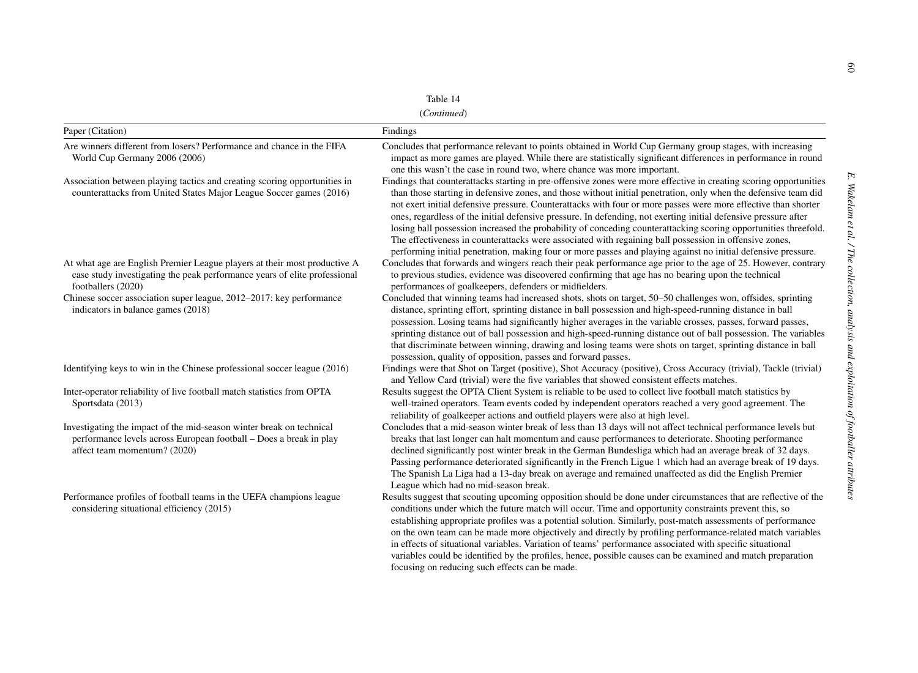Table 14

(*Continued*)

| Paper (Citation) | Findings |
|---|---|
| Are winners different from losers? Performance and chance in the FIFA World Cup Germany 2006 (2006) | Concludes that performance relevant to points obtained in World Cup Germany group stages, with increasing impact as more games are played. While there are statistically significant differences in performance in round one this wasn't the case in round two, where chance was more important. |
| Association between playing tactics and creating scoring opportunities in counterattacks from United States Major League Soccer games (2016) | Findings that counterattacks starting in pre-offensive zones were more effective in creating scoring opportunities than those starting in defensive zones, and those without initial penetration, only when the defensive team did not exert initial defensive pressure. Counterattacks with four or more passes were more effective than shorter ones, regardless of the initial defensive pressure. In defending, not exerting initial defensive pressure after losing ball possession increased the probability of conceding counterattacking scoring opportunities threefold. The effectiveness in counterattacks were associated with regaining ball possession in offensive zones, performing initial penetration, making four or more passes and playing against no initial defensive pressure. |
| At what age are English Premier League players at their most productive A case study investigating the peak performance years of elite professional footballers (2020) | Concludes that forwards and wingers reach their peak performance age prior to the age of 25. However, contrary to previous studies, evidence was discovered confirming that age has no bearing upon the technical performances of goalkeepers, defenders or midfielders. |
| Chinese soccer association super league, 2012–2017: key performance indicators in balance games (2018) | Concluded that winning teams had increased shots, shots on target, 50–50 challenges won, offsides, sprinting distance, sprinting effort, sprinting distance in ball possession and high-speed-running distance in ball possession. Losing teams had significantly higher averages in the variable crosses, passes, forward passes, sprinting distance out of ball possession and high-speed-running distance out of ball possession. The variables that discriminate between winning, drawing and losing teams were shots on target, sprinting distance in ball possession, quality of opposition, passes and forward passes. |
| Identifying keys to win in the Chinese professional soccer league (2016) | Findings were that Shot on Target (positive), Shot Accuracy (positive), Cross Accuracy (trivial), Tackle (trivial) and Yellow Card (trivial) were the five variables that showed consistent effects matches. |
| Inter-operator reliability of live football match statistics from OPTA Sportsdata (2013) | Results suggest the OPTA Client System is reliable to be used to collect live football match statistics by well-trained operators. Team events coded by independent operators reached a very good agreement. The reliability of goalkeeper actions and outfield players were also at high level. |
| Investigating the impact of the mid-season winter break on technical performance levels across European football – Does a break in play affect team momentum? (2020) | Concludes that a mid-season winter break of less than 13 days will not affect technical performance levels but breaks that last longer can halt momentum and cause performances to deteriorate. Shooting performance declined significantly post winter break in the German Bundesliga which had an average break of 32 days. Passing performance deteriorated significantly in the French Ligue 1 which had an average break of 19 days. The Spanish La Liga had a 13-day break on average and remained unaffected as did the English Premier League which had no mid-season break. |
| Performance profiles of football teams in the UEFA champions league considering situational efficiency (2015) | Results suggest that scouting upcoming opposition should be done under circumstances that are reflective of the conditions under which the future match will occur. Time and opportunity constraints prevent this, so establishing appropriate profiles was a potential solution. Similarly, post-match assessments of performance on the own team can be made more objectively and directly by profiling performance-related match variables in effects of situational variables. Variation of teams' performance associated with specific situational variables could be identified by the profiles, hence, possible causes can be examined and match preparation focusing on reducing such effects can be made. |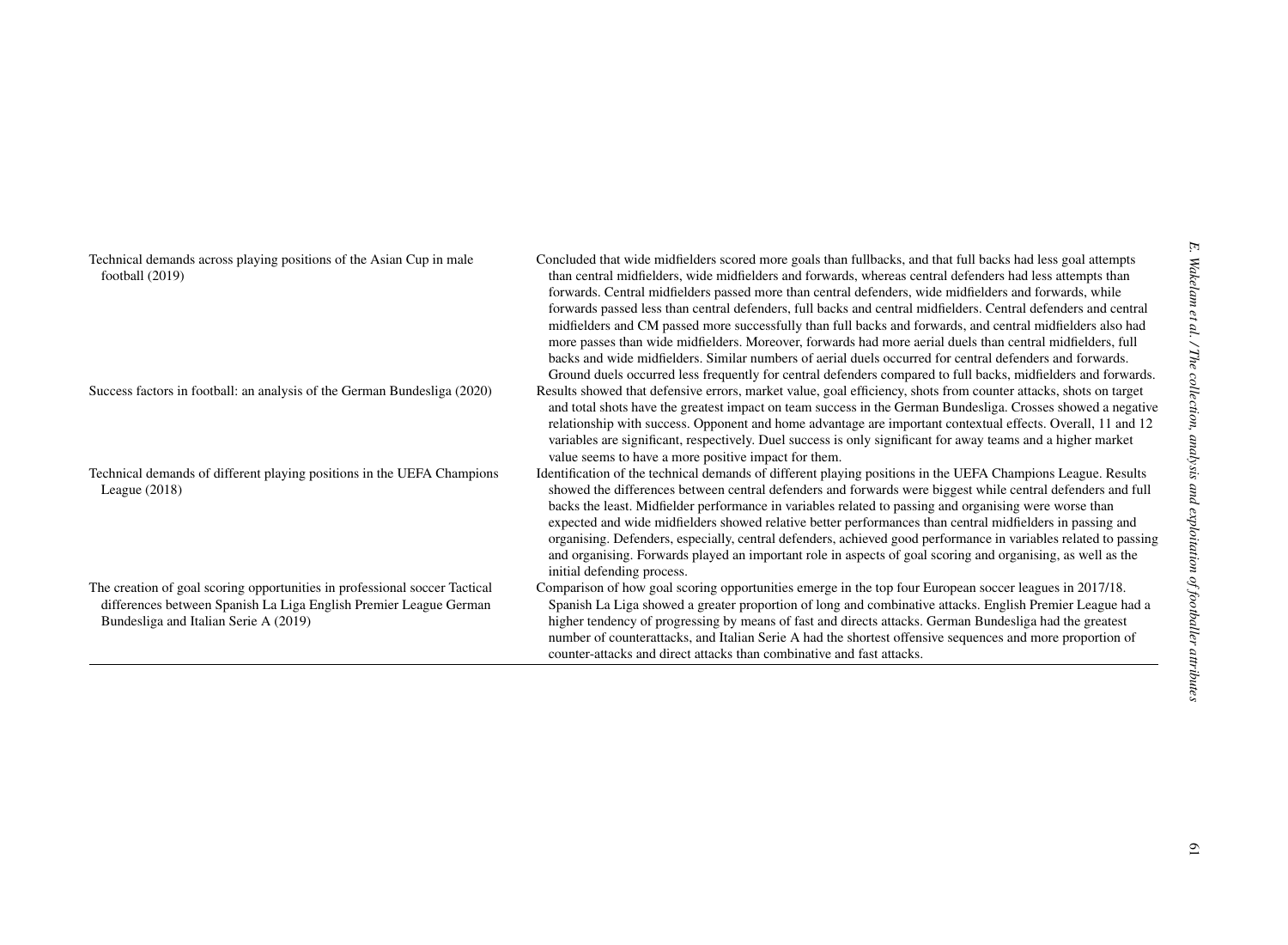| | |
|---|---|
| Technical demands across playing positions of the Asian Cup in male football (2019) | Concluded that wide midfielders scored more goals than fullbacks, and that full backs had less goal attempts than central midfielders, wide midfielders and forwards, whereas central defenders had less attempts than forwards. Central midfielders passed more than central defenders, wide midfielders and forwards, while forwards passed less than central defenders, full backs and central midfielders. Central defenders and central midfielders and CM passed more successfully than full backs and forwards, and central midfielders also had more passes than wide midfielders. Moreover, forwards had more aerial duels than central midfielders, full backs and wide midfielders. Similar numbers of aerial duels occurred for central defenders and forwards. Ground duels occurred less frequently for central defenders compared to full backs, midfielders and forwards. |
| Success factors in football: an analysis of the German Bundesliga (2020) | Results showed that defensive errors, market value, goal efficiency, shots from counter attacks, shots on target and total shots have the greatest impact on team success in the German Bundesliga. Crosses showed a negative relationship with success. Opponent and home advantage are important contextual effects. Overall, 11 and 12 variables are significant, respectively. Duel success is only significant for away teams and a higher market value seems to have a more positive impact for them. |
| Technical demands of different playing positions in the UEFA Champions League (2018) | Identification of the technical demands of different playing positions in the UEFA Champions League. Results showed the differences between central defenders and forwards were biggest while central defenders and full backs the least. Midfielder performance in variables related to passing and organising were worse than expected and wide midfielders showed relative better performances than central midfielders in passing and organising. Defenders, especially, central defenders, achieved good performance in variables related to passing and organising. Forwards played an important role in aspects of goal scoring and organising, as well as the initial defending process. |
| The creation of goal scoring opportunities in professional soccer Tactical differences between Spanish La Liga English Premier League German Bundesliga and Italian Serie A (2019) | Comparison of how goal scoring opportunities emerge in the top four European soccer leagues in 2017/18. Spanish La Liga showed a greater proportion of long and combinative attacks. English Premier League had a higher tendency of progressing by means of fast and directs attacks. German Bundesliga had the greatest number of counterattacks, and Italian Serie A had the shortest offensive sequences and more proportion of counter-attacks and direct attacks than combinative and fast attacks. |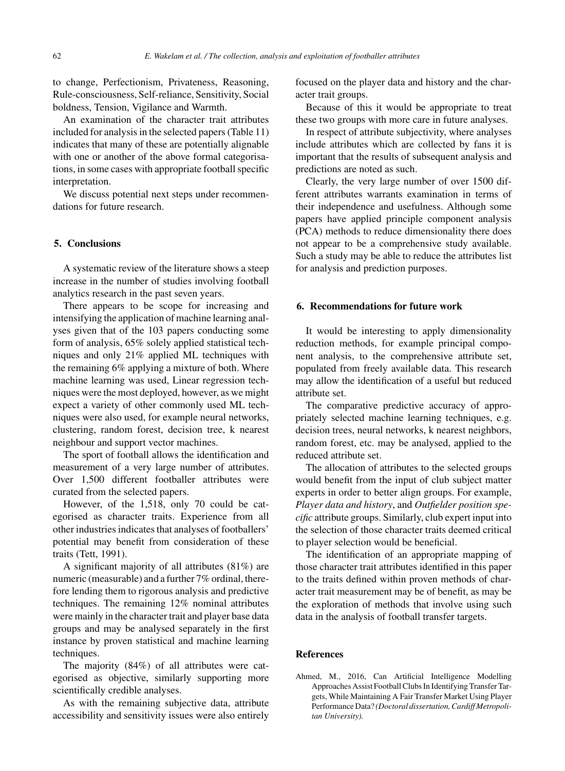to change, Perfectionism, Privateness, Reasoning, Rule-consciousness, Self-reliance, Sensitivity, Social boldness, Tension, Vigilance and Warmth.

An examination of the character trait attributes included for analysis in the selected papers (Table 11) indicates that many of these are potentially alignable with one or another of the above formal categorisations, in some cases with appropriate football specific interpretation.

We discuss potential next steps under recommendations for future research.

## 5. Conclusions

A systematic review of the literature shows a steep increase in the number of studies involving football analytics research in the past seven years.

There appears to be scope for increasing and intensifying the application of machine learning analyses given that of the 103 papers conducting some form of analysis, 65% solely applied statistical techniques and only 21% applied ML techniques with the remaining 6% applying a mixture of both. Where machine learning was used, Linear regression techniques were the most deployed, however, as we might expect a variety of other commonly used ML techniques were also used, for example neural networks, clustering, random forest, decision tree, k nearest neighbour and support vector machines.

The sport of football allows the identification and measurement of a very large number of attributes. Over 1,500 different footballer attributes were curated from the selected papers.

However, of the 1,518, only 70 could be categorised as character traits. Experience from all other industries indicates that analyses of footballers' potential may benefit from consideration of these traits (Tett, 1991).

A significant majority of all attributes (81%) are numeric (measurable) and a further 7% ordinal, therefore lending them to rigorous analysis and predictive techniques. The remaining 12% nominal attributes were mainly in the character trait and player base data groups and may be analysed separately in the first instance by proven statistical and machine learning techniques.

The majority (84%) of all attributes were categorised as objective, similarly supporting more scientifically credible analyses.

As with the remaining subjective data, attribute accessibility and sensitivity issues were also entirely focused on the player data and history and the character trait groups.

Because of this it would be appropriate to treat these two groups with more care in future analyses.

In respect of attribute subjectivity, where analyses include attributes which are collected by fans it is important that the results of subsequent analysis and predictions are noted as such.

Clearly, the very large number of over 1500 different attributes warrants examination in terms of their independence and usefulness. Although some papers have applied principle component analysis (PCA) methods to reduce dimensionality there does not appear to be a comprehensive study available. Such a study may be able to reduce the attributes list for analysis and prediction purposes.

## 6. Recommendations for future work

It would be interesting to apply dimensionality reduction methods, for example principal component analysis, to the comprehensive attribute set, populated from freely available data. This research may allow the identification of a useful but reduced attribute set.

The comparative predictive accuracy of appropriately selected machine learning techniques, e.g. decision trees, neural networks, k nearest neighbors, random forest, etc. may be analysed, applied to the reduced attribute set.

The allocation of attributes to the selected groups would benefit from the input of club subject matter experts in order to better align groups. For example, *Player data and history*, and *Outfielder position specific* attribute groups. Similarly, club expert input into the selection of those character traits deemed critical to player selection would be beneficial.

The identification of an appropriate mapping of those character trait attributes identified in this paper to the traits defined within proven methods of character trait measurement may be of benefit, as may be the exploration of methods that involve using such data in the analysis of football transfer targets.

## References

Ahmed, M., 2016, Can Artificial Intelligence Modelling Approaches Assist Football Clubs In Identifying Transfer Targets, While Maintaining A Fair Transfer Market Using Player Performance Data? *(Doctoral dissertation, Cardiff Metropolitan University).*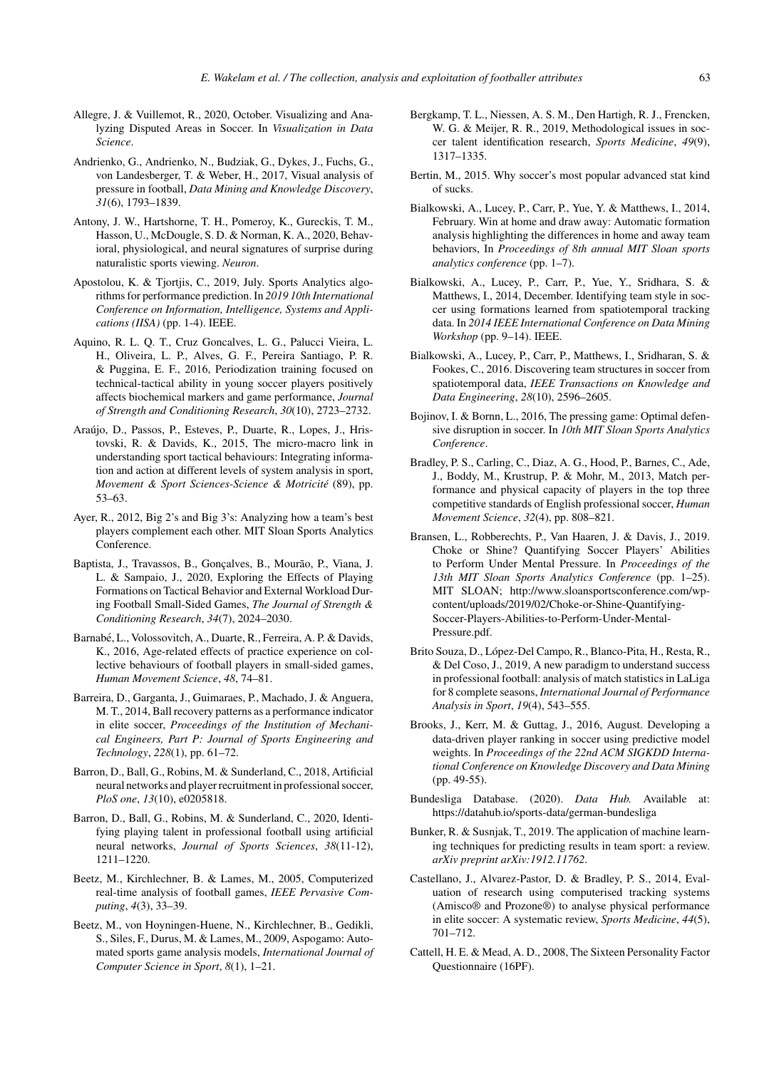Allegre, J. & Vuillemot, R., 2020, October. Visualizing and Analyzing Disputed Areas in Soccer. In *Visualization in Data Science*.

Andrienko, G., Andrienko, N., Budziak, G., Dykes, J., Fuchs, G., von Landesberger, T. & Weber, H., 2017, Visual analysis of pressure in football, *Data Mining and Knowledge Discovery*, *31*(6), 1793–1839.

Antony, J. W., Hartshorne, T. H., Pomeroy, K., Gureckis, T. M., Hasson, U., McDougle, S. D. & Norman, K. A., 2020, Behavioral, physiological, and neural signatures of surprise during naturalistic sports viewing. *Neuron*.

Apostolou, K. & Tjortjis, C., 2019, July. Sports Analytics algorithms for performance prediction. In *2019 10th International Conference on Information, Intelligence, Systems and Applications (IISA)* (pp. 1-4). IEEE.

Aquino, R. L. Q. T., Cruz Goncalves, L. G., Palucci Vieira, L. H., Oliveira, L. P., Alves, G. F., Pereira Santiago, P. R. & Puggina, E. F., 2016, Periodization training focused on technical-tactical ability in young soccer players positively affects biochemical markers and game performance, *Journal of Strength and Conditioning Research*, *30*(10), 2723–2732.

Araújo, D., Passos, P., Esteves, P., Duarte, R., Lopes, J., Hristovski, R. & Davids, K., 2015, The micro-macro link in understanding sport tactical behaviours: Integrating information and action at different levels of system analysis in sport, *Movement & Sport Sciences-Science & Motricité* (89), pp. 53–63.

Ayer, R., 2012, Big 2's and Big 3's: Analyzing how a team's best players complement each other. MIT Sloan Sports Analytics Conference.

Baptista, J., Travassos, B., Gonçalves, B., Mourão, P., Viana, J. L. & Sampaio, J., 2020, Exploring the Effects of Playing Formations on Tactical Behavior and External Workload During Football Small-Sided Games, *The Journal of Strength & Conditioning Research*, *34*(7), 2024–2030.

Barnabé, L., Volossovitch, A., Duarte, R., Ferreira, A. P. & Davids, K., 2016, Age-related effects of practice experience on collective behaviours of football players in small-sided games, *Human Movement Science*, *48*, 74–81.

Barreira, D., Garganta, J., Guimaraes, P., Machado, J. & Anguera, M. T., 2014, Ball recovery patterns as a performance indicator in elite soccer, *Proceedings of the Institution of Mechanical Engineers, Part P: Journal of Sports Engineering and Technology*, *228*(1), pp. 61–72.

Barron, D., Ball, G., Robins, M. & Sunderland, C., 2018, Artificial neural networks and player recruitment in professional soccer, *PloS one*, *13*(10), e0205818.

Barron, D., Ball, G., Robins, M. & Sunderland, C., 2020, Identifying playing talent in professional football using artificial neural networks, *Journal of Sports Sciences*, *38*(11-12), 1211–1220.

Beetz, M., Kirchlechner, B. & Lames, M., 2005, Computerized real-time analysis of football games, *IEEE Pervasive Computing*, *4*(3), 33–39.

Beetz, M., von Hoyningen-Huene, N., Kirchlechner, B., Gedikli, S., Siles, F., Durus, M. & Lames, M., 2009, Aspogamo: Automated sports game analysis models, *International Journal of Computer Science in Sport*, *8*(1), 1–21.

Bergkamp, T. L., Niessen, A. S. M., Den Hartigh, R. J., Frencken, W. G. & Meijer, R. R., 2019, Methodological issues in soccer talent identification research, *Sports Medicine*, *49*(9), 1317–1335.

Bertin, M., 2015. Why soccer's most popular advanced stat kind of sucks.

Bialkowski, A., Lucey, P., Carr, P., Yue, Y. & Matthews, I., 2014, February. Win at home and draw away: Automatic formation analysis highlighting the differences in home and away team behaviors, In *Proceedings of 8th annual MIT Sloan sports analytics conference* (pp. 1–7).

Bialkowski, A., Lucey, P., Carr, P., Yue, Y., Sridhara, S. & Matthews, I., 2014, December. Identifying team style in soccer using formations learned from spatiotemporal tracking data. In *2014 IEEE International Conference on Data Mining Workshop* (pp. 9–14). IEEE.

Bialkowski, A., Lucey, P., Carr, P., Matthews, I., Sridharan, S. & Fookes, C., 2016. Discovering team structures in soccer from spatiotemporal data, *IEEE Transactions on Knowledge and Data Engineering*, *28*(10), 2596–2605.

Bojinov, I. & Bornn, L., 2016, The pressing game: Optimal defensive disruption in soccer. In *10th MIT Sloan Sports Analytics Conference*.

Bradley, P. S., Carling, C., Diaz, A. G., Hood, P., Barnes, C., Ade, J., Boddy, M., Krustrup, P. & Mohr, M., 2013, Match performance and physical capacity of players in the top three competitive standards of English professional soccer, *Human Movement Science*, *32*(4), pp. 808–821.

Bransen, L., Robberechts, P., Van Haaren, J. & Davis, J., 2019. Choke or Shine? Quantifying Soccer Players' Abilities to Perform Under Mental Pressure. In *Proceedings of the 13th MIT Sloan Sports Analytics Conference* (pp. 1–25). MIT SLOAN; http://www.sloansportsconference.com/wp-content/uploads/2019/02/Choke-or-Shine-Quantifying-Soccer-Players-Abilities-to-Perform-Under-Mental-Pressure.pdf.

Brito Souza, D., López-Del Campo, R., Blanco-Pita, H., Resta, R., & Del Coso, J., 2019, A new paradigm to understand success in professional football: analysis of match statistics in LaLiga for 8 complete seasons, *International Journal of Performance Analysis in Sport*, *19*(4), 543–555.

Brooks, J., Kerr, M. & Guttag, J., 2016, August. Developing a data-driven player ranking in soccer using predictive model weights. In *Proceedings of the 22nd ACM SIGKDD International Conference on Knowledge Discovery and Data Mining* (pp. 49-55).

Bundesliga Database. (2020). *Data Hub.* Available at: https://datahub.io/sports-data/german-bundesliga

Bunker, R. & Susnjak, T., 2019. The application of machine learning techniques for predicting results in team sport: a review. *arXiv preprint arXiv:1912.11762*.

Castellano, J., Alvarez-Pastor, D. & Bradley, P. S., 2014, Evaluation of research using computerised tracking systems (Amisco® and Prozone®) to analyse physical performance in elite soccer: A systematic review, *Sports Medicine*, *44*(5), 701–712.

Cattell, H. E. & Mead, A. D., 2008, The Sixteen Personality Factor Questionnaire (16PF).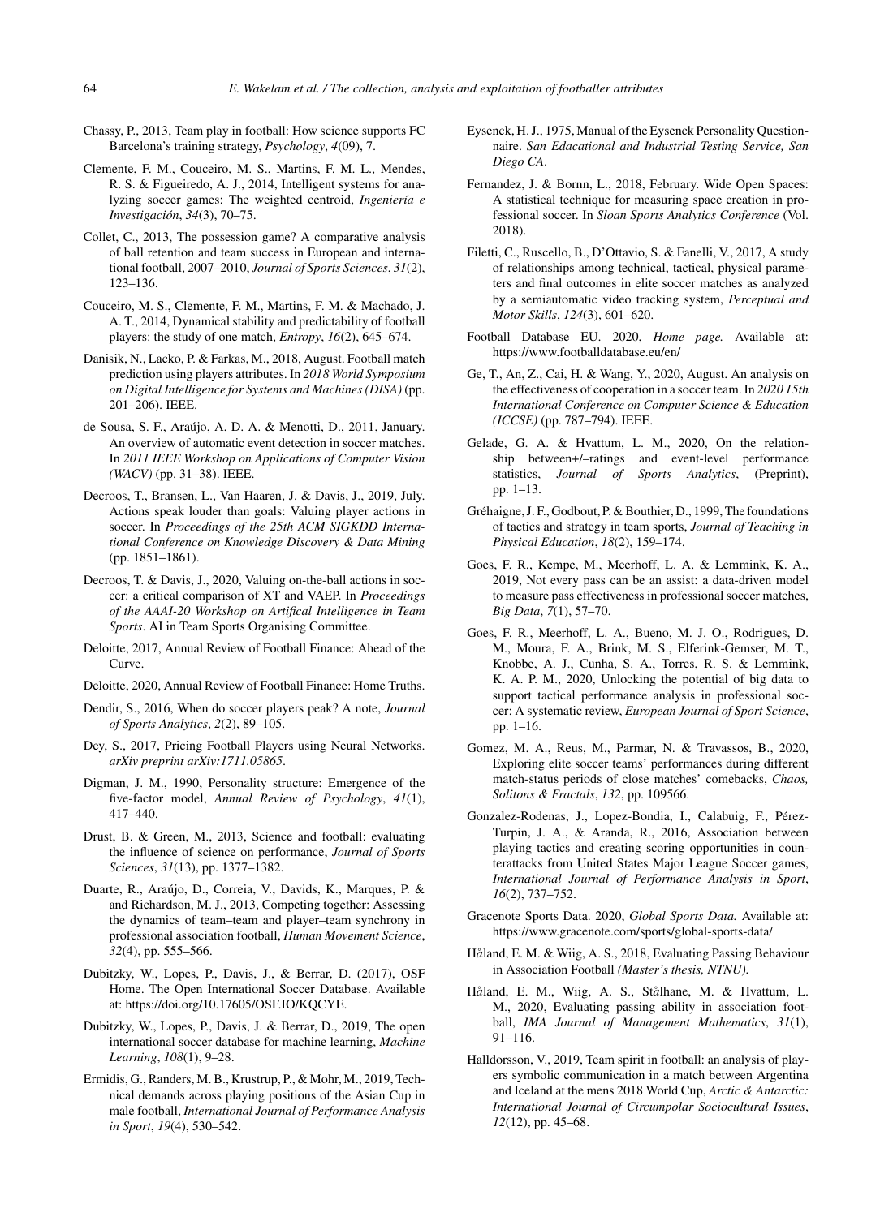Chassy, P., 2013, Team play in football: How science supports FC Barcelona's training strategy, *Psychology*, *4*(09), 7.

Clemente, F. M., Couceiro, M. S., Martins, F. M. L., Mendes, R. S. & Figueiredo, A. J., 2014, Intelligent systems for analyzing soccer games: The weighted centroid, *Ingeniería e Investigación*, *34*(3), 70–75.

Collet, C., 2013, The possession game? A comparative analysis of ball retention and team success in European and international football, 2007–2010, *Journal of Sports Sciences*, *31*(2), 123–136.

Couceiro, M. S., Clemente, F. M., Martins, F. M. & Machado, J. A. T., 2014, Dynamical stability and predictability of football players: the study of one match, *Entropy*, *16*(2), 645–674.

Danisik, N., Lacko, P. & Farkas, M., 2018, August. Football match prediction using players attributes. In *2018 World Symposium on Digital Intelligence for Systems and Machines (DISA)* (pp. 201–206). IEEE.

de Sousa, S. F., Araújo, A. D. A. & Menotti, D., 2011, January. An overview of automatic event detection in soccer matches. In *2011 IEEE Workshop on Applications of Computer Vision (WACV)* (pp. 31–38). IEEE.

Decroos, T., Bransen, L., Van Haaren, J. & Davis, J., 2019, July. Actions speak louder than goals: Valuing player actions in soccer. In *Proceedings of the 25th ACM SIGKDD International Conference on Knowledge Discovery & Data Mining* (pp. 1851–1861).

Decroos, T. & Davis, J., 2020, Valuing on-the-ball actions in soccer: a critical comparison of XT and VAEP. In *Proceedings of the AAAI-20 Workshop on Artifical Intelligence in Team Sports*. AI in Team Sports Organising Committee.

Deloitte, 2017, Annual Review of Football Finance: Ahead of the Curve.

Deloitte, 2020, Annual Review of Football Finance: Home Truths.

Dendir, S., 2016, When do soccer players peak? A note, *Journal of Sports Analytics*, *2*(2), 89–105.

Dey, S., 2017, Pricing Football Players using Neural Networks. *arXiv preprint arXiv:1711.05865*.

Digman, J. M., 1990, Personality structure: Emergence of the five-factor model, *Annual Review of Psychology*, *41*(1), 417–440.

Drust, B. & Green, M., 2013, Science and football: evaluating the influence of science on performance, *Journal of Sports Sciences*, *31*(13), pp. 1377–1382.

Duarte, R., Araújo, D., Correia, V., Davids, K., Marques, P. & and Richardson, M. J., 2013, Competing together: Assessing the dynamics of team–team and player–team synchrony in professional association football, *Human Movement Science*, *32*(4), pp. 555–566.

Dubitzky, W., Lopes, P., Davis, J., & Berrar, D. (2017), OSF Home. The Open International Soccer Database. Available at: https://doi.org/10.17605/OSF.IO/KQCYE.

Dubitzky, W., Lopes, P., Davis, J. & Berrar, D., 2019, The open international soccer database for machine learning, *Machine Learning*, *108*(1), 9–28.

Ermidis, G., Randers, M. B., Krustrup, P., & Mohr, M., 2019, Technical demands across playing positions of the Asian Cup in male football, *International Journal of Performance Analysis in Sport*, *19*(4), 530–542.

Eysenck, H. J., 1975, Manual of the Eysenck Personality Questionnaire. *San Edacational and Industrial Testing Service, San Diego CA*.

Fernandez, J. & Bornn, L., 2018, February. Wide Open Spaces: A statistical technique for measuring space creation in professional soccer. In *Sloan Sports Analytics Conference* (Vol. 2018).

Filetti, C., Ruscello, B., D'Ottavio, S. & Fanelli, V., 2017, A study of relationships among technical, tactical, physical parameters and final outcomes in elite soccer matches as analyzed by a semiautomatic video tracking system, *Perceptual and Motor Skills*, *124*(3), 601–620.

Football Database EU. 2020, *Home page.* Available at: https://www.footballdatabase.eu/en/

Ge, T., An, Z., Cai, H. & Wang, Y., 2020, August. An analysis on the effectiveness of cooperation in a soccer team. In *2020 15th International Conference on Computer Science & Education (ICCSE)* (pp. 787–794). IEEE.

Gelade, G. A. & Hvattum, L. M., 2020, On the relationship between+/–ratings and event-level performance statistics, *Journal of Sports Analytics*, (Preprint), pp. 1–13.

Gréhaigne, J. F., Godbout, P. & Bouthier, D., 1999, The foundations of tactics and strategy in team sports, *Journal of Teaching in Physical Education*, *18*(2), 159–174.

Goes, F. R., Kempe, M., Meerhoff, L. A. & Lemmink, K. A., 2019, Not every pass can be an assist: a data-driven model to measure pass effectiveness in professional soccer matches, *Big Data*, *7*(1), 57–70.

Goes, F. R., Meerhoff, L. A., Bueno, M. J. O., Rodrigues, D. M., Moura, F. A., Brink, M. S., Elferink-Gemser, M. T., Knobbe, A. J., Cunha, S. A., Torres, R. S. & Lemmink, K. A. P. M., 2020, Unlocking the potential of big data to support tactical performance analysis in professional soccer: A systematic review, *European Journal of Sport Science*, pp. 1–16.

Gomez, M. A., Reus, M., Parmar, N. & Travassos, B., 2020, Exploring elite soccer teams' performances during different match-status periods of close matches' comebacks, *Chaos, Solitons & Fractals*, *132*, pp. 109566.

Gonzalez-Rodenas, J., Lopez-Bondia, I., Calabuig, F., Pérez-Turpin, J. A., & Aranda, R., 2016, Association between playing tactics and creating scoring opportunities in counterattacks from United States Major League Soccer games, *International Journal of Performance Analysis in Sport*, *16*(2), 737–752.

Gracenote Sports Data. 2020, *Global Sports Data.* Available at: https://www.gracenote.com/sports/global-sports-data/

Håland, E. M. & Wiig, A. S., 2018, Evaluating Passing Behaviour in Association Football *(Master's thesis, NTNU).*

Håland, E. M., Wiig, A. S., Stålhane, M. & Hvattum, L. M., 2020, Evaluating passing ability in association football, *IMA Journal of Management Mathematics*, *31*(1), 91–116.

Halldorsson, V., 2019, Team spirit in football: an analysis of players symbolic communication in a match between Argentina and Iceland at the mens 2018 World Cup, *Arctic & Antarctic: International Journal of Circumpolar Sociocultural Issues*, *12*(12), pp. 45–68.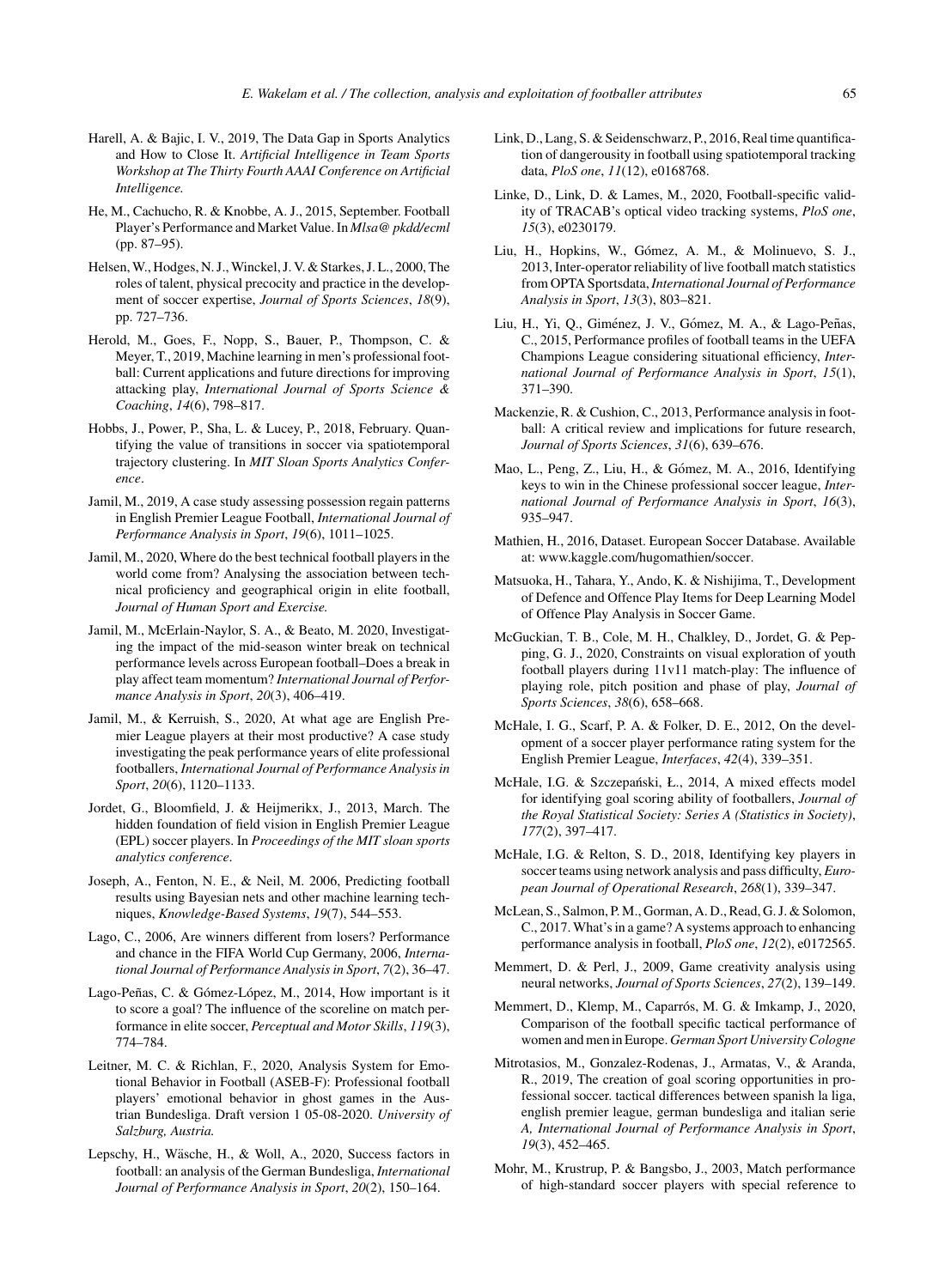Harell, A. & Bajic, I. V., 2019, The Data Gap in Sports Analytics and How to Close It. *Artificial Intelligence in Team Sports Workshop at The Thirty Fourth AAAI Conference on Artificial Intelligence.*

He, M., Cachucho, R. & Knobbe, A. J., 2015, September. Football Player's Performance and Market Value. In *Mlsa@ pkdd/ecml* (pp. 87–95).

Helsen, W., Hodges, N. J., Winckel, J. V. & Starkes, J. L., 2000, The roles of talent, physical precocity and practice in the development of soccer expertise, *Journal of Sports Sciences*, *18*(9), pp. 727–736.

Herold, M., Goes, F., Nopp, S., Bauer, P., Thompson, C. & Meyer, T., 2019, Machine learning in men's professional football: Current applications and future directions for improving attacking play, *International Journal of Sports Science & Coaching*, *14*(6), 798–817.

Hobbs, J., Power, P., Sha, L. & Lucey, P., 2018, February. Quantifying the value of transitions in soccer via spatiotemporal trajectory clustering. In *MIT Sloan Sports Analytics Conference*.

Jamil, M., 2019, A case study assessing possession regain patterns in English Premier League Football, *International Journal of Performance Analysis in Sport*, *19*(6), 1011–1025.

Jamil, M., 2020, Where do the best technical football players in the world come from? Analysing the association between technical proficiency and geographical origin in elite football, *Journal of Human Sport and Exercise.*

Jamil, M., McErlain-Naylor, S. A., & Beato, M. 2020, Investigating the impact of the mid-season winter break on technical performance levels across European football–Does a break in play affect team momentum? *International Journal of Performance Analysis in Sport*, *20*(3), 406–419.

Jamil, M., & Kerruish, S., 2020, At what age are English Premier League players at their most productive? A case study investigating the peak performance years of elite professional footballers, *International Journal of Performance Analysis in Sport*, *20*(6), 1120–1133.

Jordet, G., Bloomfield, J. & Heijmerikx, J., 2013, March. The hidden foundation of field vision in English Premier League (EPL) soccer players. In *Proceedings of the MIT sloan sports analytics conference*.

Joseph, A., Fenton, N. E., & Neil, M. 2006, Predicting football results using Bayesian nets and other machine learning techniques, *Knowledge-Based Systems*, *19*(7), 544–553.

Lago, C., 2006, Are winners different from losers? Performance and chance in the FIFA World Cup Germany, 2006, *International Journal of Performance Analysis in Sport*, *7*(2), 36–47.

Lago-Peñas, C. & Gómez-López, M., 2014, How important is it to score a goal? The influence of the scoreline on match performance in elite soccer, *Perceptual and Motor Skills*, *119*(3), 774–784.

Leitner, M. C. & Richlan, F., 2020, Analysis System for Emotional Behavior in Football (ASEB-F): Professional football players' emotional behavior in ghost games in the Austrian Bundesliga. Draft version 1 05-08-2020. *University of Salzburg, Austria.*

Lepschy, H., Wäsche, H., & Woll, A., 2020, Success factors in football: an analysis of the German Bundesliga, *International Journal of Performance Analysis in Sport*, *20*(2), 150–164.

Link, D., Lang, S. & Seidenschwarz, P., 2016, Real time quantification of dangerousity in football using spatiotemporal tracking data, *PloS one*, *11*(12), e0168768.

Linke, D., Link, D. & Lames, M., 2020, Football-specific validity of TRACAB's optical video tracking systems, *PloS one*, *15*(3), e0230179.

Liu, H., Hopkins, W., Gómez, A. M., & Molinuevo, S. J., 2013, Inter-operator reliability of live football match statistics from OPTA Sportsdata, *International Journal of Performance Analysis in Sport*, *13*(3), 803–821.

Liu, H., Yi, Q., Giménez, J. V., Gómez, M. A., & Lago-Peñas, C., 2015, Performance profiles of football teams in the UEFA Champions League considering situational efficiency, *International Journal of Performance Analysis in Sport*, *15*(1), 371–390.

Mackenzie, R. & Cushion, C., 2013, Performance analysis in football: A critical review and implications for future research, *Journal of Sports Sciences*, *31*(6), 639–676.

Mao, L., Peng, Z., Liu, H., & Gómez, M. A., 2016, Identifying keys to win in the Chinese professional soccer league, *International Journal of Performance Analysis in Sport*, *16*(3), 935–947.

Mathien, H., 2016, Dataset. European Soccer Database. Available at: www.kaggle.com/hugomathien/soccer.

Matsuoka, H., Tahara, Y., Ando, K. & Nishijima, T., Development of Defence and Offence Play Items for Deep Learning Model of Offence Play Analysis in Soccer Game.

McGuckian, T. B., Cole, M. H., Chalkley, D., Jordet, G. & Pepping, G. J., 2020, Constraints on visual exploration of youth football players during 11v11 match-play: The influence of playing role, pitch position and phase of play, *Journal of Sports Sciences*, *38*(6), 658–668.

McHale, I. G., Scarf, P. A. & Folker, D. E., 2012, On the development of a soccer player performance rating system for the English Premier League, *Interfaces*, *42*(4), 339–351.

McHale, I.G. & Szczepański, Ł., 2014, A mixed effects model for identifying goal scoring ability of footballers, *Journal of the Royal Statistical Society: Series A (Statistics in Society)*, *177*(2), 397–417.

McHale, I.G. & Relton, S. D., 2018, Identifying key players in soccer teams using network analysis and pass difficulty, *European Journal of Operational Research*, *268*(1), 339–347.

McLean, S., Salmon, P. M., Gorman, A. D., Read, G. J. & Solomon, C., 2017. What's in a game? A systems approach to enhancing performance analysis in football, *PloS one*, *12*(2), e0172565.

Memmert, D. & Perl, J., 2009, Game creativity analysis using neural networks, *Journal of Sports Sciences*, *27*(2), 139–149.

Memmert, D., Klemp, M., Caparrós, M. G. & Imkamp, J., 2020, Comparison of the football specific tactical performance of women and men in Europe. *German Sport University Cologne*

Mitrotasios, M., Gonzalez-Rodenas, J., Armatas, V., & Aranda, R., 2019, The creation of goal scoring opportunities in professional soccer. tactical differences between spanish la liga, english premier league, german bundesliga and italian serie *A, International Journal of Performance Analysis in Sport*, *19*(3), 452–465.

Mohr, M., Krustrup, P. & Bangsbo, J., 2003, Match performance of high-standard soccer players with special reference to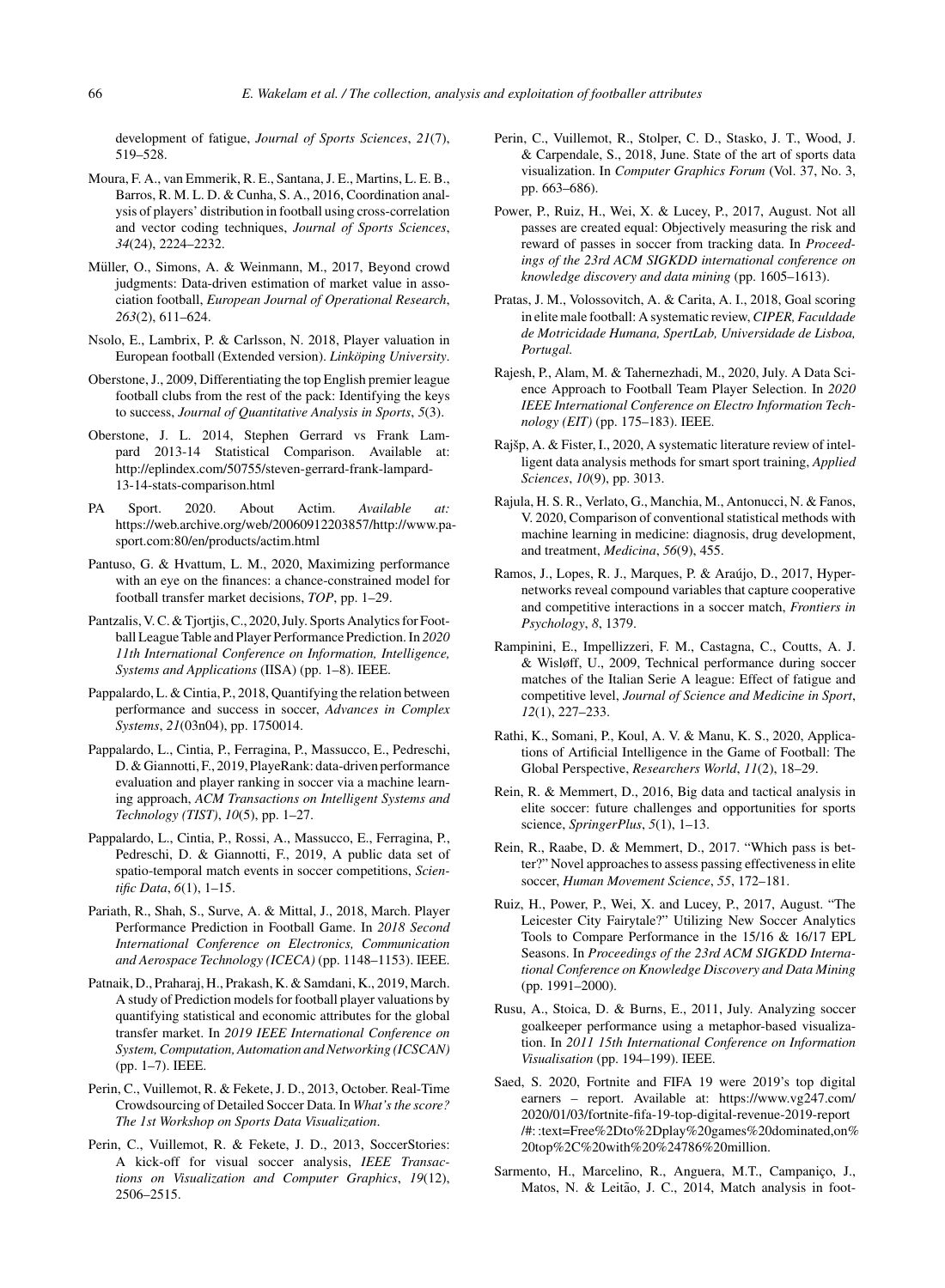development of fatigue, *Journal of Sports Sciences*, *21*(7), 519–528.

Moura, F. A., van Emmerik, R. E., Santana, J. E., Martins, L. E. B., Barros, R. M. L. D. & Cunha, S. A., 2016, Coordination analysis of players' distribution in football using cross-correlation and vector coding techniques, *Journal of Sports Sciences*, *34*(24), 2224–2232.

Müller, O., Simons, A. & Weinmann, M., 2017, Beyond crowd judgments: Data-driven estimation of market value in association football, *European Journal of Operational Research*, *263*(2), 611–624.

Nsolo, E., Lambrix, P. & Carlsson, N. 2018, Player valuation in European football (Extended version). *Linköping University*.

Oberstone, J., 2009, Differentiating the top English premier league football clubs from the rest of the pack: Identifying the keys to success, *Journal of Quantitative Analysis in Sports*, *5*(3).

Oberstone, J. L. 2014, Stephen Gerrard vs Frank Lampard 2013-14 Statistical Comparison. Available at: http://eplindex.com/50755/steven-gerrard-frank-lampard-13-14-stats-comparison.html

PA Sport. 2020. About Actim. *Available at:* https://web.archive.org/web/20060912203857/http://www.pa-sport.com:80/en/products/actim.html

Pantuso, G. & Hvattum, L. M., 2020, Maximizing performance with an eye on the finances: a chance-constrained model for football transfer market decisions, *TOP*, pp. 1–29.

Pantzalis, V. C. & Tjortjis, C., 2020, July. Sports Analytics for Football League Table and Player Performance Prediction. In *2020 11th International Conference on Information, Intelligence, Systems and Applications* (IISA) (pp. 1–8). IEEE.

Pappalardo, L. & Cintia, P., 2018, Quantifying the relation between performance and success in soccer, *Advances in Complex Systems*, *21*(03n04), pp. 1750014.

Pappalardo, L., Cintia, P., Ferragina, P., Massucco, E., Pedreschi, D. & Giannotti, F., 2019, PlayeRank: data-driven performance evaluation and player ranking in soccer via a machine learning approach, *ACM Transactions on Intelligent Systems and Technology (TIST)*, *10*(5), pp. 1–27.

Pappalardo, L., Cintia, P., Rossi, A., Massucco, E., Ferragina, P., Pedreschi, D. & Giannotti, F., 2019, A public data set of spatio-temporal match events in soccer competitions, *Scientific Data*, *6*(1), 1–15.

Pariath, R., Shah, S., Surve, A. & Mittal, J., 2018, March. Player Performance Prediction in Football Game. In *2018 Second International Conference on Electronics, Communication and Aerospace Technology (ICECA)* (pp. 1148–1153). IEEE.

Patnaik, D., Praharaj, H., Prakash, K. & Samdani, K., 2019, March. A study of Prediction models for football player valuations by quantifying statistical and economic attributes for the global transfer market. In *2019 IEEE International Conference on System, Computation, Automation and Networking (ICSCAN)* (pp. 1–7). IEEE.

Perin, C., Vuillemot, R. & Fekete, J. D., 2013, October. Real-Time Crowdsourcing of Detailed Soccer Data. In *What's the score? The 1st Workshop on Sports Data Visualization*.

Perin, C., Vuillemot, R. & Fekete, J. D., 2013, SoccerStories: A kick-off for visual soccer analysis, *IEEE Transactions on Visualization and Computer Graphics*, *19*(12), 2506–2515.

Perin, C., Vuillemot, R., Stolper, C. D., Stasko, J. T., Wood, J. & Carpendale, S., 2018, June. State of the art of sports data visualization. In *Computer Graphics Forum* (Vol. 37, No. 3, pp. 663–686).

Power, P., Ruiz, H., Wei, X. & Lucey, P., 2017, August. Not all passes are created equal: Objectively measuring the risk and reward of passes in soccer from tracking data. In *Proceedings of the 23rd ACM SIGKDD international conference on knowledge discovery and data mining* (pp. 1605–1613).

Pratas, J. M., Volossovitch, A. & Carita, A. I., 2018, Goal scoring in elite male football: A systematic review, *CIPER, Faculdade de Motricidade Humana, SpertLab, Universidade de Lisboa, Portugal.*

Rajesh, P., Alam, M. & Tahernezhadi, M., 2020, July. A Data Science Approach to Football Team Player Selection. In *2020 IEEE International Conference on Electro Information Technology (EIT)* (pp. 175–183). IEEE.

Rajšp, A. & Fister, I., 2020, A systematic literature review of intelligent data analysis methods for smart sport training, *Applied Sciences*, *10*(9), pp. 3013.

Rajula, H. S. R., Verlato, G., Manchia, M., Antonucci, N. & Fanos, V. 2020, Comparison of conventional statistical methods with machine learning in medicine: diagnosis, drug development, and treatment, *Medicina*, *56*(9), 455.

Ramos, J., Lopes, R. J., Marques, P. & Araújo, D., 2017, Hypernetworks reveal compound variables that capture cooperative and competitive interactions in a soccer match, *Frontiers in Psychology*, *8*, 1379.

Rampinini, E., Impellizzeri, F. M., Castagna, C., Coutts, A. J. & Wisløff, U., 2009, Technical performance during soccer matches of the Italian Serie A league: Effect of fatigue and competitive level, *Journal of Science and Medicine in Sport*, *12*(1), 227–233.

Rathi, K., Somani, P., Koul, A. V. & Manu, K. S., 2020, Applications of Artificial Intelligence in the Game of Football: The Global Perspective, *Researchers World*, *11*(2), 18–29.

Rein, R. & Memmert, D., 2016, Big data and tactical analysis in elite soccer: future challenges and opportunities for sports science, *SpringerPlus*, *5*(1), 1–13.

Rein, R., Raabe, D. & Memmert, D., 2017. "Which pass is better?" Novel approaches to assess passing effectiveness in elite soccer, *Human Movement Science*, *55*, 172–181.

Ruiz, H., Power, P., Wei, X. and Lucey, P., 2017, August. "The Leicester City Fairytale?" Utilizing New Soccer Analytics Tools to Compare Performance in the 15/16 & 16/17 EPL Seasons. In *Proceedings of the 23rd ACM SIGKDD International Conference on Knowledge Discovery and Data Mining* (pp. 1991–2000).

Rusu, A., Stoica, D. & Burns, E., 2011, July. Analyzing soccer goalkeeper performance using a metaphor-based visualization. In *2011 15th International Conference on Information Visualisation* (pp. 194–199). IEEE.

Saed, S. 2020, Fortnite and FIFA 19 were 2019's top digital earners – report. Available at: https://www.vg247.com/2020/01/03/fortnite-fifa-19-top-digital-revenue-2019-report/#:~:text=Free%2Dto%2Dplay%20games%20dominated,on%20top%2C%20with%20%24786%20million.

Sarmento, H., Marcelino, R., Anguera, M.T., Campaniço, J., Matos, N. & Leitão, J. C., 2014, Match analysis in foot-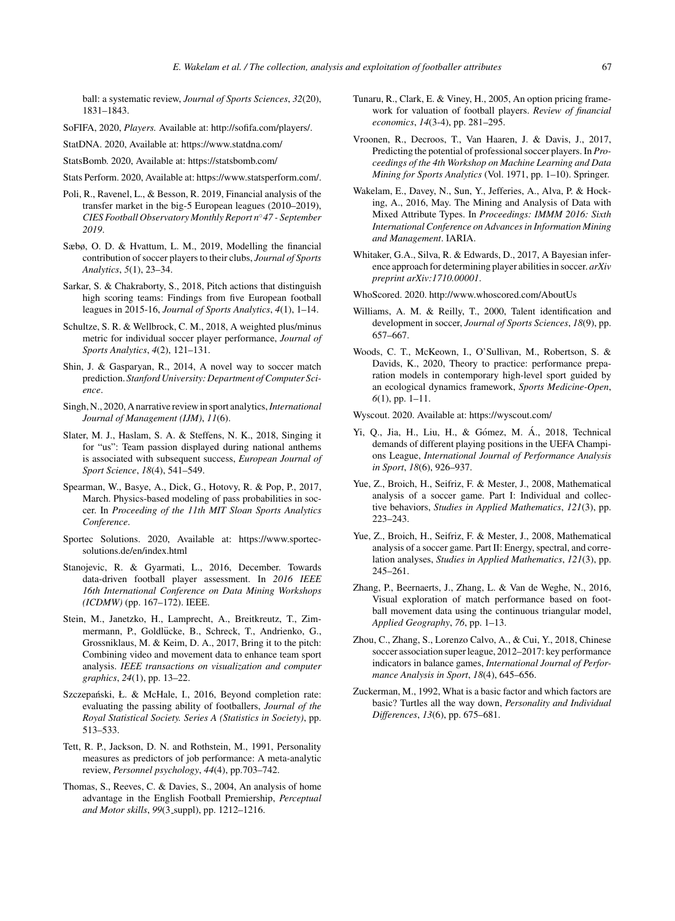ball: a systematic review, *Journal of Sports Sciences*, *32*(20), 1831–1843.

SoFIFA, 2020, *Players.* Available at: http://sofifa.com/players/.

StatDNA. 2020, Available at: https://www.statdna.com/

StatsBomb. 2020, Available at: https://statsbomb.com/

Stats Perform. 2020, Available at: https://www.statsperform.com/.

Poli, R., Ravenel, L., & Besson, R. 2019, Financial analysis of the transfer market in the big-5 European leagues (2010–2019), *CIES Football Observatory Monthly Report n°47 - September 2019*.

Sæbø, O. D. & Hvattum, L. M., 2019, Modelling the financial contribution of soccer players to their clubs, *Journal of Sports Analytics*, *5*(1), 23–34.

Sarkar, S. & Chakraborty, S., 2018, Pitch actions that distinguish high scoring teams: Findings from five European football leagues in 2015-16, *Journal of Sports Analytics*, *4*(1), 1–14.

Schultze, S. R. & Wellbrock, C. M., 2018, A weighted plus/minus metric for individual soccer player performance, *Journal of Sports Analytics*, *4*(2), 121–131.

Shin, J. & Gasparyan, R., 2014, A novel way to soccer match prediction. *Stanford University: Department of Computer Science*.

Singh, N., 2020, A narrative review in sport analytics, *International Journal of Management (IJM)*, *11*(6).

Slater, M. J., Haslam, S. A. & Steffens, N. K., 2018, Singing it for "us": Team passion displayed during national anthems is associated with subsequent success, *European Journal of Sport Science*, *18*(4), 541–549.

Spearman, W., Basye, A., Dick, G., Hotovy, R. & Pop, P., 2017, March. Physics-based modeling of pass probabilities in soccer. In *Proceeding of the 11th MIT Sloan Sports Analytics Conference*.

Sportec Solutions. 2020, Available at: https://www.sportec-solutions.de/en/index.html

Stanojevic, R. & Gyarmati, L., 2016, December. Towards data-driven football player assessment. In *2016 IEEE 16th International Conference on Data Mining Workshops (ICDMW)* (pp. 167–172). IEEE.

Stein, M., Janetzko, H., Lamprecht, A., Breitkreutz, T., Zimmermann, P., Goldlücke, B., Schreck, T., Andrienko, G., Grossniklaus, M. & Keim, D. A., 2017, Bring it to the pitch: Combining video and movement data to enhance team sport analysis. *IEEE transactions on visualization and computer graphics*, *24*(1), pp. 13–22.

Szczepański, Ł. & McHale, I., 2016, Beyond completion rate: evaluating the passing ability of footballers, *Journal of the Royal Statistical Society. Series A (Statistics in Society)*, pp. 513–533.

Tett, R. P., Jackson, D. N. and Rothstein, M., 1991, Personality measures as predictors of job performance: A meta-analytic review, *Personnel psychology*, *44*(4), pp.703–742.

Thomas, S., Reeves, C. & Davies, S., 2004, An analysis of home advantage in the English Football Premiership, *Perceptual and Motor skills*, *99*(3_suppl), pp. 1212–1216.

Tunaru, R., Clark, E. & Viney, H., 2005, An option pricing framework for valuation of football players. *Review of financial economics*, *14*(3-4), pp. 281–295.

Vroonen, R., Decroos, T., Van Haaren, J. & Davis, J., 2017, Predicting the potential of professional soccer players. In *Proceedings of the 4th Workshop on Machine Learning and Data Mining for Sports Analytics* (Vol. 1971, pp. 1–10). Springer.

Wakelam, E., Davey, N., Sun, Y., Jefferies, A., Alva, P. & Hocking, A., 2016, May. The Mining and Analysis of Data with Mixed Attribute Types. In *Proceedings: IMMM 2016: Sixth International Conference on Advances in Information Mining and Management*. IARIA.

Whitaker, G.A., Silva, R. & Edwards, D., 2017, A Bayesian inference approach for determining player abilities in soccer. *arXiv preprint arXiv:1710.00001*.

WhoScored. 2020. http://www.whoscored.com/AboutUs

Williams, A. M. & Reilly, T., 2000, Talent identification and development in soccer, *Journal of Sports Sciences*, *18*(9), pp. 657–667.

Woods, C. T., McKeown, I., O'Sullivan, M., Robertson, S. & Davids, K., 2020, Theory to practice: performance preparation models in contemporary high-level sport guided by an ecological dynamics framework, *Sports Medicine-Open*, *6*(1), pp. 1–11.

Wyscout. 2020. Available at: https://wyscout.com/

Yi, Q., Jia, H., Liu, H., & Gómez, M. Á., 2018, Technical demands of different playing positions in the UEFA Champions League, *International Journal of Performance Analysis in Sport*, *18*(6), 926–937.

Yue, Z., Broich, H., Seifriz, F. & Mester, J., 2008, Mathematical analysis of a soccer game. Part I: Individual and collective behaviors, *Studies in Applied Mathematics*, *121*(3), pp. 223–243.

Yue, Z., Broich, H., Seifriz, F. & Mester, J., 2008, Mathematical analysis of a soccer game. Part II: Energy, spectral, and correlation analyses, *Studies in Applied Mathematics*, *121*(3), pp. 245–261.

Zhang, P., Beernaerts, J., Zhang, L. & Van de Weghe, N., 2016, Visual exploration of match performance based on football movement data using the continuous triangular model, *Applied Geography*, *76*, pp. 1–13.

Zhou, C., Zhang, S., Lorenzo Calvo, A., & Cui, Y., 2018, Chinese soccer association super league, 2012–2017: key performance indicators in balance games, *International Journal of Performance Analysis in Sport*, *18*(4), 645–656.

Zuckerman, M., 1992, What is a basic factor and which factors are basic? Turtles all the way down, *Personality and Individual Differences*, *13*(6), pp. 675–681.